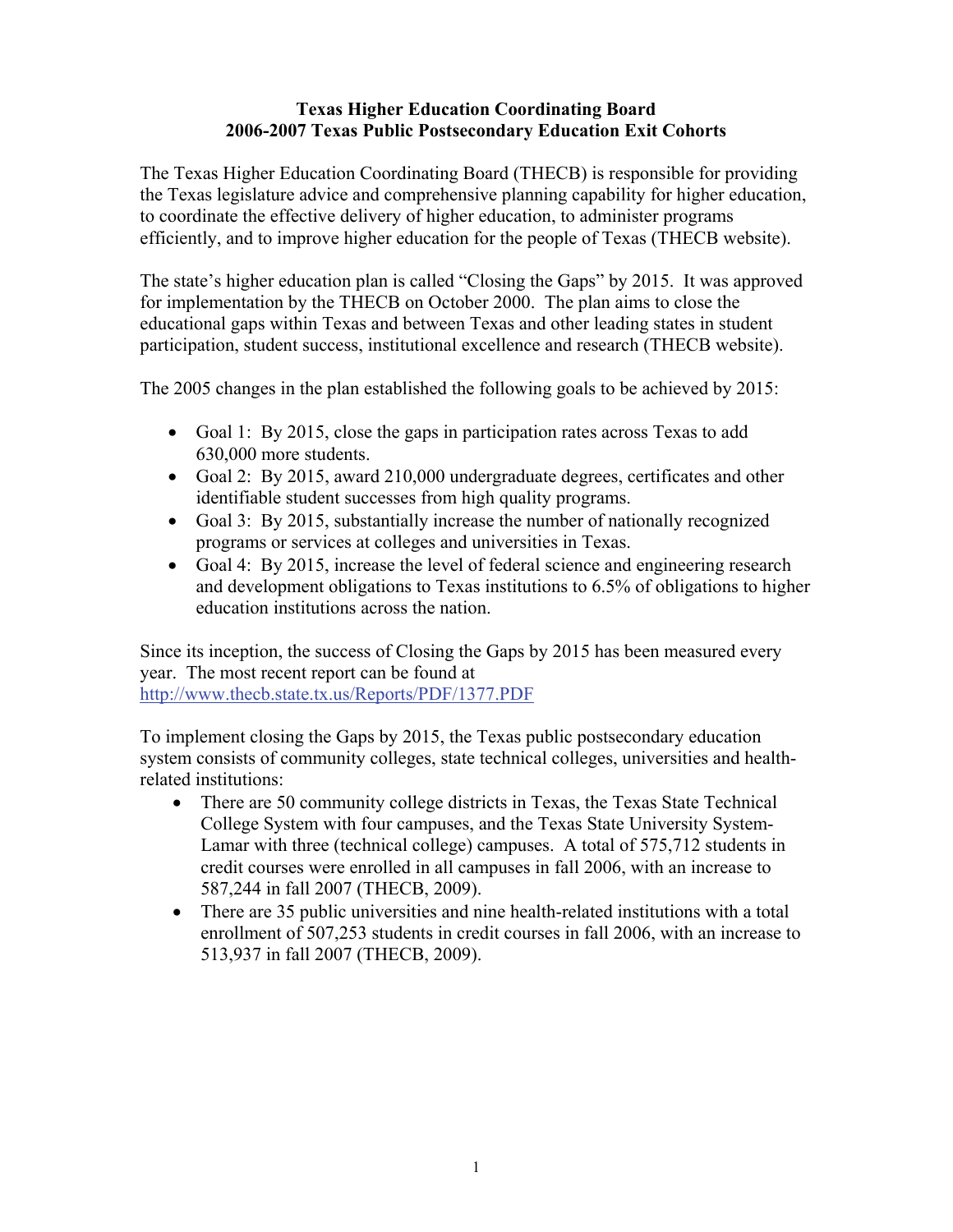**Texas Higher Education Coordinating Board**
**2006-2007 Texas Public Postsecondary Education Exit Cohorts**

The Texas Higher Education Coordinating Board (THECB) is responsible for providing the Texas legislature advice and comprehensive planning capability for higher education, to coordinate the effective delivery of higher education, to administer programs efficiently, and to improve higher education for the people of Texas (THECB website).

The state's higher education plan is called "Closing the Gaps" by 2015. It was approved for implementation by the THECB on October 2000. The plan aims to close the educational gaps within Texas and between Texas and other leading states in student participation, student success, institutional excellence and research (THECB website).

The 2005 changes in the plan established the following goals to be achieved by 2015:

- Goal 1: By 2015, close the gaps in participation rates across Texas to add 630,000 more students.
- Goal 2: By 2015, award 210,000 undergraduate degrees, certificates and other identifiable student successes from high quality programs.
- Goal 3: By 2015, substantially increase the number of nationally recognized programs or services at colleges and universities in Texas.
- Goal 4: By 2015, increase the level of federal science and engineering research and development obligations to Texas institutions to 6.5% of obligations to higher education institutions across the nation.

Since its inception, the success of Closing the Gaps by 2015 has been measured every year. The most recent report can be found at http://www.thecb.state.tx.us/Reports/PDF/1377.PDF

To implement closing the Gaps by 2015, the Texas public postsecondary education system consists of community colleges, state technical colleges, universities and health-related institutions:

- There are 50 community college districts in Texas, the Texas State Technical College System with four campuses, and the Texas State University System-Lamar with three (technical college) campuses. A total of 575,712 students in credit courses were enrolled in all campuses in fall 2006, with an increase to 587,244 in fall 2007 (THECB, 2009).
- There are 35 public universities and nine health-related institutions with a total enrollment of 507,253 students in credit courses in fall 2006, with an increase to 513,937 in fall 2007 (THECB, 2009).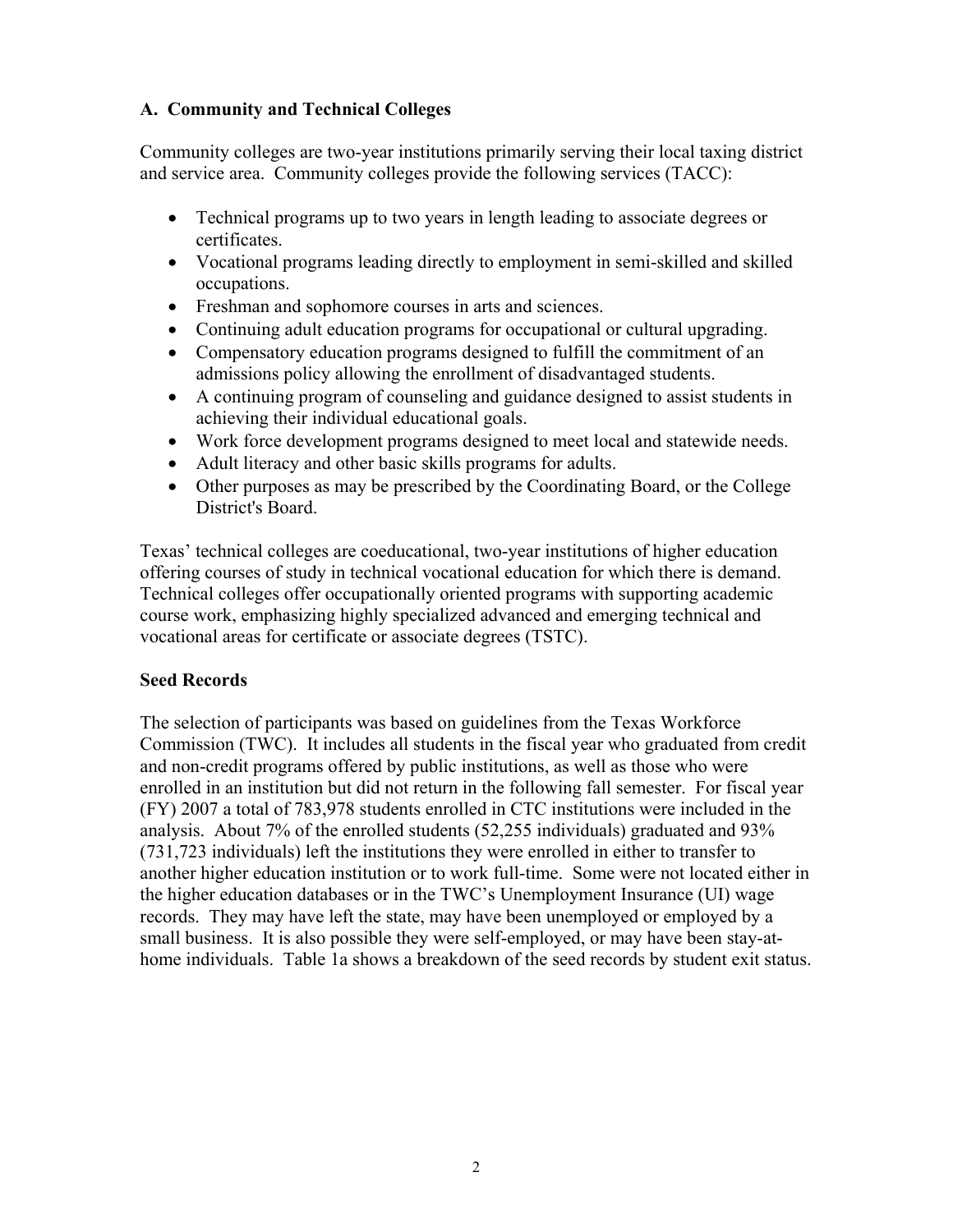### A. Community and Technical Colleges

Community colleges are two-year institutions primarily serving their local taxing district and service area. Community colleges provide the following services (TACC):

- Technical programs up to two years in length leading to associate degrees or certificates.
- Vocational programs leading directly to employment in semi-skilled and skilled occupations.
- Freshman and sophomore courses in arts and sciences.
- Continuing adult education programs for occupational or cultural upgrading.
- Compensatory education programs designed to fulfill the commitment of an admissions policy allowing the enrollment of disadvantaged students.
- A continuing program of counseling and guidance designed to assist students in achieving their individual educational goals.
- Work force development programs designed to meet local and statewide needs.
- Adult literacy and other basic skills programs for adults.
- Other purposes as may be prescribed by the Coordinating Board, or the College District's Board.

Texas' technical colleges are coeducational, two-year institutions of higher education offering courses of study in technical vocational education for which there is demand. Technical colleges offer occupationally oriented programs with supporting academic course work, emphasizing highly specialized advanced and emerging technical and vocational areas for certificate or associate degrees (TSTC).

### Seed Records

The selection of participants was based on guidelines from the Texas Workforce Commission (TWC). It includes all students in the fiscal year who graduated from credit and non-credit programs offered by public institutions, as well as those who were enrolled in an institution but did not return in the following fall semester. For fiscal year (FY) 2007 a total of 783,978 students enrolled in CTC institutions were included in the analysis. About 7% of the enrolled students (52,255 individuals) graduated and 93% (731,723 individuals) left the institutions they were enrolled in either to transfer to another higher education institution or to work full-time. Some were not located either in the higher education databases or in the TWC's Unemployment Insurance (UI) wage records. They may have left the state, may have been unemployed or employed by a small business. It is also possible they were self-employed, or may have been stay-at-home individuals. Table 1a shows a breakdown of the seed records by student exit status.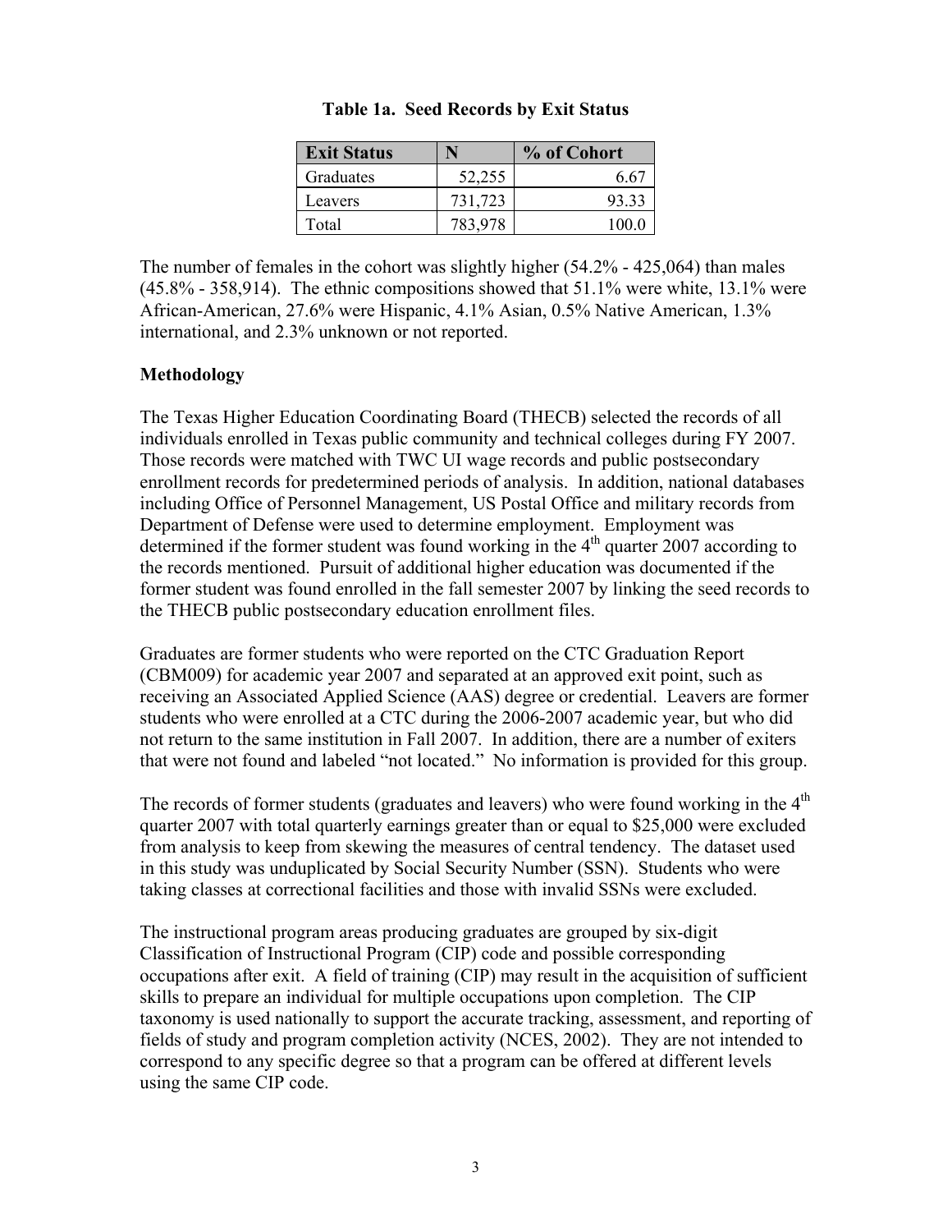**Table 1a. Seed Records by Exit Status**

| Exit Status | N | % of Cohort |
|---|---|---|
| Graduates | 52,255 | 6.67 |
| Leavers | 731,723 | 93.33 |
| Total | 783,978 | 100.0 |

The number of females in the cohort was slightly higher (54.2% - 425,064) than males (45.8% - 358,914). The ethnic compositions showed that 51.1% were white, 13.1% were African-American, 27.6% were Hispanic, 4.1% Asian, 0.5% Native American, 1.3% international, and 2.3% unknown or not reported.

### Methodology

The Texas Higher Education Coordinating Board (THECB) selected the records of all individuals enrolled in Texas public community and technical colleges during FY 2007. Those records were matched with TWC UI wage records and public postsecondary enrollment records for predetermined periods of analysis. In addition, national databases including Office of Personnel Management, US Postal Office and military records from Department of Defense were used to determine employment. Employment was determined if the former student was found working in the 4th quarter 2007 according to the records mentioned. Pursuit of additional higher education was documented if the former student was found enrolled in the fall semester 2007 by linking the seed records to the THECB public postsecondary education enrollment files.

Graduates are former students who were reported on the CTC Graduation Report (CBM009) for academic year 2007 and separated at an approved exit point, such as receiving an Associated Applied Science (AAS) degree or credential. Leavers are former students who were enrolled at a CTC during the 2006-2007 academic year, but who did not return to the same institution in Fall 2007. In addition, there are a number of exiters that were not found and labeled "not located." No information is provided for this group.

The records of former students (graduates and leavers) who were found working in the 4th quarter 2007 with total quarterly earnings greater than or equal to $25,000 were excluded from analysis to keep from skewing the measures of central tendency. The dataset used in this study was unduplicated by Social Security Number (SSN). Students who were taking classes at correctional facilities and those with invalid SSNs were excluded.

The instructional program areas producing graduates are grouped by six-digit Classification of Instructional Program (CIP) code and possible corresponding occupations after exit. A field of training (CIP) may result in the acquisition of sufficient skills to prepare an individual for multiple occupations upon completion. The CIP taxonomy is used nationally to support the accurate tracking, assessment, and reporting of fields of study and program completion activity (NCES, 2002). They are not intended to correspond to any specific degree so that a program can be offered at different levels using the same CIP code.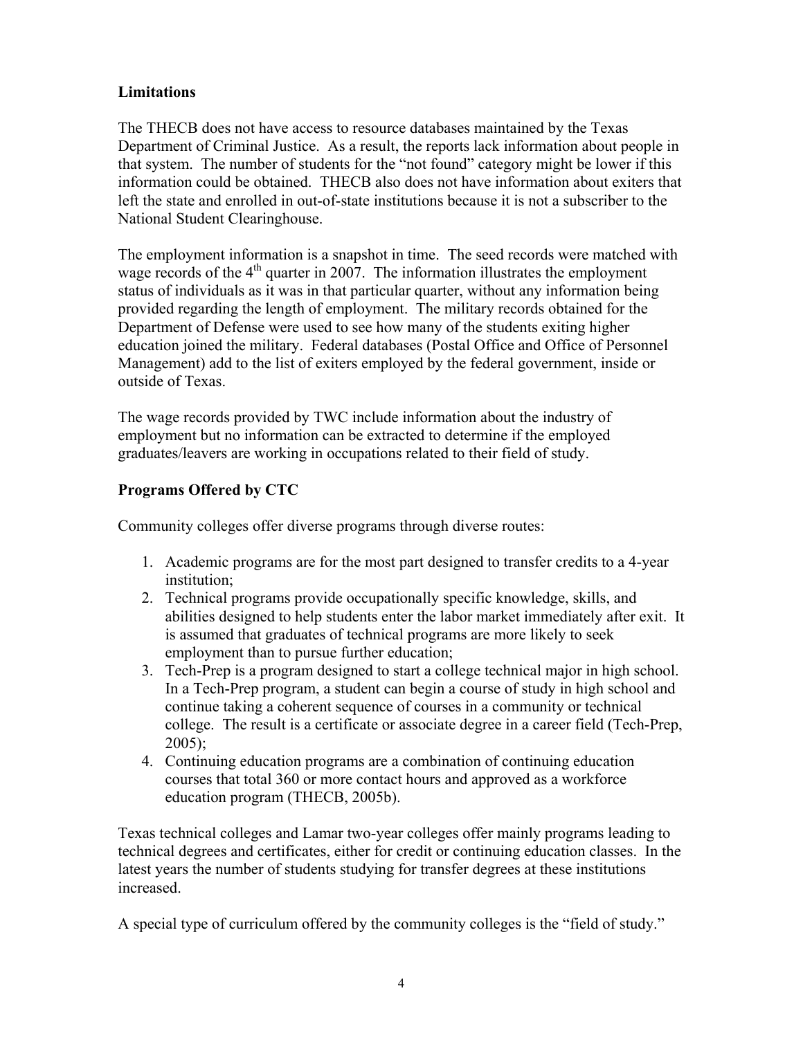## Limitations

The THECB does not have access to resource databases maintained by the Texas Department of Criminal Justice. As a result, the reports lack information about people in that system. The number of students for the "not found" category might be lower if this information could be obtained. THECB also does not have information about exiters that left the state and enrolled in out-of-state institutions because it is not a subscriber to the National Student Clearinghouse.

The employment information is a snapshot in time. The seed records were matched with wage records of the 4th quarter in 2007. The information illustrates the employment status of individuals as it was in that particular quarter, without any information being provided regarding the length of employment. The military records obtained for the Department of Defense were used to see how many of the students exiting higher education joined the military. Federal databases (Postal Office and Office of Personnel Management) add to the list of exiters employed by the federal government, inside or outside of Texas.

The wage records provided by TWC include information about the industry of employment but no information can be extracted to determine if the employed graduates/leavers are working in occupations related to their field of study.

## Programs Offered by CTC

Community colleges offer diverse programs through diverse routes:

1. Academic programs are for the most part designed to transfer credits to a 4-year institution;
2. Technical programs provide occupationally specific knowledge, skills, and abilities designed to help students enter the labor market immediately after exit. It is assumed that graduates of technical programs are more likely to seek employment than to pursue further education;
3. Tech-Prep is a program designed to start a college technical major in high school. In a Tech-Prep program, a student can begin a course of study in high school and continue taking a coherent sequence of courses in a community or technical college. The result is a certificate or associate degree in a career field (Tech-Prep, 2005);
4. Continuing education programs are a combination of continuing education courses that total 360 or more contact hours and approved as a workforce education program (THECB, 2005b).

Texas technical colleges and Lamar two-year colleges offer mainly programs leading to technical degrees and certificates, either for credit or continuing education classes. In the latest years the number of students studying for transfer degrees at these institutions increased.

A special type of curriculum offered by the community colleges is the "field of study."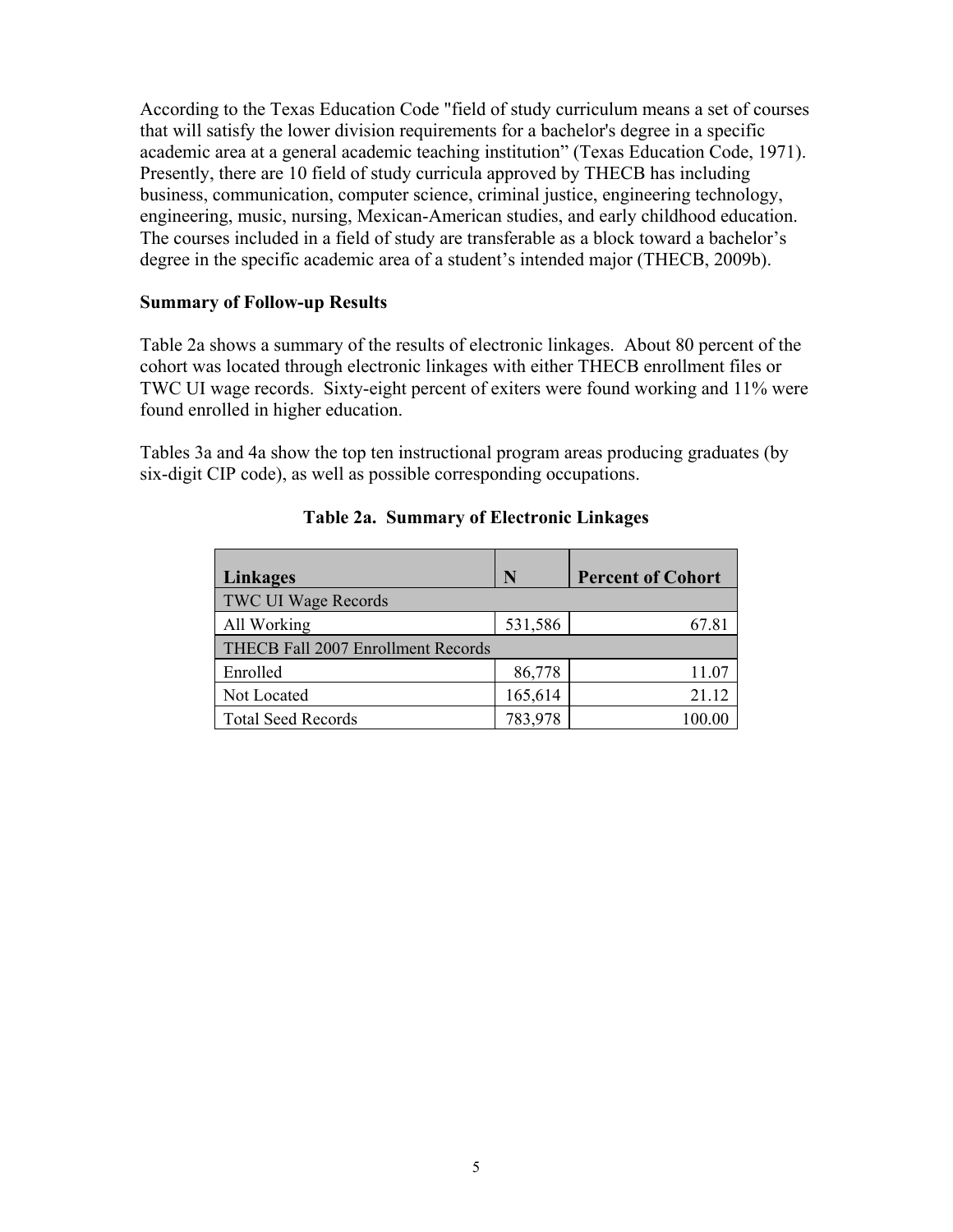According to the Texas Education Code "field of study curriculum means a set of courses that will satisfy the lower division requirements for a bachelor's degree in a specific academic area at a general academic teaching institution" (Texas Education Code, 1971). Presently, there are 10 field of study curricula approved by THECB has including business, communication, computer science, criminal justice, engineering technology, engineering, music, nursing, Mexican-American studies, and early childhood education. The courses included in a field of study are transferable as a block toward a bachelor's degree in the specific academic area of a student's intended major (THECB, 2009b).

**Summary of Follow-up Results**

Table 2a shows a summary of the results of electronic linkages. About 80 percent of the cohort was located through electronic linkages with either THECB enrollment files or TWC UI wage records. Sixty-eight percent of exiters were found working and 11% were found enrolled in higher education.

Tables 3a and 4a show the top ten instructional program areas producing graduates (by six-digit CIP code), as well as possible corresponding occupations.

**Table 2a. Summary of Electronic Linkages**

| Linkages | N | Percent of Cohort |
|---|---|---|
| TWC UI Wage Records | | |
| All Working | 531,586 | 67.81 |
| THECB Fall 2007 Enrollment Records | | |
| Enrolled | 86,778 | 11.07 |
| Not Located | 165,614 | 21.12 |
| Total Seed Records | 783,978 | 100.00 |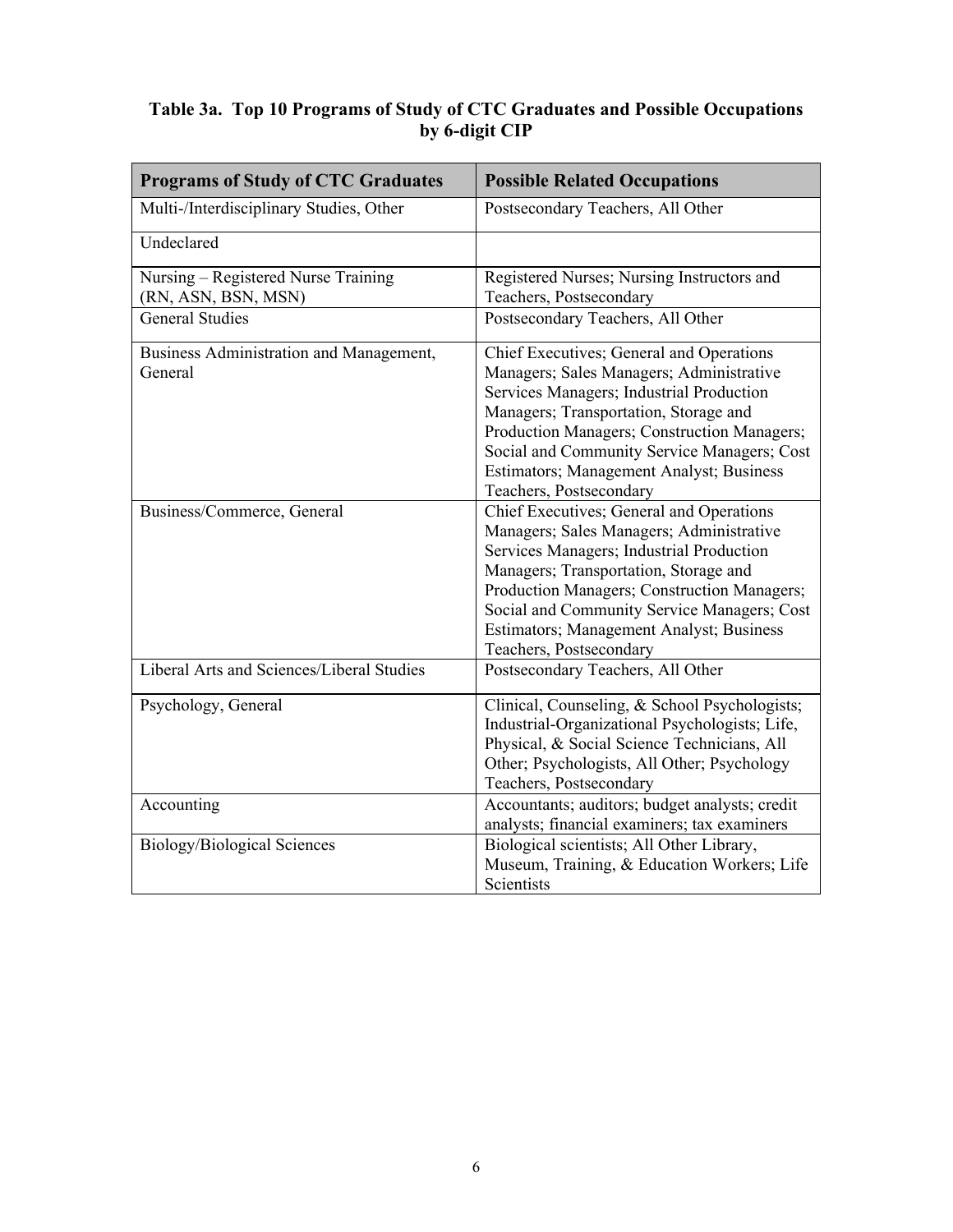**Table 3a. Top 10 Programs of Study of CTC Graduates and Possible Occupations by 6-digit CIP**

| Programs of Study of CTC Graduates | Possible Related Occupations |
|---|---|
| Multi-/Interdisciplinary Studies, Other | Postsecondary Teachers, All Other |
| Undeclared | |
| Nursing – Registered Nurse Training (RN, ASN, BSN, MSN) | Registered Nurses; Nursing Instructors and Teachers, Postsecondary |
| General Studies | Postsecondary Teachers, All Other |
| Business Administration and Management, General | Chief Executives; General and Operations Managers; Sales Managers; Administrative Services Managers; Industrial Production Managers; Transportation, Storage and Production Managers; Construction Managers; Social and Community Service Managers; Cost Estimators; Management Analyst; Business Teachers, Postsecondary |
| Business/Commerce, General | Chief Executives; General and Operations Managers; Sales Managers; Administrative Services Managers; Industrial Production Managers; Transportation, Storage and Production Managers; Construction Managers; Social and Community Service Managers; Cost Estimators; Management Analyst; Business Teachers, Postsecondary |
| Liberal Arts and Sciences/Liberal Studies | Postsecondary Teachers, All Other |
| Psychology, General | Clinical, Counseling, & School Psychologists; Industrial-Organizational Psychologists; Life, Physical, & Social Science Technicians, All Other; Psychologists, All Other; Psychology Teachers, Postsecondary |
| Accounting | Accountants; auditors; budget analysts; credit analysts; financial examiners; tax examiners |
| Biology/Biological Sciences | Biological scientists; All Other Library, Museum, Training, & Education Workers; Life Scientists |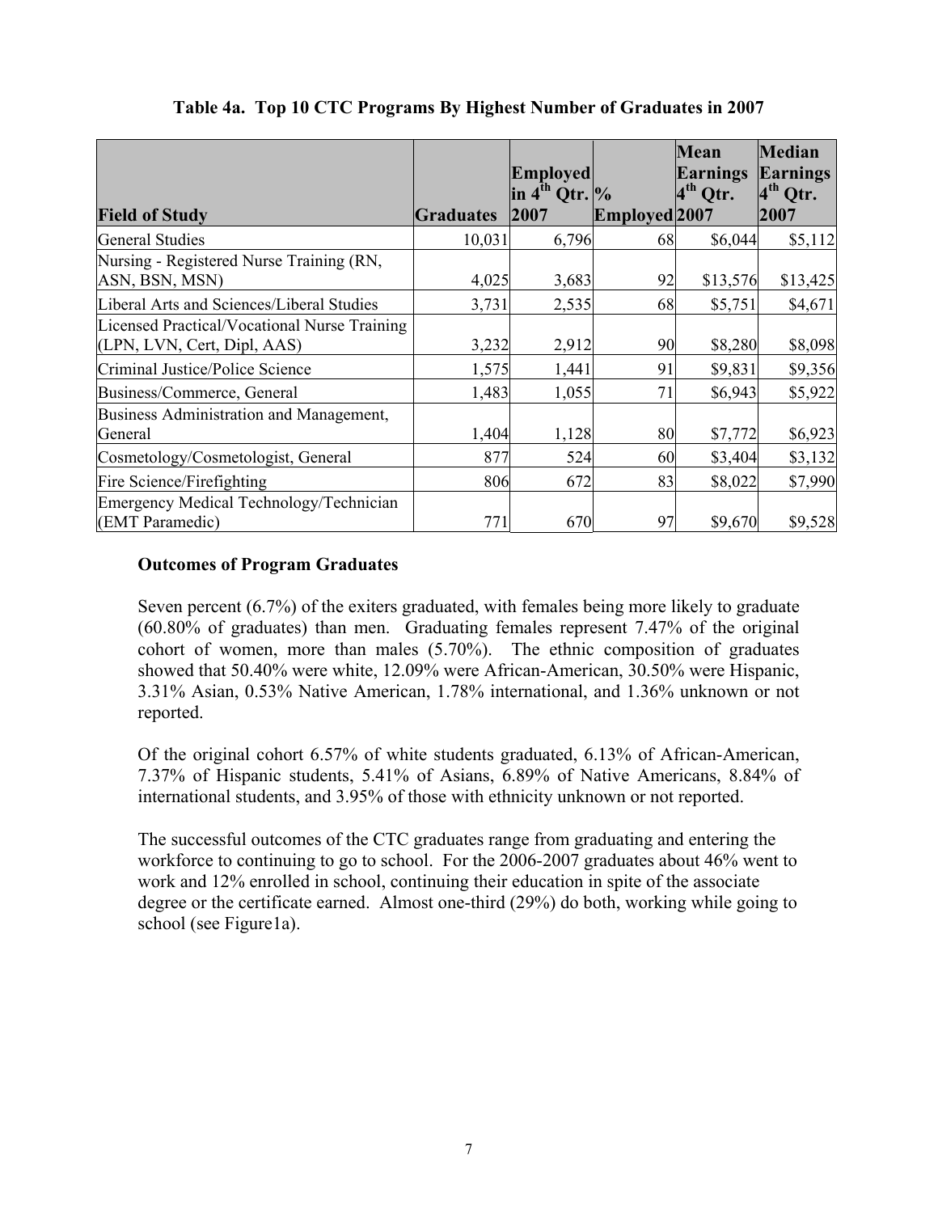**Table 4a. Top 10 CTC Programs By Highest Number of Graduates in 2007**

| Field of Study | Graduates | Employed in 4th Qtr. 2007 | % Employed | Mean Earnings 4th Qtr. 2007 | Median Earnings 4th Qtr. 2007 |
|---|---|---|---|---|---|
| General Studies | 10,031 | 6,796 | 68 | $6,044 | $5,112 |
| Nursing - Registered Nurse Training (RN, ASN, BSN, MSN) | 4,025 | 3,683 | 92 | $13,576 | $13,425 |
| Liberal Arts and Sciences/Liberal Studies | 3,731 | 2,535 | 68 | $5,751 | $4,671 |
| Licensed Practical/Vocational Nurse Training (LPN, LVN, Cert, Dipl, AAS) | 3,232 | 2,912 | 90 | $8,280 | $8,098 |
| Criminal Justice/Police Science | 1,575 | 1,441 | 91 | $9,831 | $9,356 |
| Business/Commerce, General | 1,483 | 1,055 | 71 | $6,943 | $5,922 |
| Business Administration and Management, General | 1,404 | 1,128 | 80 | $7,772 | $6,923 |
| Cosmetology/Cosmetologist, General | 877 | 524 | 60 | $3,404 | $3,132 |
| Fire Science/Firefighting | 806 | 672 | 83 | $8,022 | $7,990 |
| Emergency Medical Technology/Technician (EMT Paramedic) | 771 | 670 | 97 | $9,670 | $9,528 |

**Outcomes of Program Graduates**

Seven percent (6.7%) of the exiters graduated, with females being more likely to graduate (60.80% of graduates) than men. Graduating females represent 7.47% of the original cohort of women, more than males (5.70%). The ethnic composition of graduates showed that 50.40% were white, 12.09% were African-American, 30.50% were Hispanic, 3.31% Asian, 0.53% Native American, 1.78% international, and 1.36% unknown or not reported.

Of the original cohort 6.57% of white students graduated, 6.13% of African-American, 7.37% of Hispanic students, 5.41% of Asians, 6.89% of Native Americans, 8.84% of international students, and 3.95% of those with ethnicity unknown or not reported.

The successful outcomes of the CTC graduates range from graduating and entering the workforce to continuing to go to school. For the 2006-2007 graduates about 46% went to work and 12% enrolled in school, continuing their education in spite of the associate degree or the certificate earned. Almost one-third (29%) do both, working while going to school (see Figure1a).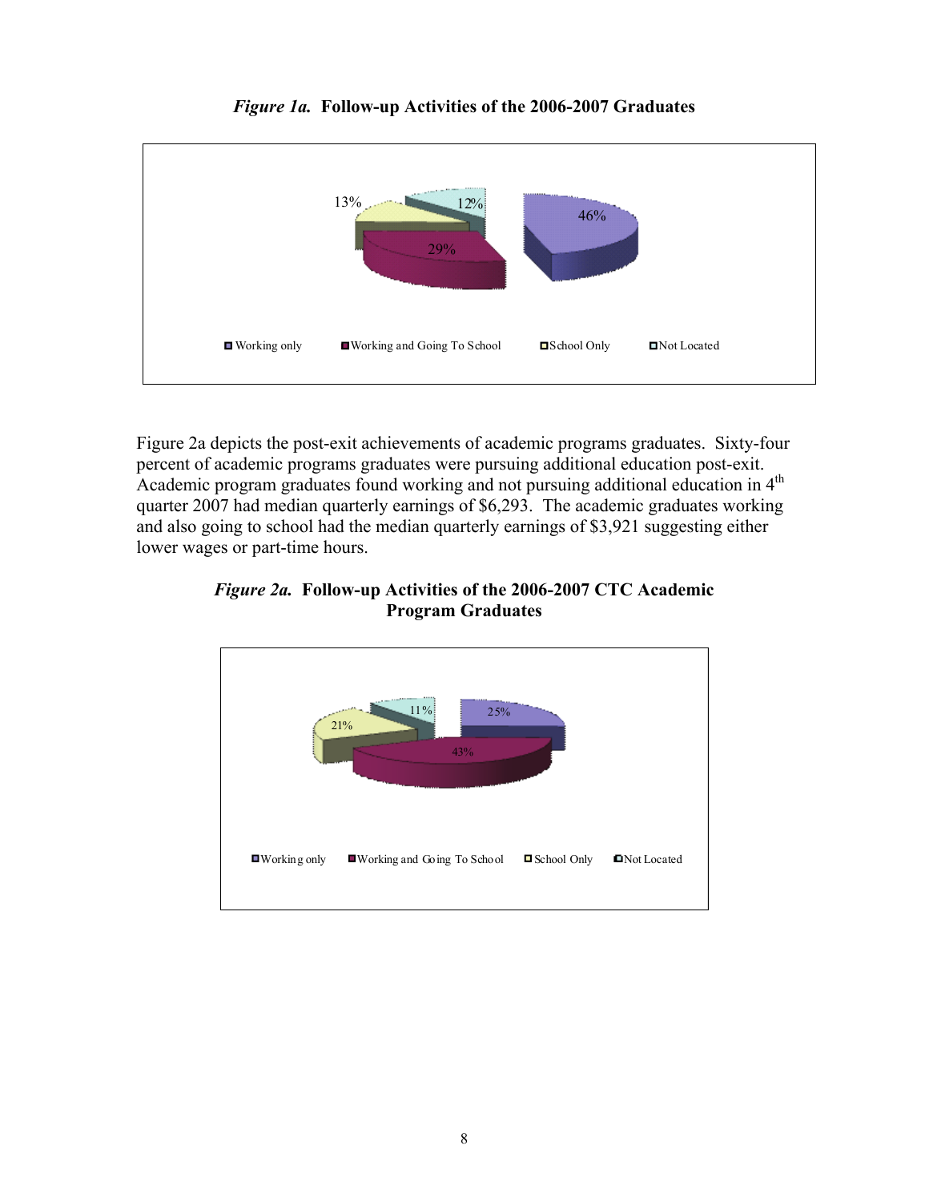*Figure 1a.* **Follow-up Activities of the 2006-2007 Graduates**

13% 12% 46% 29%

■ Working only ■ Working and Going To School □ School Only □ Not Located

Figure 2a depicts the post-exit achievements of academic programs graduates. Sixty-four percent of academic programs graduates were pursuing additional education post-exit. Academic program graduates found working and not pursuing additional education in 4th quarter 2007 had median quarterly earnings of $6,293. The academic graduates working and also going to school had the median quarterly earnings of $3,921 suggesting either lower wages or part-time hours.

*Figure 2a.* **Follow-up Activities of the 2006-2007 CTC Academic Program Graduates**

21% 11% 25% 43%

■ Working only ■ Working and Going To School □ School Only □ Not Located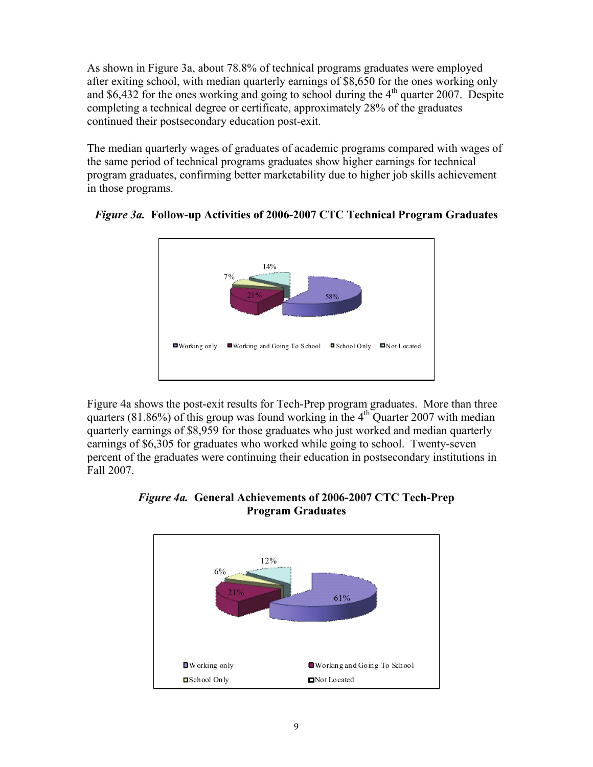As shown in Figure 3a, about 78.8% of technical programs graduates were employed after exiting school, with median quarterly earnings of $8,650 for the ones working only and $6,432 for the ones working and going to school during the 4th quarter 2007. Despite completing a technical degree or certificate, approximately 28% of the graduates continued their postsecondary education post-exit.

The median quarterly wages of graduates of academic programs compared with wages of the same period of technical programs graduates show higher earnings for technical program graduates, confirming better marketability due to higher job skills achievement in those programs.

***Figure 3a.*** **Follow-up Activities of 2006-2007 CTC Technical Program Graduates**

| Category | Percent |
|---|---|
| Working only | 58% |
| Working and Going To School | 21% |
| School Only | 7% |
| Not Located | 14% |

Figure 4a shows the post-exit results for Tech-Prep program graduates. More than three quarters (81.86%) of this group was found working in the 4th Quarter 2007 with median quarterly earnings of $8,959 for those graduates who just worked and median quarterly earnings of $6,305 for graduates who worked while going to school. Twenty-seven percent of the graduates were continuing their education in postsecondary institutions in Fall 2007.

***Figure 4a.*** **General Achievements of 2006-2007 CTC Tech-Prep Program Graduates**

| Category | Percent |
|---|---|
| Working only | 61% |
| Working and Going To School | 21% |
| School Only | 6% |
| Not Located | 12% |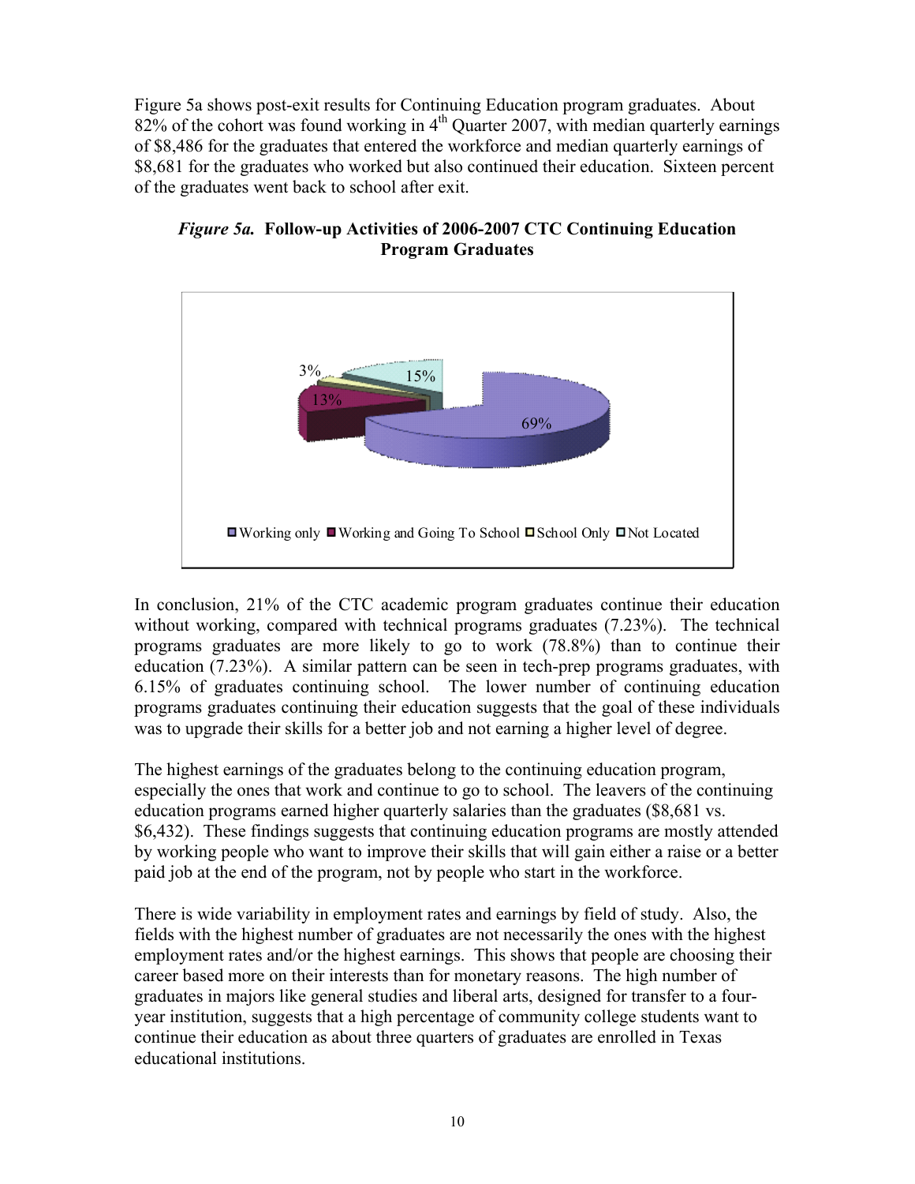Figure 5a shows post-exit results for Continuing Education program graduates. About 82% of the cohort was found working in 4th Quarter 2007, with median quarterly earnings of $8,486 for the graduates that entered the workforce and median quarterly earnings of $8,681 for the graduates who worked but also continued their education. Sixteen percent of the graduates went back to school after exit.

***Figure 5a.* Follow-up Activities of 2006-2007 CTC Continuing Education Program Graduates**

| Category | Percent |
|---|---|
| Working only | 69% |
| Working and Going To School | 13% |
| School Only | 3% |
| Not Located | 15% |

In conclusion, 21% of the CTC academic program graduates continue their education without working, compared with technical programs graduates (7.23%). The technical programs graduates are more likely to go to work (78.8%) than to continue their education (7.23%). A similar pattern can be seen in tech-prep programs graduates, with 6.15% of graduates continuing school. The lower number of continuing education programs graduates continuing their education suggests that the goal of these individuals was to upgrade their skills for a better job and not earning a higher level of degree.

The highest earnings of the graduates belong to the continuing education program, especially the ones that work and continue to go to school. The leavers of the continuing education programs earned higher quarterly salaries than the graduates ($8,681 vs. $6,432). These findings suggests that continuing education programs are mostly attended by working people who want to improve their skills that will gain either a raise or a better paid job at the end of the program, not by people who start in the workforce.

There is wide variability in employment rates and earnings by field of study. Also, the fields with the highest number of graduates are not necessarily the ones with the highest employment rates and/or the highest earnings. This shows that people are choosing their career based more on their interests than for monetary reasons. The high number of graduates in majors like general studies and liberal arts, designed for transfer to a four-year institution, suggests that a high percentage of community college students want to continue their education as about three quarters of graduates are enrolled in Texas educational institutions.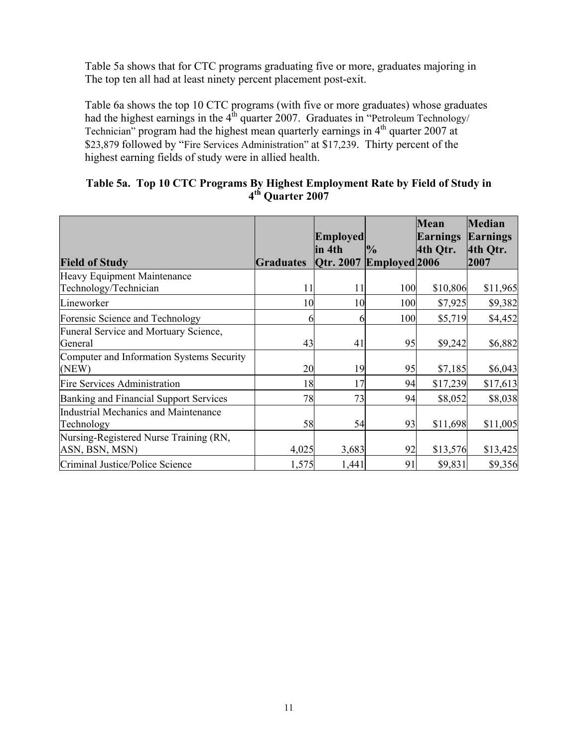Table 5a shows that for CTC programs graduating five or more, graduates majoring in The top ten all had at least ninety percent placement post-exit.

Table 6a shows the top 10 CTC programs (with five or more graduates) whose graduates had the highest earnings in the 4th quarter 2007. Graduates in "Petroleum Technology/ Technician" program had the highest mean quarterly earnings in 4th quarter 2007 at $23,879 followed by "Fire Services Administration" at $17,239. Thirty percent of the highest earning fields of study were in allied health.

**Table 5a. Top 10 CTC Programs By Highest Employment Rate by Field of Study in 4th Quarter 2007**

| Field of Study | Graduates | Employed in 4th Qtr. 2007 | % Employed | Mean Earnings 4th Qtr. 2006 | Median Earnings 4th Qtr. 2007 |
|---|---|---|---|---|---|
| Heavy Equipment Maintenance Technology/Technician | 11 | 11 | 100 | $10,806 | $11,965 |
| Lineworker | 10 | 10 | 100 | $7,925 | $9,382 |
| Forensic Science and Technology | 6 | 6 | 100 | $5,719 | $4,452 |
| Funeral Service and Mortuary Science, General | 43 | 41 | 95 | $9,242 | $6,882 |
| Computer and Information Systems Security (NEW) | 20 | 19 | 95 | $7,185 | $6,043 |
| Fire Services Administration | 18 | 17 | 94 | $17,239 | $17,613 |
| Banking and Financial Support Services | 78 | 73 | 94 | $8,052 | $8,038 |
| Industrial Mechanics and Maintenance Technology | 58 | 54 | 93 | $11,698 | $11,005 |
| Nursing-Registered Nurse Training (RN, ASN, BSN, MSN) | 4,025 | 3,683 | 92 | $13,576 | $13,425 |
| Criminal Justice/Police Science | 1,575 | 1,441 | 91 | $9,831 | $9,356 |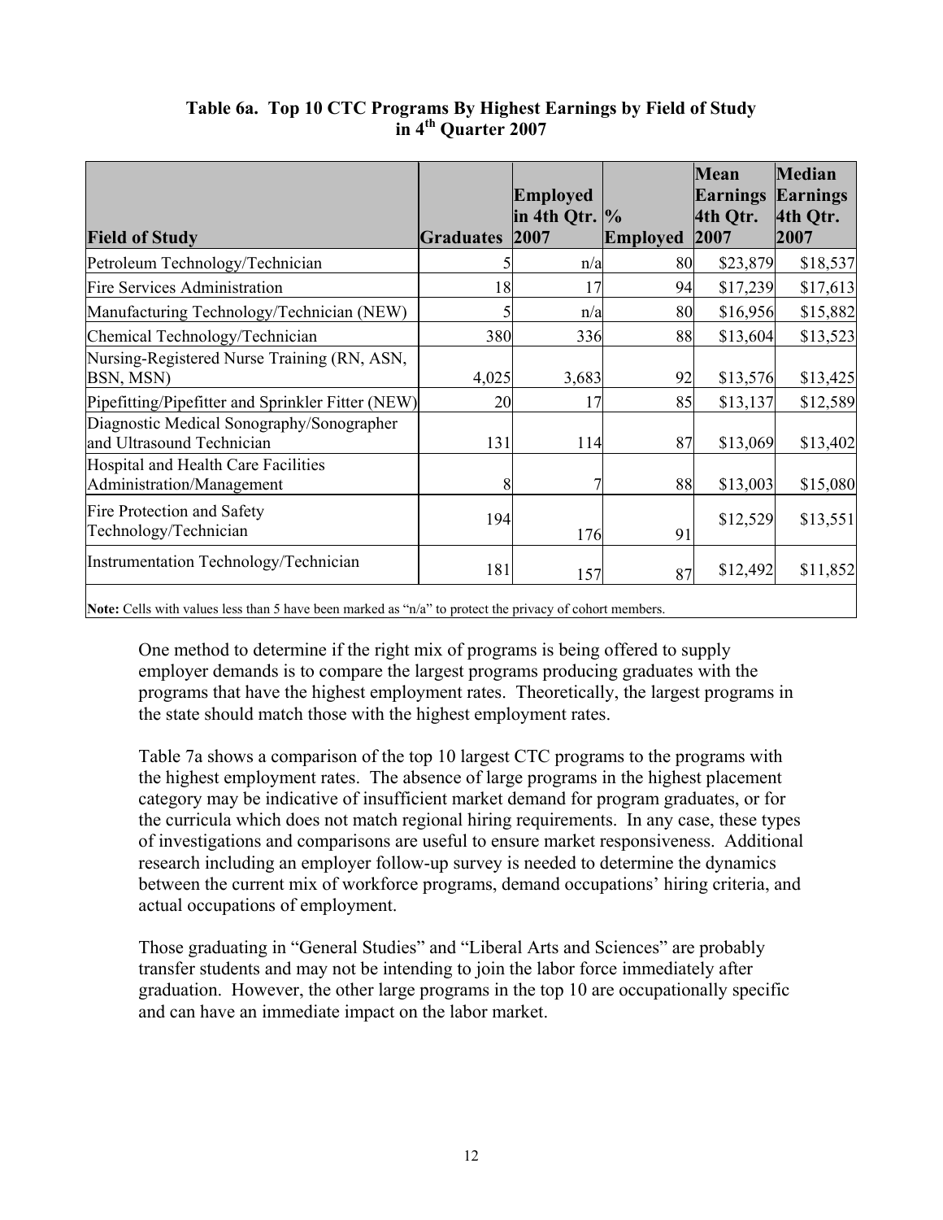**Table 6a. Top 10 CTC Programs By Highest Earnings by Field of Study in 4th Quarter 2007**

| Field of Study | Graduates | Employed in 4th Qtr. 2007 | % Employed | Mean Earnings 4th Qtr. 2007 | Median Earnings 4th Qtr. 2007 |
|---|---|---|---|---|---|
| Petroleum Technology/Technician | 5 | n/a | 80 | $23,879 | $18,537 |
| Fire Services Administration | 18 | 17 | 94 | $17,239 | $17,613 |
| Manufacturing Technology/Technician (NEW) | 5 | n/a | 80 | $16,956 | $15,882 |
| Chemical Technology/Technician | 380 | 336 | 88 | $13,604 | $13,523 |
| Nursing-Registered Nurse Training (RN, ASN, BSN, MSN) | 4,025 | 3,683 | 92 | $13,576 | $13,425 |
| Pipefitting/Pipefitter and Sprinkler Fitter (NEW) | 20 | 17 | 85 | $13,137 | $12,589 |
| Diagnostic Medical Sonography/Sonographer and Ultrasound Technician | 131 | 114 | 87 | $13,069 | $13,402 |
| Hospital and Health Care Facilities Administration/Management | 8 | 7 | 88 | $13,003 | $15,080 |
| Fire Protection and Safety Technology/Technician | 194 | 176 | 91 | $12,529 | $13,551 |
| Instrumentation Technology/Technician | 181 | 157 | 87 | $12,492 | $11,852 |

**Note:** Cells with values less than 5 have been marked as "n/a" to protect the privacy of cohort members.

One method to determine if the right mix of programs is being offered to supply employer demands is to compare the largest programs producing graduates with the programs that have the highest employment rates. Theoretically, the largest programs in the state should match those with the highest employment rates.

Table 7a shows a comparison of the top 10 largest CTC programs to the programs with the highest employment rates. The absence of large programs in the highest placement category may be indicative of insufficient market demand for program graduates, or for the curricula which does not match regional hiring requirements. In any case, these types of investigations and comparisons are useful to ensure market responsiveness. Additional research including an employer follow-up survey is needed to determine the dynamics between the current mix of workforce programs, demand occupations' hiring criteria, and actual occupations of employment.

Those graduating in "General Studies" and "Liberal Arts and Sciences" are probably transfer students and may not be intending to join the labor force immediately after graduation. However, the other large programs in the top 10 are occupationally specific and can have an immediate impact on the labor market.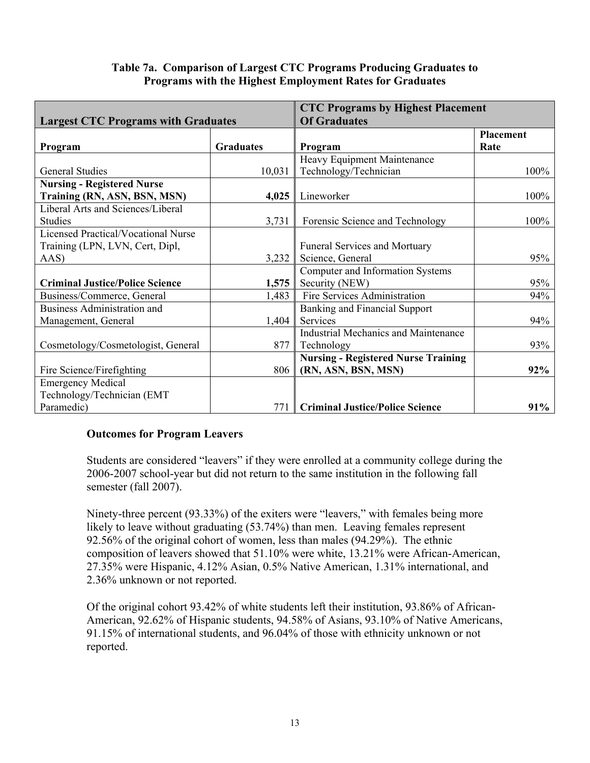**Table 7a. Comparison of Largest CTC Programs Producing Graduates to Programs with the Highest Employment Rates for Graduates**

| **Largest CTC Programs with Graduates** | | **CTC Programs by Highest Placement Of Graduates** | |
|---|---|---|---|
| **Program** | **Graduates** | **Program** | **Placement Rate** |
| General Studies | 10,031 | Heavy Equipment Maintenance Technology/Technician | 100% |
| **Nursing - Registered Nurse Training (RN, ASN, BSN, MSN)** | **4,025** | Lineworker | 100% |
| Liberal Arts and Sciences/Liberal Studies | 3,731 | Forensic Science and Technology | 100% |
| Licensed Practical/Vocational Nurse Training (LPN, LVN, Cert, Dipl, AAS) | 3,232 | Funeral Services and Mortuary Science, General | 95% |
| **Criminal Justice/Police Science** | **1,575** | Computer and Information Systems Security (NEW) | 95% |
| Business/Commerce, General | 1,483 | Fire Services Administration | 94% |
| Business Administration and Management, General | 1,404 | Banking and Financial Support Services | 94% |
| Cosmetology/Cosmetologist, General | 877 | Industrial Mechanics and Maintenance Technology | 93% |
| Fire Science/Firefighting | 806 | **Nursing - Registered Nurse Training (RN, ASN, BSN, MSN)** | **92%** |
| Emergency Medical Technology/Technician (EMT Paramedic) | 771 | **Criminal Justice/Police Science** | **91%** |

### Outcomes for Program Leavers

Students are considered "leavers" if they were enrolled at a community college during the 2006-2007 school-year but did not return to the same institution in the following fall semester (fall 2007).

Ninety-three percent (93.33%) of the exiters were "leavers," with females being more likely to leave without graduating (53.74%) than men. Leaving females represent 92.56% of the original cohort of women, less than males (94.29%). The ethnic composition of leavers showed that 51.10% were white, 13.21% were African-American, 27.35% were Hispanic, 4.12% Asian, 0.5% Native American, 1.31% international, and 2.36% unknown or not reported.

Of the original cohort 93.42% of white students left their institution, 93.86% of African-American, 92.62% of Hispanic students, 94.58% of Asians, 93.10% of Native Americans, 91.15% of international students, and 96.04% of those with ethnicity unknown or not reported.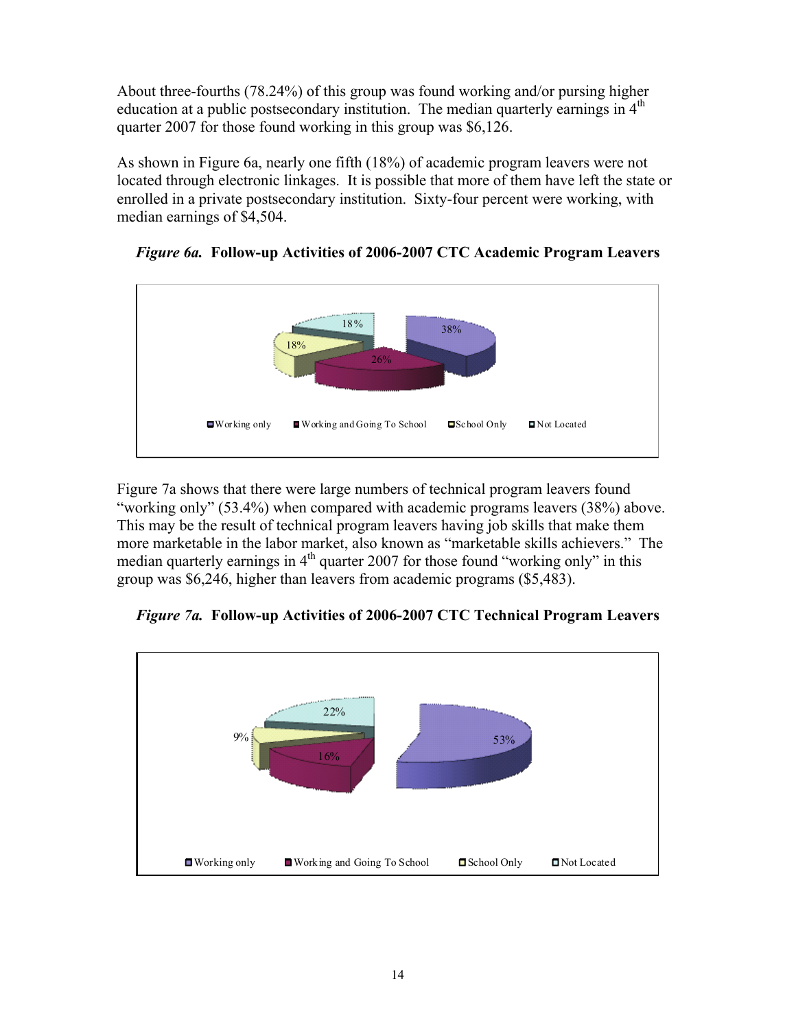About three-fourths (78.24%) of this group was found working and/or pursing higher education at a public postsecondary institution. The median quarterly earnings in 4th quarter 2007 for those found working in this group was $6,126.

As shown in Figure 6a, nearly one fifth (18%) of academic program leavers were not located through electronic linkages. It is possible that more of them have left the state or enrolled in a private postsecondary institution. Sixty-four percent were working, with median earnings of $4,504.

***Figure 6a.*** **Follow-up Activities of 2006-2007 CTC Academic Program Leavers**

Figure 7a shows that there were large numbers of technical program leavers found "working only" (53.4%) when compared with academic programs leavers (38%) above. This may be the result of technical program leavers having job skills that make them more marketable in the labor market, also known as "marketable skills achievers." The median quarterly earnings in 4th quarter 2007 for those found "working only" in this group was $6,246, higher than leavers from academic programs ($5,483).

***Figure 7a.*** **Follow-up Activities of 2006-2007 CTC Technical Program Leavers**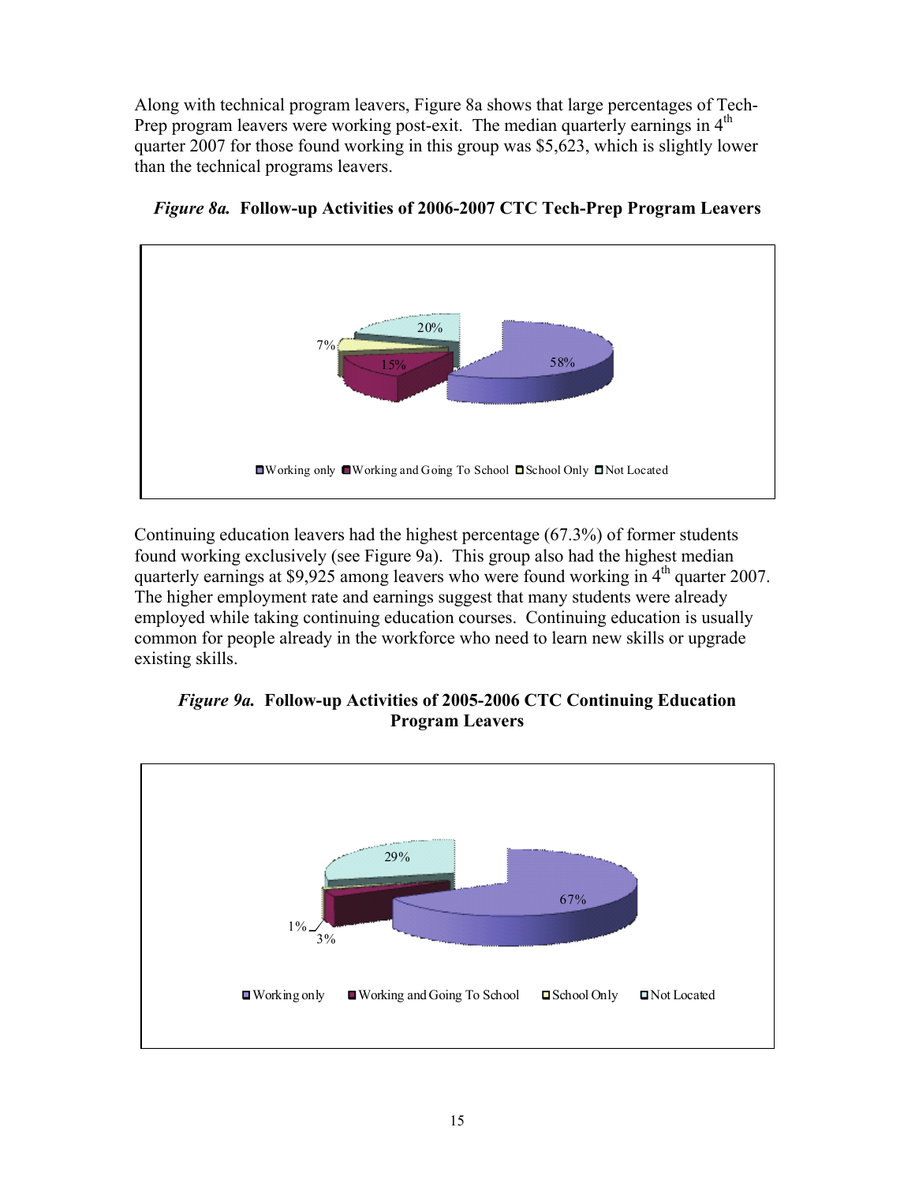Along with technical program leavers, Figure 8a shows that large percentages of Tech-Prep program leavers were working post-exit. The median quarterly earnings in 4th quarter 2007 for those found working in this group was $5,623, which is slightly lower than the technical programs leavers.

***Figure 8a.*** **Follow-up Activities of 2006-2007 CTC Tech-Prep Program Leavers**

58%
15%
7%
20%

Working only | Working and Going To School | School Only | Not Located

Continuing education leavers had the highest percentage (67.3%) of former students found working exclusively (see Figure 9a). This group also had the highest median quarterly earnings at $9,925 among leavers who were found working in 4th quarter 2007. The higher employment rate and earnings suggest that many students were already employed while taking continuing education courses. Continuing education is usually common for people already in the workforce who need to learn new skills or upgrade existing skills.

***Figure 9a.*** **Follow-up Activities of 2005-2006 CTC Continuing Education Program Leavers**

67%
3%
1%
29%

Working only | Working and Going To School | School Only | Not Located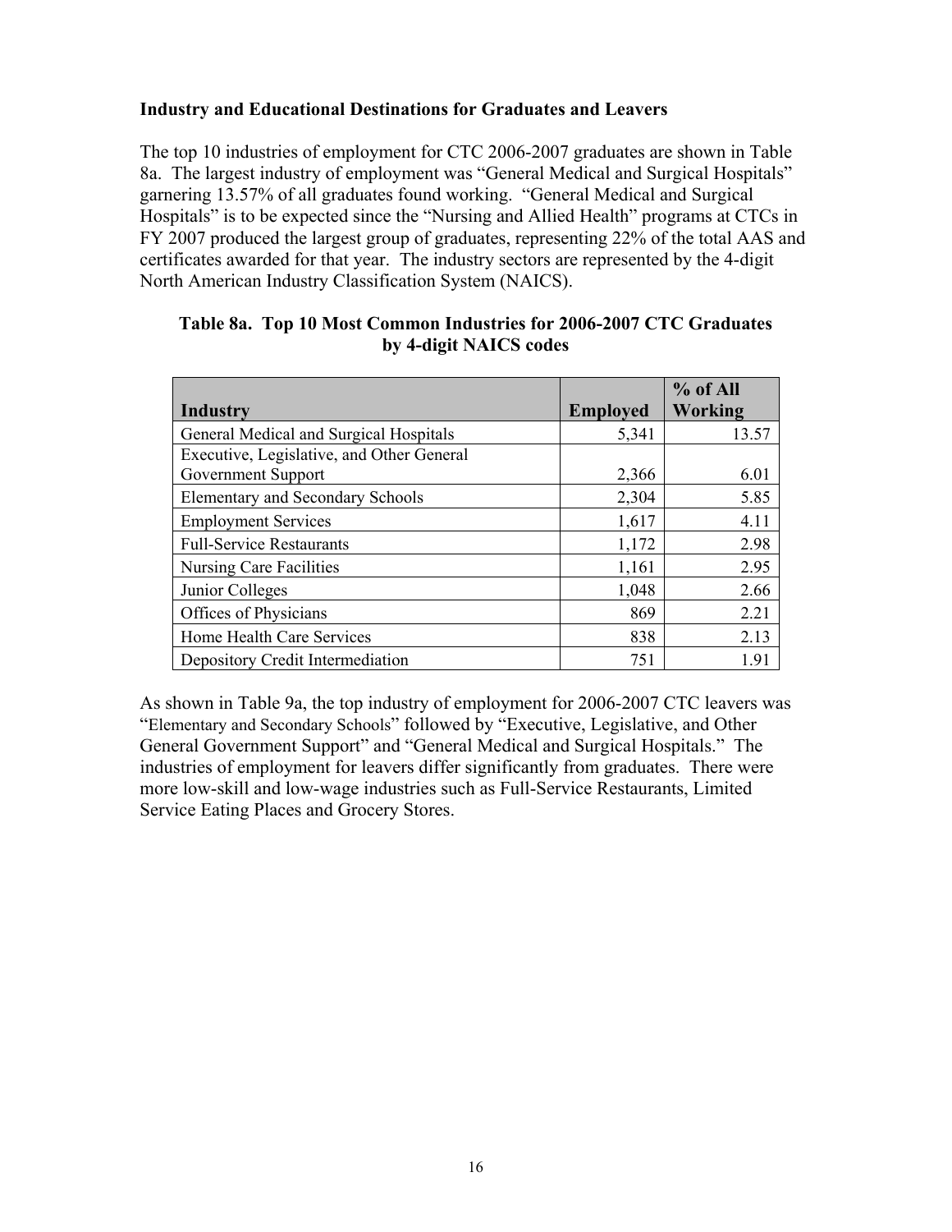**Industry and Educational Destinations for Graduates and Leavers**

The top 10 industries of employment for CTC 2006-2007 graduates are shown in Table 8a. The largest industry of employment was "General Medical and Surgical Hospitals" garnering 13.57% of all graduates found working. "General Medical and Surgical Hospitals" is to be expected since the "Nursing and Allied Health" programs at CTCs in FY 2007 produced the largest group of graduates, representing 22% of the total AAS and certificates awarded for that year. The industry sectors are represented by the 4-digit North American Industry Classification System (NAICS).

**Table 8a. Top 10 Most Common Industries for 2006-2007 CTC Graduates by 4-digit NAICS codes**

| Industry | Employed | % of All Working |
|---|---|---|
| General Medical and Surgical Hospitals | 5,341 | 13.57 |
| Executive, Legislative, and Other General Government Support | 2,366 | 6.01 |
| Elementary and Secondary Schools | 2,304 | 5.85 |
| Employment Services | 1,617 | 4.11 |
| Full-Service Restaurants | 1,172 | 2.98 |
| Nursing Care Facilities | 1,161 | 2.95 |
| Junior Colleges | 1,048 | 2.66 |
| Offices of Physicians | 869 | 2.21 |
| Home Health Care Services | 838 | 2.13 |
| Depository Credit Intermediation | 751 | 1.91 |

As shown in Table 9a, the top industry of employment for 2006-2007 CTC leavers was "Elementary and Secondary Schools" followed by "Executive, Legislative, and Other General Government Support" and "General Medical and Surgical Hospitals." The industries of employment for leavers differ significantly from graduates. There were more low-skill and low-wage industries such as Full-Service Restaurants, Limited Service Eating Places and Grocery Stores.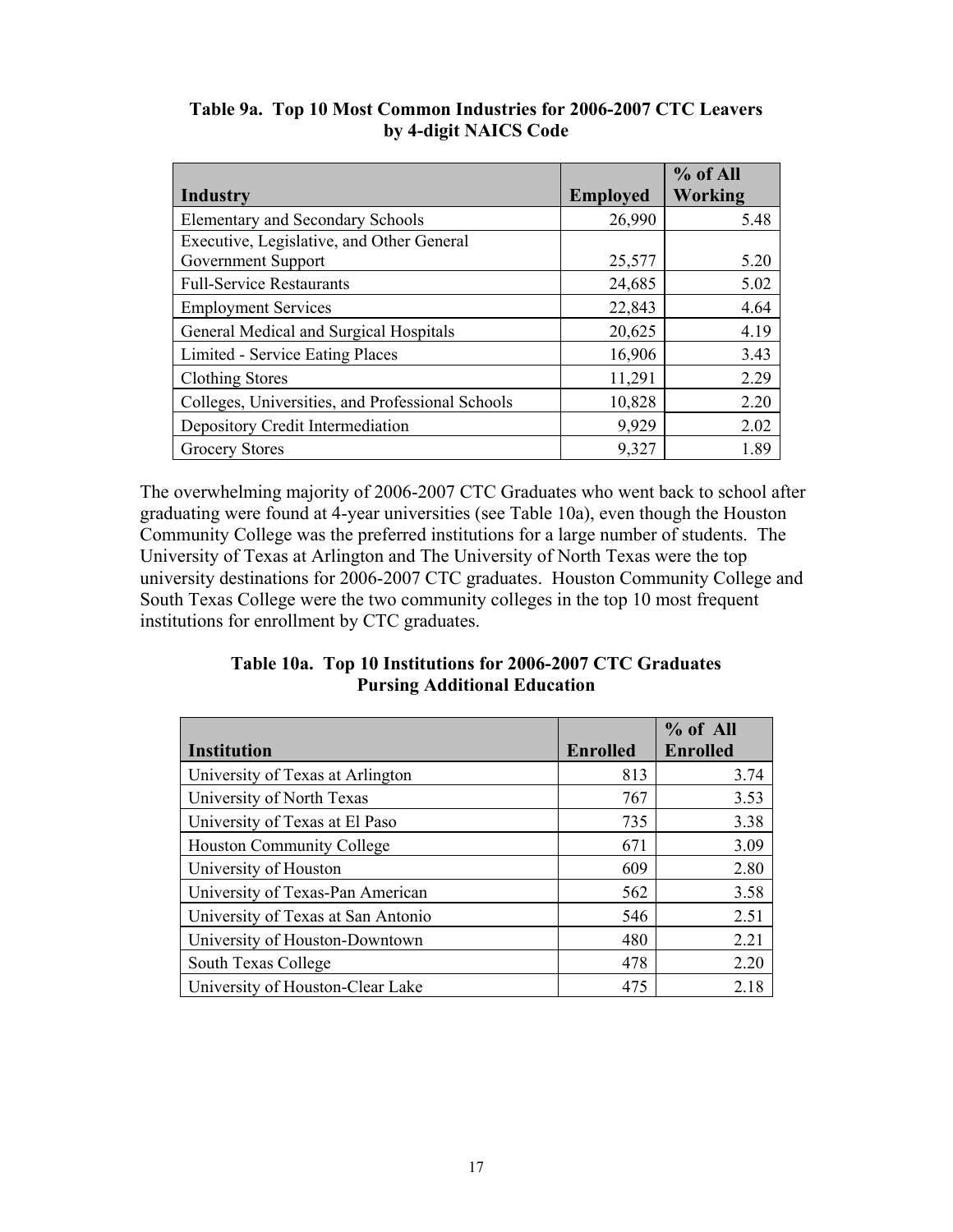**Table 9a. Top 10 Most Common Industries for 2006-2007 CTC Leavers by 4-digit NAICS Code**

| Industry | Employed | % of All Working |
|---|---|---|
| Elementary and Secondary Schools | 26,990 | 5.48 |
| Executive, Legislative, and Other General Government Support | 25,577 | 5.20 |
| Full-Service Restaurants | 24,685 | 5.02 |
| Employment Services | 22,843 | 4.64 |
| General Medical and Surgical Hospitals | 20,625 | 4.19 |
| Limited - Service Eating Places | 16,906 | 3.43 |
| Clothing Stores | 11,291 | 2.29 |
| Colleges, Universities, and Professional Schools | 10,828 | 2.20 |
| Depository Credit Intermediation | 9,929 | 2.02 |
| Grocery Stores | 9,327 | 1.89 |

The overwhelming majority of 2006-2007 CTC Graduates who went back to school after graduating were found at 4-year universities (see Table 10a), even though the Houston Community College was the preferred institutions for a large number of students. The University of Texas at Arlington and The University of North Texas were the top university destinations for 2006-2007 CTC graduates. Houston Community College and South Texas College were the two community colleges in the top 10 most frequent institutions for enrollment by CTC graduates.

**Table 10a. Top 10 Institutions for 2006-2007 CTC Graduates Pursing Additional Education**

| Institution | Enrolled | % of All Enrolled |
|---|---|---|
| University of Texas at Arlington | 813 | 3.74 |
| University of North Texas | 767 | 3.53 |
| University of Texas at El Paso | 735 | 3.38 |
| Houston Community College | 671 | 3.09 |
| University of Houston | 609 | 2.80 |
| University of Texas-Pan American | 562 | 3.58 |
| University of Texas at San Antonio | 546 | 2.51 |
| University of Houston-Downtown | 480 | 2.21 |
| South Texas College | 478 | 2.20 |
| University of Houston-Clear Lake | 475 | 2.18 |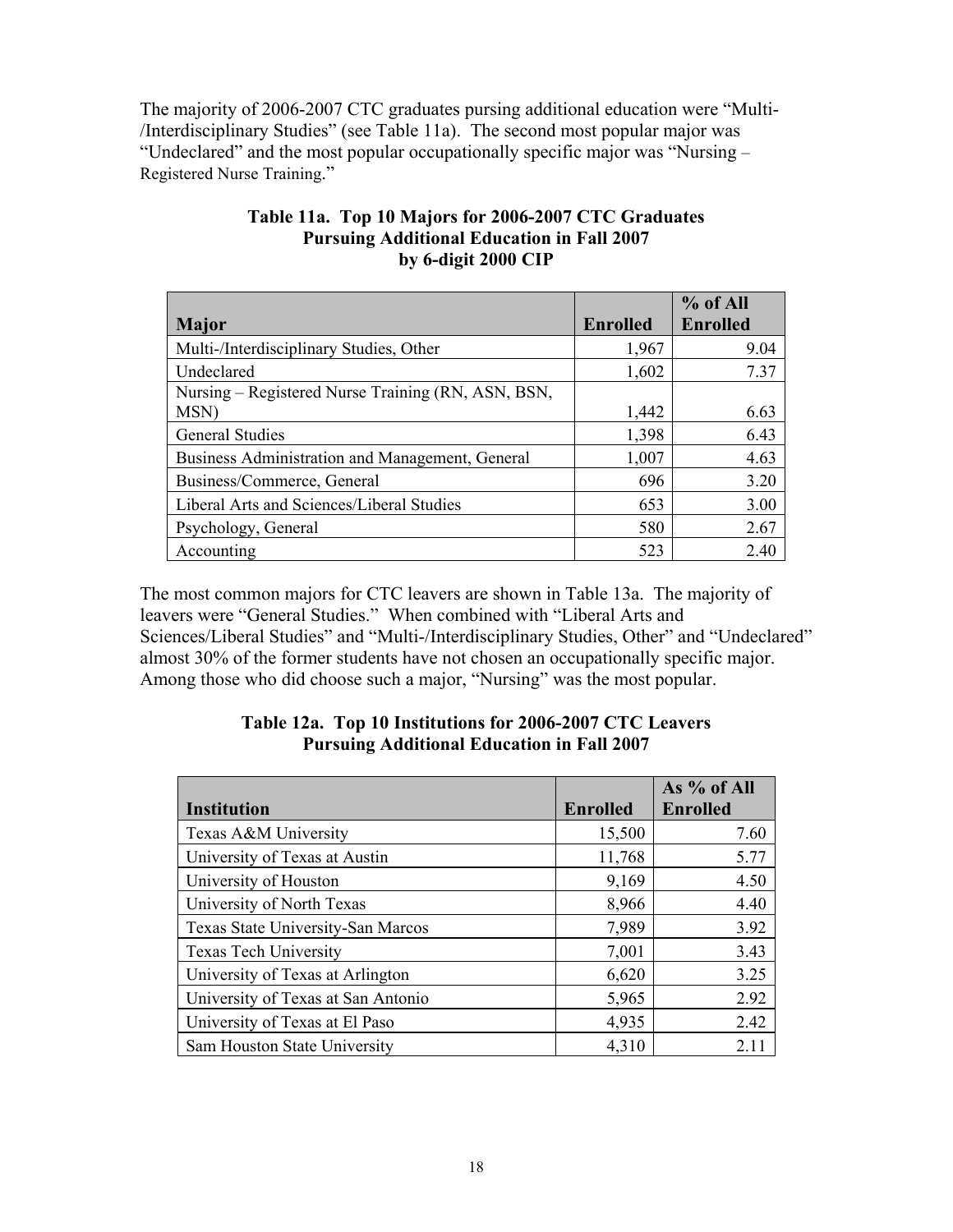The majority of 2006-2007 CTC graduates pursing additional education were "Multi-/Interdisciplinary Studies" (see Table 11a). The second most popular major was "Undeclared" and the most popular occupationally specific major was "Nursing – Registered Nurse Training."

**Table 11a. Top 10 Majors for 2006-2007 CTC Graduates Pursuing Additional Education in Fall 2007 by 6-digit 2000 CIP**

| Major | Enrolled | % of All Enrolled |
|---|---:|---:|
| Multi-/Interdisciplinary Studies, Other | 1,967 | 9.04 |
| Undeclared | 1,602 | 7.37 |
| Nursing – Registered Nurse Training (RN, ASN, BSN, MSN) | 1,442 | 6.63 |
| General Studies | 1,398 | 6.43 |
| Business Administration and Management, General | 1,007 | 4.63 |
| Business/Commerce, General | 696 | 3.20 |
| Liberal Arts and Sciences/Liberal Studies | 653 | 3.00 |
| Psychology, General | 580 | 2.67 |
| Accounting | 523 | 2.40 |

The most common majors for CTC leavers are shown in Table 13a. The majority of leavers were "General Studies." When combined with "Liberal Arts and Sciences/Liberal Studies" and "Multi-/Interdisciplinary Studies, Other" and "Undeclared" almost 30% of the former students have not chosen an occupationally specific major. Among those who did choose such a major, "Nursing" was the most popular.

**Table 12a. Top 10 Institutions for 2006-2007 CTC Leavers Pursuing Additional Education in Fall 2007**

| Institution | Enrolled | As % of All Enrolled |
|---|---:|---:|
| Texas A&M University | 15,500 | 7.60 |
| University of Texas at Austin | 11,768 | 5.77 |
| University of Houston | 9,169 | 4.50 |
| University of North Texas | 8,966 | 4.40 |
| Texas State University-San Marcos | 7,989 | 3.92 |
| Texas Tech University | 7,001 | 3.43 |
| University of Texas at Arlington | 6,620 | 3.25 |
| University of Texas at San Antonio | 5,965 | 2.92 |
| University of Texas at El Paso | 4,935 | 2.42 |
| Sam Houston State University | 4,310 | 2.11 |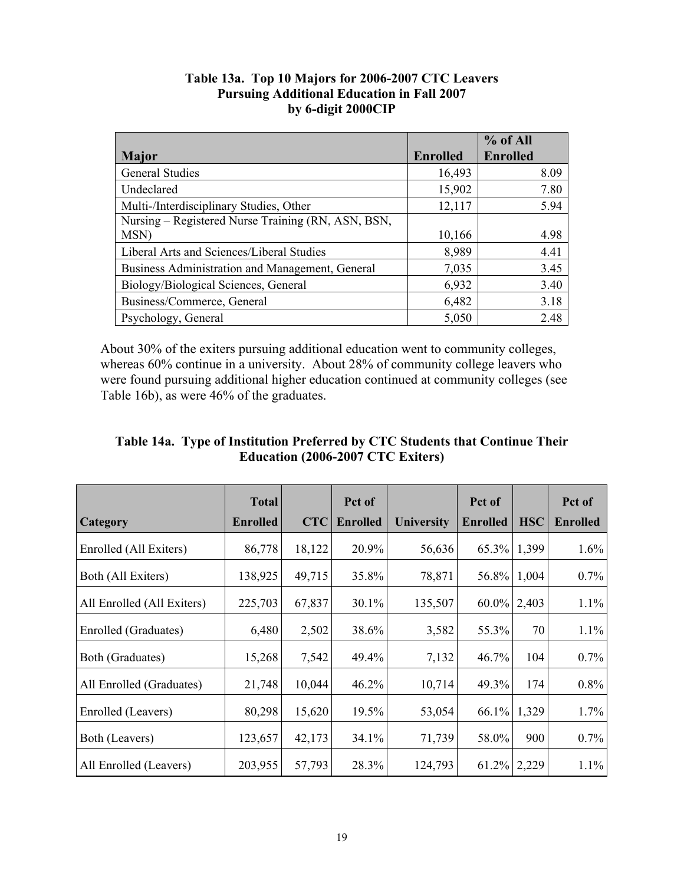**Table 13a. Top 10 Majors for 2006-2007 CTC Leavers Pursuing Additional Education in Fall 2007 by 6-digit 2000CIP**

| Major | Enrolled | % of All Enrolled |
|---|---|---|
| General Studies | 16,493 | 8.09 |
| Undeclared | 15,902 | 7.80 |
| Multi-/Interdisciplinary Studies, Other | 12,117 | 5.94 |
| Nursing – Registered Nurse Training (RN, ASN, BSN, MSN) | 10,166 | 4.98 |
| Liberal Arts and Sciences/Liberal Studies | 8,989 | 4.41 |
| Business Administration and Management, General | 7,035 | 3.45 |
| Biology/Biological Sciences, General | 6,932 | 3.40 |
| Business/Commerce, General | 6,482 | 3.18 |
| Psychology, General | 5,050 | 2.48 |

About 30% of the exiters pursuing additional education went to community colleges, whereas 60% continue in a university. About 28% of community college leavers who were found pursuing additional higher education continued at community colleges (see Table 16b), as were 46% of the graduates.

**Table 14a. Type of Institution Preferred by CTC Students that Continue Their Education (2006-2007 CTC Exiters)**

| Category | Total Enrolled | CTC | Pct of Enrolled | University | Pct of Enrolled | HSC | Pct of Enrolled |
|---|---|---|---|---|---|---|---|
| Enrolled (All Exiters) | 86,778 | 18,122 | 20.9% | 56,636 | 65.3% | 1,399 | 1.6% |
| Both (All Exiters) | 138,925 | 49,715 | 35.8% | 78,871 | 56.8% | 1,004 | 0.7% |
| All Enrolled (All Exiters) | 225,703 | 67,837 | 30.1% | 135,507 | 60.0% | 2,403 | 1.1% |
| Enrolled (Graduates) | 6,480 | 2,502 | 38.6% | 3,582 | 55.3% | 70 | 1.1% |
| Both (Graduates) | 15,268 | 7,542 | 49.4% | 7,132 | 46.7% | 104 | 0.7% |
| All Enrolled (Graduates) | 21,748 | 10,044 | 46.2% | 10,714 | 49.3% | 174 | 0.8% |
| Enrolled (Leavers) | 80,298 | 15,620 | 19.5% | 53,054 | 66.1% | 1,329 | 1.7% |
| Both (Leavers) | 123,657 | 42,173 | 34.1% | 71,739 | 58.0% | 900 | 0.7% |
| All Enrolled (Leavers) | 203,955 | 57,793 | 28.3% | 124,793 | 61.2% | 2,229 | 1.1% |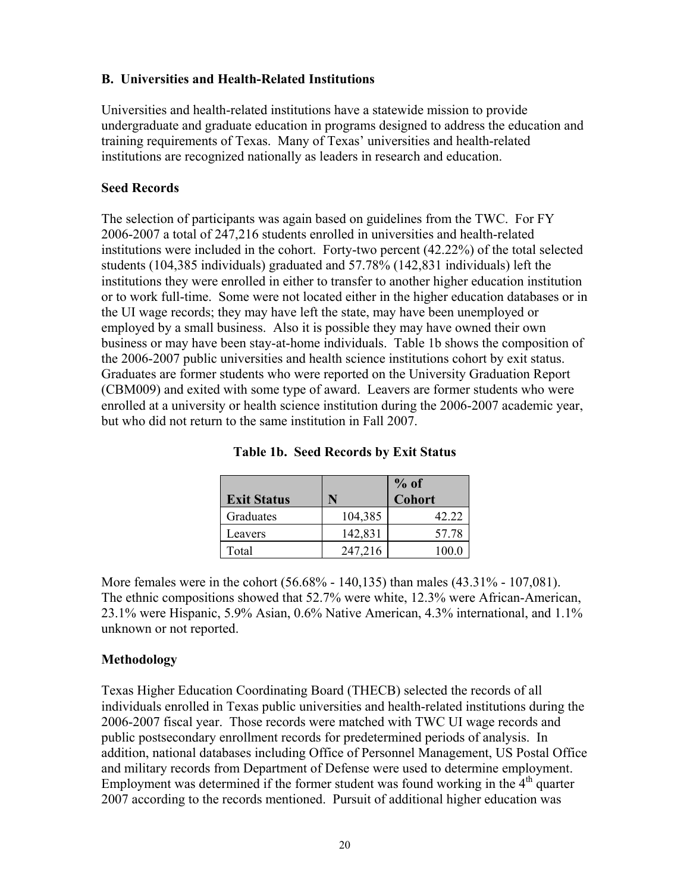### B. Universities and Health-Related Institutions

Universities and health-related institutions have a statewide mission to provide undergraduate and graduate education in programs designed to address the education and training requirements of Texas. Many of Texas' universities and health-related institutions are recognized nationally as leaders in research and education.

### Seed Records

The selection of participants was again based on guidelines from the TWC. For FY 2006-2007 a total of 247,216 students enrolled in universities and health-related institutions were included in the cohort. Forty-two percent (42.22%) of the total selected students (104,385 individuals) graduated and 57.78% (142,831 individuals) left the institutions they were enrolled in either to transfer to another higher education institution or to work full-time. Some were not located either in the higher education databases or in the UI wage records; they may have left the state, may have been unemployed or employed by a small business. Also it is possible they may have owned their own business or may have been stay-at-home individuals. Table 1b shows the composition of the 2006-2007 public universities and health science institutions cohort by exit status. Graduates are former students who were reported on the University Graduation Report (CBM009) and exited with some type of award. Leavers are former students who were enrolled at a university or health science institution during the 2006-2007 academic year, but who did not return to the same institution in Fall 2007.

**Table 1b. Seed Records by Exit Status**

| Exit Status | N | % of Cohort |
|---|---|---|
| Graduates | 104,385 | 42.22 |
| Leavers | 142,831 | 57.78 |
| Total | 247,216 | 100.0 |

More females were in the cohort (56.68% - 140,135) than males (43.31% - 107,081). The ethnic compositions showed that 52.7% were white, 12.3% were African-American, 23.1% were Hispanic, 5.9% Asian, 0.6% Native American, 4.3% international, and 1.1% unknown or not reported.

### Methodology

Texas Higher Education Coordinating Board (THECB) selected the records of all individuals enrolled in Texas public universities and health-related institutions during the 2006-2007 fiscal year. Those records were matched with TWC UI wage records and public postsecondary enrollment records for predetermined periods of analysis. In addition, national databases including Office of Personnel Management, US Postal Office and military records from Department of Defense were used to determine employment. Employment was determined if the former student was found working in the 4th quarter 2007 according to the records mentioned. Pursuit of additional higher education was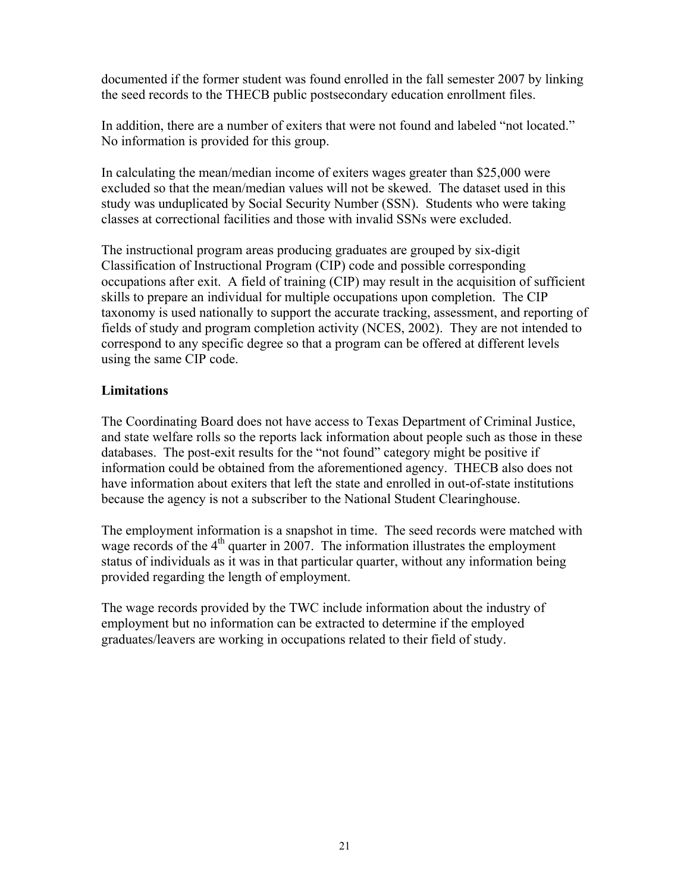documented if the former student was found enrolled in the fall semester 2007 by linking the seed records to the THECB public postsecondary education enrollment files.

In addition, there are a number of exiters that were not found and labeled "not located." No information is provided for this group.

In calculating the mean/median income of exiters wages greater than $25,000 were excluded so that the mean/median values will not be skewed. The dataset used in this study was unduplicated by Social Security Number (SSN). Students who were taking classes at correctional facilities and those with invalid SSNs were excluded.

The instructional program areas producing graduates are grouped by six-digit Classification of Instructional Program (CIP) code and possible corresponding occupations after exit. A field of training (CIP) may result in the acquisition of sufficient skills to prepare an individual for multiple occupations upon completion. The CIP taxonomy is used nationally to support the accurate tracking, assessment, and reporting of fields of study and program completion activity (NCES, 2002). They are not intended to correspond to any specific degree so that a program can be offered at different levels using the same CIP code.

## Limitations

The Coordinating Board does not have access to Texas Department of Criminal Justice, and state welfare rolls so the reports lack information about people such as those in these databases. The post-exit results for the "not found" category might be positive if information could be obtained from the aforementioned agency. THECB also does not have information about exiters that left the state and enrolled in out-of-state institutions because the agency is not a subscriber to the National Student Clearinghouse.

The employment information is a snapshot in time. The seed records were matched with wage records of the 4th quarter in 2007. The information illustrates the employment status of individuals as it was in that particular quarter, without any information being provided regarding the length of employment.

The wage records provided by the TWC include information about the industry of employment but no information can be extracted to determine if the employed graduates/leavers are working in occupations related to their field of study.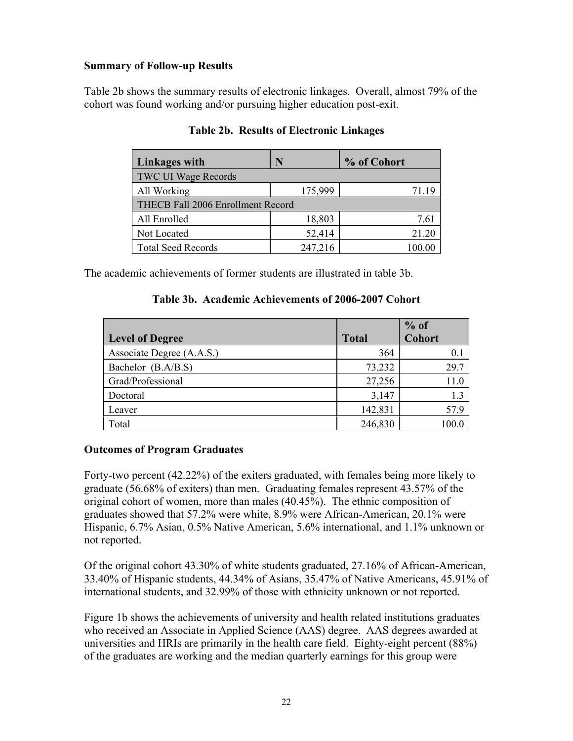### Summary of Follow-up Results

Table 2b shows the summary results of electronic linkages. Overall, almost 79% of the cohort was found working and/or pursuing higher education post-exit.

**Table 2b. Results of Electronic Linkages**

| Linkages with | N | % of Cohort |
|---|---|---|
| TWC UI Wage Records | | |
| All Working | 175,999 | 71.19 |
| THECB Fall 2006 Enrollment Record | | |
| All Enrolled | 18,803 | 7.61 |
| Not Located | 52,414 | 21.20 |
| Total Seed Records | 247,216 | 100.00 |

The academic achievements of former students are illustrated in table 3b.

**Table 3b. Academic Achievements of 2006-2007 Cohort**

| Level of Degree | Total | % of Cohort |
|---|---|---|
| Associate Degree (A.A.S.) | 364 | 0.1 |
| Bachelor (B.A/B.S) | 73,232 | 29.7 |
| Grad/Professional | 27,256 | 11.0 |
| Doctoral | 3,147 | 1.3 |
| Leaver | 142,831 | 57.9 |
| Total | 246,830 | 100.0 |

### Outcomes of Program Graduates

Forty-two percent (42.22%) of the exiters graduated, with females being more likely to graduate (56.68% of exiters) than men. Graduating females represent 43.57% of the original cohort of women, more than males (40.45%). The ethnic composition of graduates showed that 57.2% were white, 8.9% were African-American, 20.1% were Hispanic, 6.7% Asian, 0.5% Native American, 5.6% international, and 1.1% unknown or not reported.

Of the original cohort 43.30% of white students graduated, 27.16% of African-American, 33.40% of Hispanic students, 44.34% of Asians, 35.47% of Native Americans, 45.91% of international students, and 32.99% of those with ethnicity unknown or not reported.

Figure 1b shows the achievements of university and health related institutions graduates who received an Associate in Applied Science (AAS) degree. AAS degrees awarded at universities and HRIs are primarily in the health care field. Eighty-eight percent (88%) of the graduates are working and the median quarterly earnings for this group were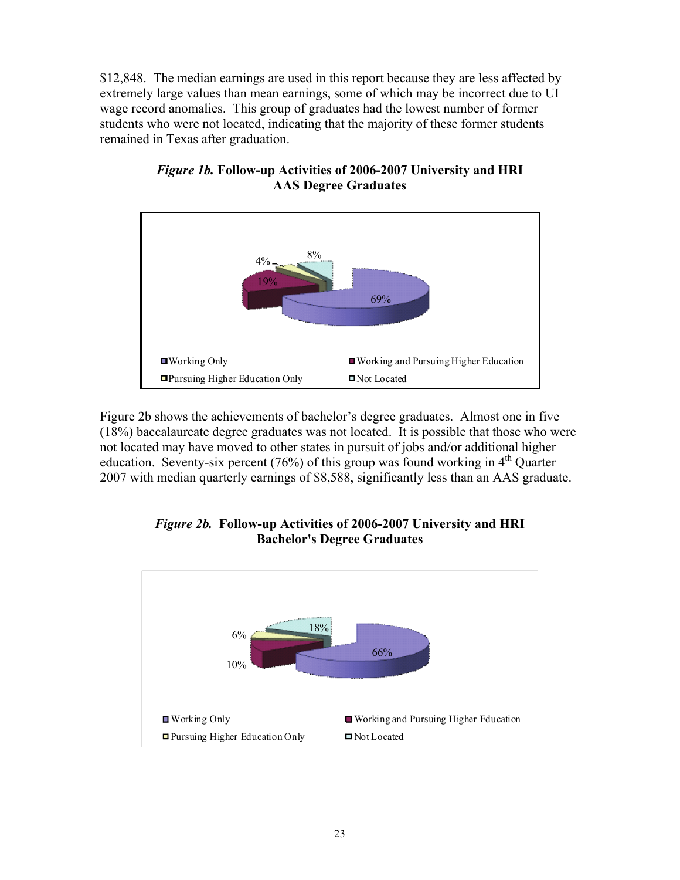$12,848. The median earnings are used in this report because they are less affected by extremely large values than mean earnings, some of which may be incorrect due to UI wage record anomalies. This group of graduates had the lowest number of former students who were not located, indicating that the majority of these former students remained in Texas after graduation.

***Figure 1b.*** **Follow-up Activities of 2006-2007 University and HRI AAS Degree Graduates**

Figure 2b shows the achievements of bachelor's degree graduates. Almost one in five (18%) baccalaureate degree graduates was not located. It is possible that those who were not located may have moved to other states in pursuit of jobs and/or additional higher education. Seventy-six percent (76%) of this group was found working in 4th Quarter 2007 with median quarterly earnings of $8,588, significantly less than an AAS graduate.

***Figure 2b.*** **Follow-up Activities of 2006-2007 University and HRI Bachelor's Degree Graduates**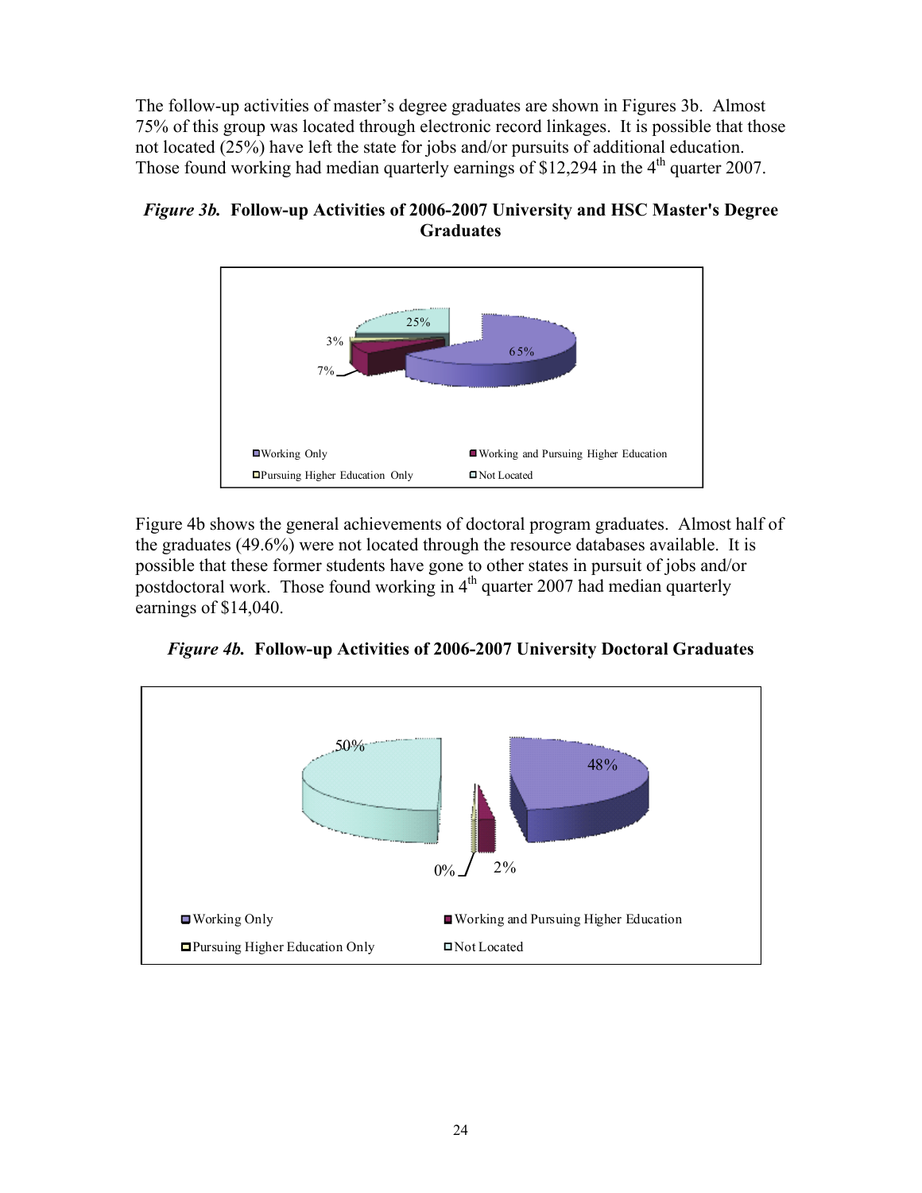The follow-up activities of master's degree graduates are shown in Figures 3b. Almost 75% of this group was located through electronic record linkages. It is possible that those not located (25%) have left the state for jobs and/or pursuits of additional education. Those found working had median quarterly earnings of $12,294 in the 4th quarter 2007.

***Figure 3b.*** **Follow-up Activities of 2006-2007 University and HSC Master's Degree Graduates**

Figure 4b shows the general achievements of doctoral program graduates. Almost half of the graduates (49.6%) were not located through the resource databases available. It is possible that these former students have gone to other states in pursuit of jobs and/or postdoctoral work. Those found working in 4th quarter 2007 had median quarterly earnings of $14,040.

***Figure 4b.*** **Follow-up Activities of 2006-2007 University Doctoral Graduates**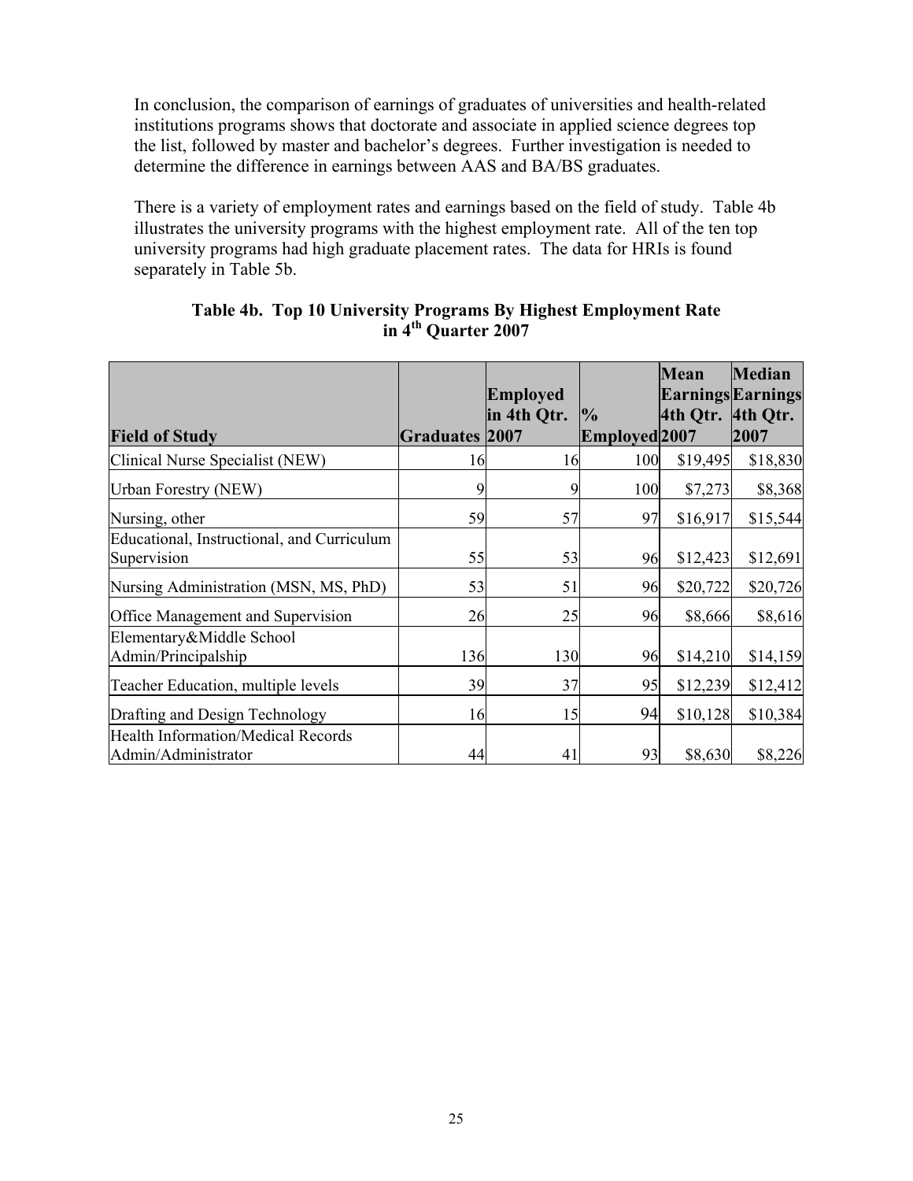In conclusion, the comparison of earnings of graduates of universities and health-related institutions programs shows that doctorate and associate in applied science degrees top the list, followed by master and bachelor's degrees. Further investigation is needed to determine the difference in earnings between AAS and BA/BS graduates.

There is a variety of employment rates and earnings based on the field of study. Table 4b illustrates the university programs with the highest employment rate. All of the ten top university programs had high graduate placement rates. The data for HRIs is found separately in Table 5b.

**Table 4b. Top 10 University Programs By Highest Employment Rate in 4th Quarter 2007**

| Field of Study | Graduates | Employed in 4th Qtr. 2007 | % Employed | Mean Earnings 4th Qtr. 2007 | Median Earnings 4th Qtr. 2007 |
|---|---|---|---|---|---|
| Clinical Nurse Specialist (NEW) | 16 | 16 | 100 | $19,495 | $18,830 |
| Urban Forestry (NEW) | 9 | 9 | 100 | $7,273 | $8,368 |
| Nursing, other | 59 | 57 | 97 | $16,917 | $15,544 |
| Educational, Instructional, and Curriculum Supervision | 55 | 53 | 96 | $12,423 | $12,691 |
| Nursing Administration (MSN, MS, PhD) | 53 | 51 | 96 | $20,722 | $20,726 |
| Office Management and Supervision | 26 | 25 | 96 | $8,666 | $8,616 |
| Elementary&Middle School Admin/Principalship | 136 | 130 | 96 | $14,210 | $14,159 |
| Teacher Education, multiple levels | 39 | 37 | 95 | $12,239 | $12,412 |
| Drafting and Design Technology | 16 | 15 | 94 | $10,128 | $10,384 |
| Health Information/Medical Records Admin/Administrator | 44 | 41 | 93 | $8,630 | $8,226 |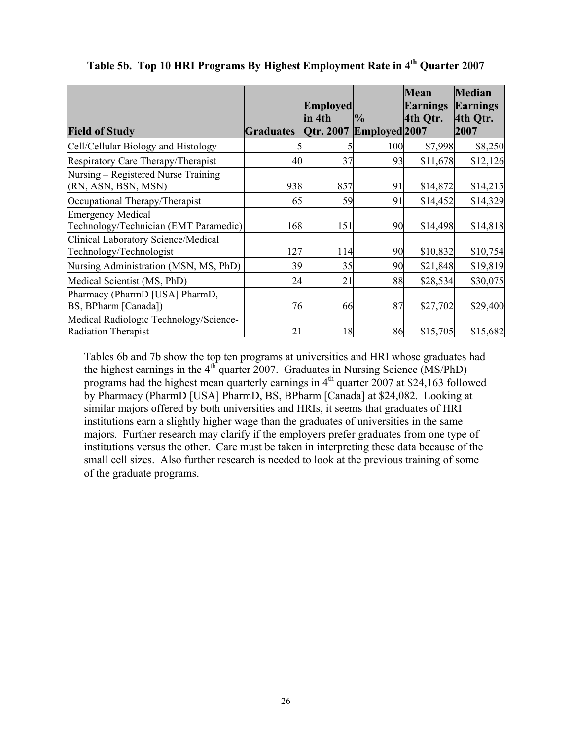**Table 5b. Top 10 HRI Programs By Highest Employment Rate in 4th Quarter 2007**

| Field of Study | Graduates | Employed in 4th Qtr. 2007 | % Employed | Mean Earnings 4th Qtr. 2007 | Median Earnings 4th Qtr. 2007 |
|---|---|---|---|---|---|
| Cell/Cellular Biology and Histology | 5 | 5 | 100 | $7,998 | $8,250 |
| Respiratory Care Therapy/Therapist | 40 | 37 | 93 | $11,678 | $12,126 |
| Nursing – Registered Nurse Training (RN, ASN, BSN, MSN) | 938 | 857 | 91 | $14,872 | $14,215 |
| Occupational Therapy/Therapist | 65 | 59 | 91 | $14,452 | $14,329 |
| Emergency Medical Technology/Technician (EMT Paramedic) | 168 | 151 | 90 | $14,498 | $14,818 |
| Clinical Laboratory Science/Medical Technology/Technologist | 127 | 114 | 90 | $10,832 | $10,754 |
| Nursing Administration (MSN, MS, PhD) | 39 | 35 | 90 | $21,848 | $19,819 |
| Medical Scientist (MS, PhD) | 24 | 21 | 88 | $28,534 | $30,075 |
| Pharmacy (PharmD [USA] PharmD, BS, BPharm [Canada]) | 76 | 66 | 87 | $27,702 | $29,400 |
| Medical Radiologic Technology/Science-Radiation Therapist | 21 | 18 | 86 | $15,705 | $15,682 |

Tables 6b and 7b show the top ten programs at universities and HRI whose graduates had the highest earnings in the 4th quarter 2007. Graduates in Nursing Science (MS/PhD) programs had the highest mean quarterly earnings in 4th quarter 2007 at $24,163 followed by Pharmacy (PharmD [USA] PharmD, BS, BPharm [Canada] at $24,082. Looking at similar majors offered by both universities and HRIs, it seems that graduates of HRI institutions earn a slightly higher wage than the graduates of universities in the same majors. Further research may clarify if the employers prefer graduates from one type of institutions versus the other. Care must be taken in interpreting these data because of the small cell sizes. Also further research is needed to look at the previous training of some of the graduate programs.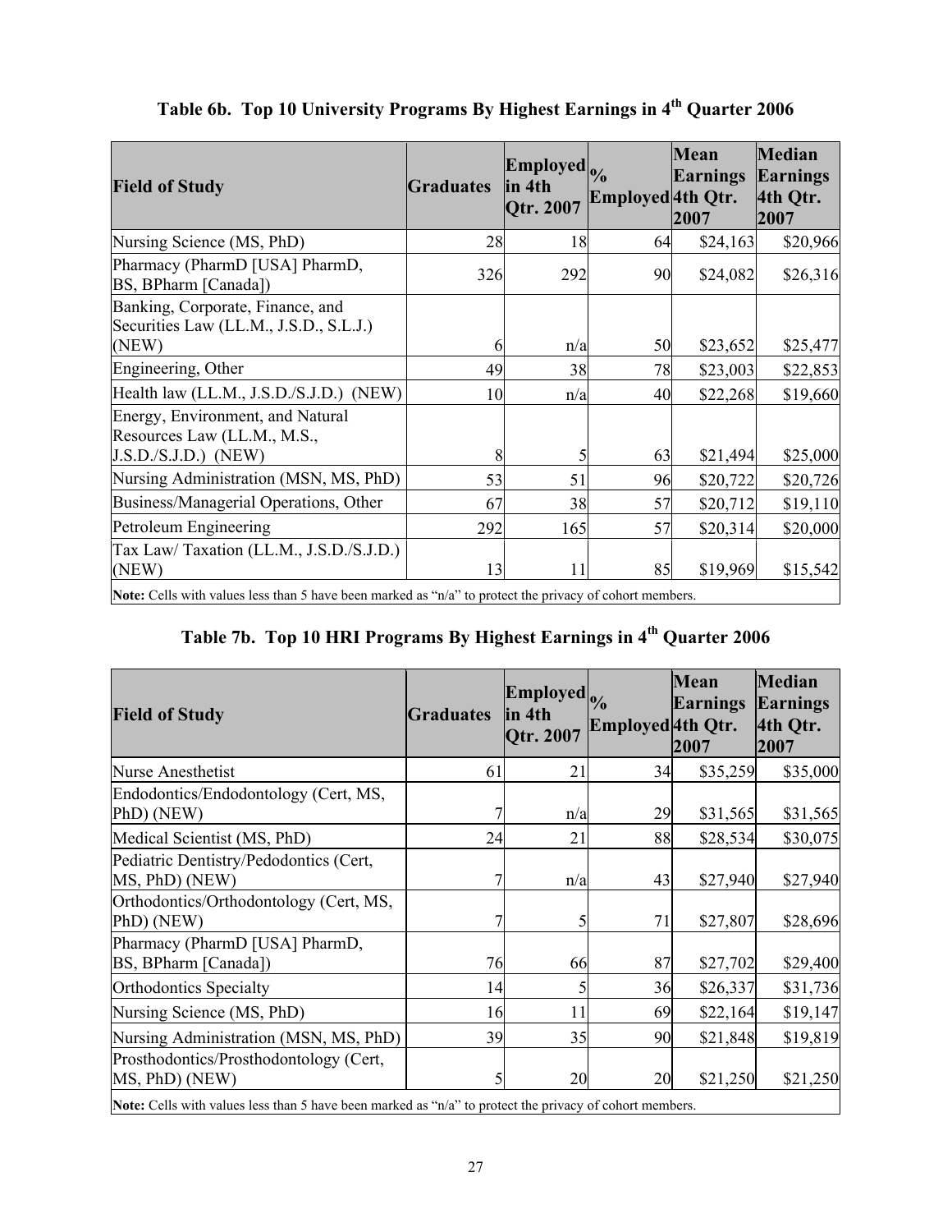## Table 6b. Top 10 University Programs By Highest Earnings in 4th Quarter 2006

| Field of Study | Graduates | Employed in 4th Qtr. 2007 | % Employed | Mean Earnings 4th Qtr. 2007 | Median Earnings 4th Qtr. 2007 |
|---|---|---|---|---|---|
| Nursing Science (MS, PhD) | 28 | 18 | 64 | $24,163 | $20,966 |
| Pharmacy (PharmD [USA] PharmD, BS, BPharm [Canada]) | 326 | 292 | 90 | $24,082 | $26,316 |
| Banking, Corporate, Finance, and Securities Law (LL.M., J.S.D., S.L.J.) (NEW) | 6 | n/a | 50 | $23,652 | $25,477 |
| Engineering, Other | 49 | 38 | 78 | $23,003 | $22,853 |
| Health law (LL.M., J.S.D./S.J.D.) (NEW) | 10 | n/a | 40 | $22,268 | $19,660 |
| Energy, Environment, and Natural Resources Law (LL.M., M.S., J.S.D./S.J.D.) (NEW) | 8 | 5 | 63 | $21,494 | $25,000 |
| Nursing Administration (MSN, MS, PhD) | 53 | 51 | 96 | $20,722 | $20,726 |
| Business/Managerial Operations, Other | 67 | 38 | 57 | $20,712 | $19,110 |
| Petroleum Engineering | 292 | 165 | 57 | $20,314 | $20,000 |
| Tax Law/ Taxation (LL.M., J.S.D./S.J.D.) (NEW) | 13 | 11 | 85 | $19,969 | $15,542 |

**Note:** Cells with values less than 5 have been marked as "n/a" to protect the privacy of cohort members.

## Table 7b. Top 10 HRI Programs By Highest Earnings in 4th Quarter 2006

| Field of Study | Graduates | Employed in 4th Qtr. 2007 | % Employed | Mean Earnings 4th Qtr. 2007 | Median Earnings 4th Qtr. 2007 |
|---|---|---|---|---|---|
| Nurse Anesthetist | 61 | 21 | 34 | $35,259 | $35,000 |
| Endodontics/Endodontology (Cert, MS, PhD) (NEW) | 7 | n/a | 29 | $31,565 | $31,565 |
| Medical Scientist (MS, PhD) | 24 | 21 | 88 | $28,534 | $30,075 |
| Pediatric Dentistry/Pedodontics (Cert, MS, PhD) (NEW) | 7 | n/a | 43 | $27,940 | $27,940 |
| Orthodontics/Orthodontology (Cert, MS, PhD) (NEW) | 7 | 5 | 71 | $27,807 | $28,696 |
| Pharmacy (PharmD [USA] PharmD, BS, BPharm [Canada]) | 76 | 66 | 87 | $27,702 | $29,400 |
| Orthodontics Specialty | 14 | 5 | 36 | $26,337 | $31,736 |
| Nursing Science (MS, PhD) | 16 | 11 | 69 | $22,164 | $19,147 |
| Nursing Administration (MSN, MS, PhD) | 39 | 35 | 90 | $21,848 | $19,819 |
| Prosthodontics/Prosthodontology (Cert, MS, PhD) (NEW) | 5 | 20 | 20 | $21,250 | $21,250 |

**Note:** Cells with values less than 5 have been marked as "n/a" to protect the privacy of cohort members.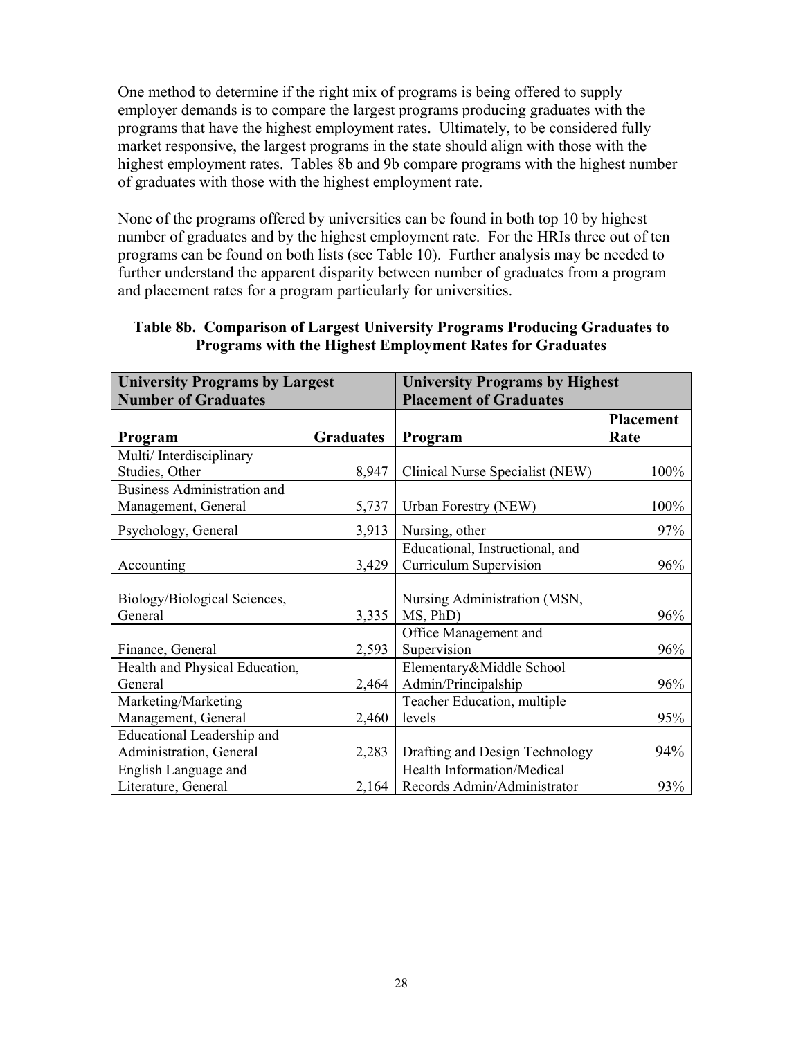One method to determine if the right mix of programs is being offered to supply employer demands is to compare the largest programs producing graduates with the programs that have the highest employment rates. Ultimately, to be considered fully market responsive, the largest programs in the state should align with those with the highest employment rates. Tables 8b and 9b compare programs with the highest number of graduates with those with the highest employment rate.

None of the programs offered by universities can be found in both top 10 by highest number of graduates and by the highest employment rate. For the HRIs three out of ten programs can be found on both lists (see Table 10). Further analysis may be needed to further understand the apparent disparity between number of graduates from a program and placement rates for a program particularly for universities.

**Table 8b. Comparison of Largest University Programs Producing Graduates to Programs with the Highest Employment Rates for Graduates**

| University Programs by Largest Number of Graduates | | University Programs by Highest Placement of Graduates | |
|---|---|---|---|
| **Program** | **Graduates** | **Program** | **Placement Rate** |
| Multi/ Interdisciplinary Studies, Other | 8,947 | Clinical Nurse Specialist (NEW) | 100% |
| Business Administration and Management, General | 5,737 | Urban Forestry (NEW) | 100% |
| Psychology, General | 3,913 | Nursing, other | 97% |
| Accounting | 3,429 | Educational, Instructional, and Curriculum Supervision | 96% |
| Biology/Biological Sciences, General | 3,335 | Nursing Administration (MSN, MS, PhD) | 96% |
| Finance, General | 2,593 | Office Management and Supervision | 96% |
| Health and Physical Education, General | 2,464 | Elementary&Middle School Admin/Principalship | 96% |
| Marketing/Marketing Management, General | 2,460 | Teacher Education, multiple levels | 95% |
| Educational Leadership and Administration, General | 2,283 | Drafting and Design Technology | 94% |
| English Language and Literature, General | 2,164 | Health Information/Medical Records Admin/Administrator | 93% |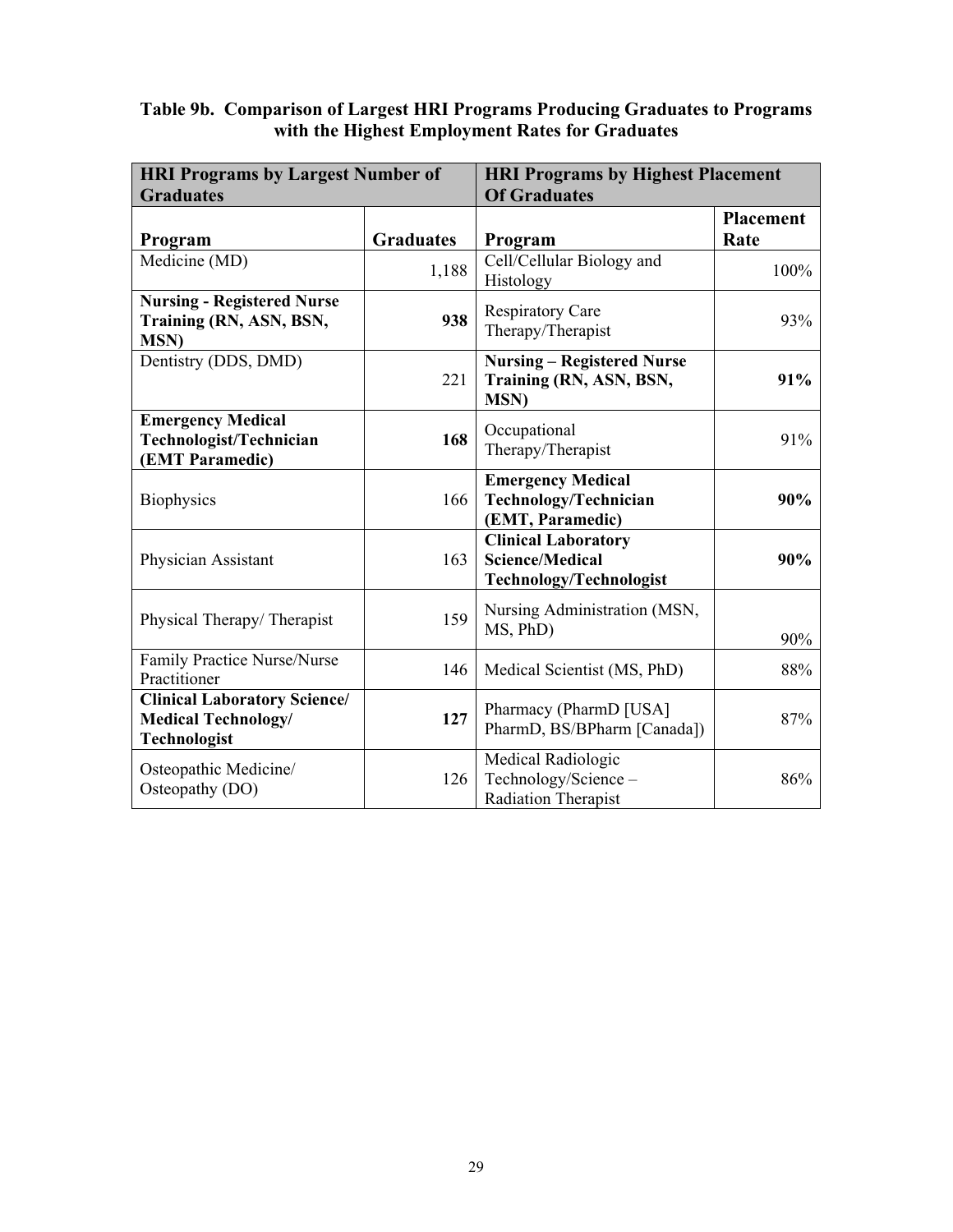**Table 9b. Comparison of Largest HRI Programs Producing Graduates to Programs with the Highest Employment Rates for Graduates**

| **HRI Programs by Largest Number of Graduates** | | **HRI Programs by Highest Placement Of Graduates** | |
|---|---|---|---|
| **Program** | **Graduates** | **Program** | **Placement Rate** |
| Medicine (MD) | 1,188 | Cell/Cellular Biology and Histology | 100% |
| **Nursing - Registered Nurse Training (RN, ASN, BSN, MSN)** | **938** | Respiratory Care Therapy/Therapist | 93% |
| Dentistry (DDS, DMD) | 221 | **Nursing – Registered Nurse Training (RN, ASN, BSN, MSN)** | **91%** |
| **Emergency Medical Technologist/Technician (EMT Paramedic)** | **168** | Occupational Therapy/Therapist | 91% |
| Biophysics | 166 | **Emergency Medical Technology/Technician (EMT, Paramedic)** | **90%** |
| Physician Assistant | 163 | **Clinical Laboratory Science/Medical Technology/Technologist** | **90%** |
| Physical Therapy/ Therapist | 159 | Nursing Administration (MSN, MS, PhD) | 90% |
| Family Practice Nurse/Nurse Practitioner | 146 | Medical Scientist (MS, PhD) | 88% |
| **Clinical Laboratory Science/ Medical Technology/ Technologist** | **127** | Pharmacy (PharmD [USA] PharmD, BS/BPharm [Canada]) | 87% |
| Osteopathic Medicine/ Osteopathy (DO) | 126 | Medical Radiologic Technology/Science – Radiation Therapist | 86% |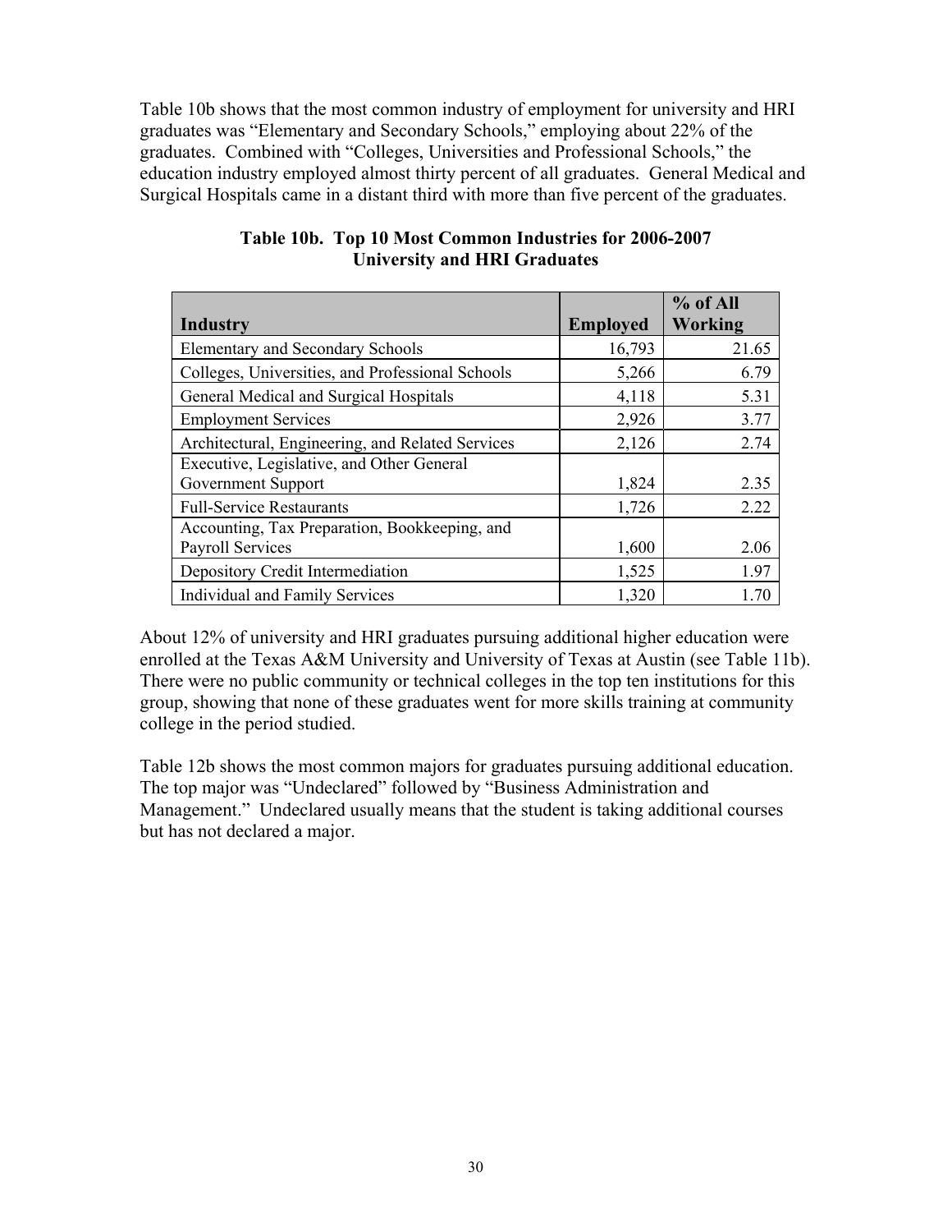Table 10b shows that the most common industry of employment for university and HRI graduates was "Elementary and Secondary Schools," employing about 22% of the graduates. Combined with "Colleges, Universities and Professional Schools," the education industry employed almost thirty percent of all graduates. General Medical and Surgical Hospitals came in a distant third with more than five percent of the graduates.

**Table 10b. Top 10 Most Common Industries for 2006-2007 University and HRI Graduates**

| Industry | Employed | % of All Working |
|---|---|---|
| Elementary and Secondary Schools | 16,793 | 21.65 |
| Colleges, Universities, and Professional Schools | 5,266 | 6.79 |
| General Medical and Surgical Hospitals | 4,118 | 5.31 |
| Employment Services | 2,926 | 3.77 |
| Architectural, Engineering, and Related Services | 2,126 | 2.74 |
| Executive, Legislative, and Other General Government Support | 1,824 | 2.35 |
| Full-Service Restaurants | 1,726 | 2.22 |
| Accounting, Tax Preparation, Bookkeeping, and Payroll Services | 1,600 | 2.06 |
| Depository Credit Intermediation | 1,525 | 1.97 |
| Individual and Family Services | 1,320 | 1.70 |

About 12% of university and HRI graduates pursuing additional higher education were enrolled at the Texas A&M University and University of Texas at Austin (see Table 11b). There were no public community or technical colleges in the top ten institutions for this group, showing that none of these graduates went for more skills training at community college in the period studied.

Table 12b shows the most common majors for graduates pursuing additional education. The top major was "Undeclared" followed by "Business Administration and Management." Undeclared usually means that the student is taking additional courses but has not declared a major.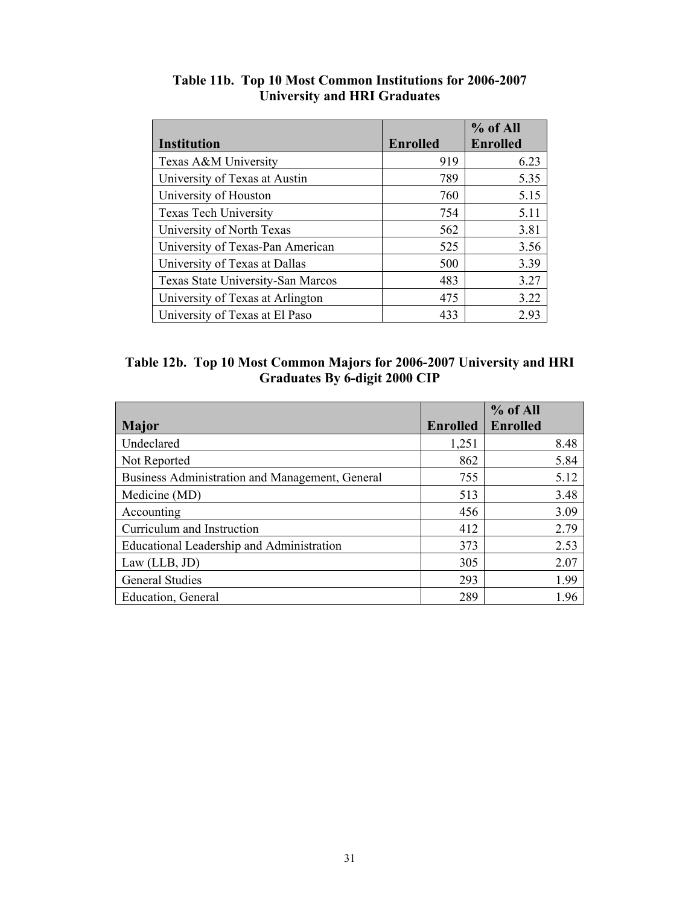**Table 11b. Top 10 Most Common Institutions for 2006-2007 University and HRI Graduates**

| Institution | Enrolled | % of All Enrolled |
|---|---|---|
| Texas A&M University | 919 | 6.23 |
| University of Texas at Austin | 789 | 5.35 |
| University of Houston | 760 | 5.15 |
| Texas Tech University | 754 | 5.11 |
| University of North Texas | 562 | 3.81 |
| University of Texas-Pan American | 525 | 3.56 |
| University of Texas at Dallas | 500 | 3.39 |
| Texas State University-San Marcos | 483 | 3.27 |
| University of Texas at Arlington | 475 | 3.22 |
| University of Texas at El Paso | 433 | 2.93 |

**Table 12b. Top 10 Most Common Majors for 2006-2007 University and HRI Graduates By 6-digit 2000 CIP**

| Major | Enrolled | % of All Enrolled |
|---|---|---|
| Undeclared | 1,251 | 8.48 |
| Not Reported | 862 | 5.84 |
| Business Administration and Management, General | 755 | 5.12 |
| Medicine (MD) | 513 | 3.48 |
| Accounting | 456 | 3.09 |
| Curriculum and Instruction | 412 | 2.79 |
| Educational Leadership and Administration | 373 | 2.53 |
| Law (LLB, JD) | 305 | 2.07 |
| General Studies | 293 | 1.99 |
| Education, General | 289 | 1.96 |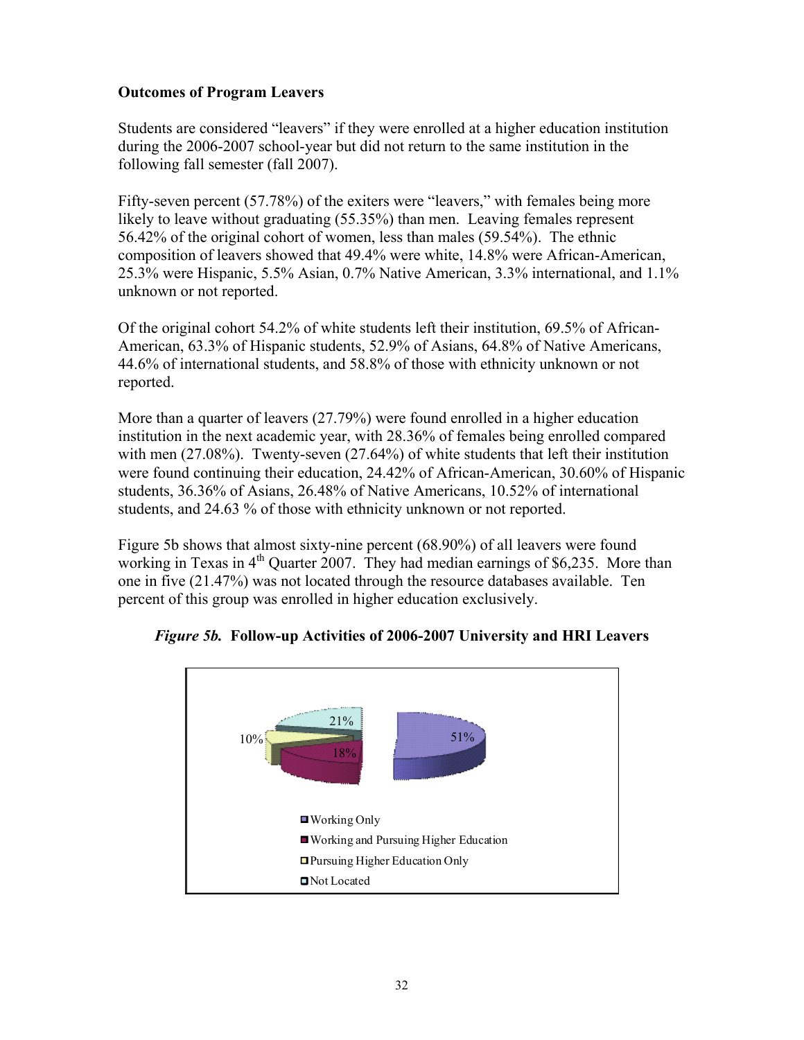**Outcomes of Program Leavers**

Students are considered "leavers" if they were enrolled at a higher education institution during the 2006-2007 school-year but did not return to the same institution in the following fall semester (fall 2007).

Fifty-seven percent (57.78%) of the exiters were "leavers," with females being more likely to leave without graduating (55.35%) than men. Leaving females represent 56.42% of the original cohort of women, less than males (59.54%). The ethnic composition of leavers showed that 49.4% were white, 14.8% were African-American, 25.3% were Hispanic, 5.5% Asian, 0.7% Native American, 3.3% international, and 1.1% unknown or not reported.

Of the original cohort 54.2% of white students left their institution, 69.5% of African-American, 63.3% of Hispanic students, 52.9% of Asians, 64.8% of Native Americans, 44.6% of international students, and 58.8% of those with ethnicity unknown or not reported.

More than a quarter of leavers (27.79%) were found enrolled in a higher education institution in the next academic year, with 28.36% of females being enrolled compared with men (27.08%). Twenty-seven (27.64%) of white students that left their institution were found continuing their education, 24.42% of African-American, 30.60% of Hispanic students, 36.36% of Asians, 26.48% of Native Americans, 10.52% of international students, and 24.63 % of those with ethnicity unknown or not reported.

Figure 5b shows that almost sixty-nine percent (68.90%) of all leavers were found working in Texas in 4th Quarter 2007. They had median earnings of $6,235. More than one in five (21.47%) was not located through the resource databases available. Ten percent of this group was enrolled in higher education exclusively.

*Figure 5b.* **Follow-up Activities of 2006-2007 University and HRI Leavers**

| Category | Percent |
|---|---|
| Working Only | 51% |
| Working and Pursuing Higher Education | 18% |
| Pursuing Higher Education Only | 10% |
| Not Located | 21% |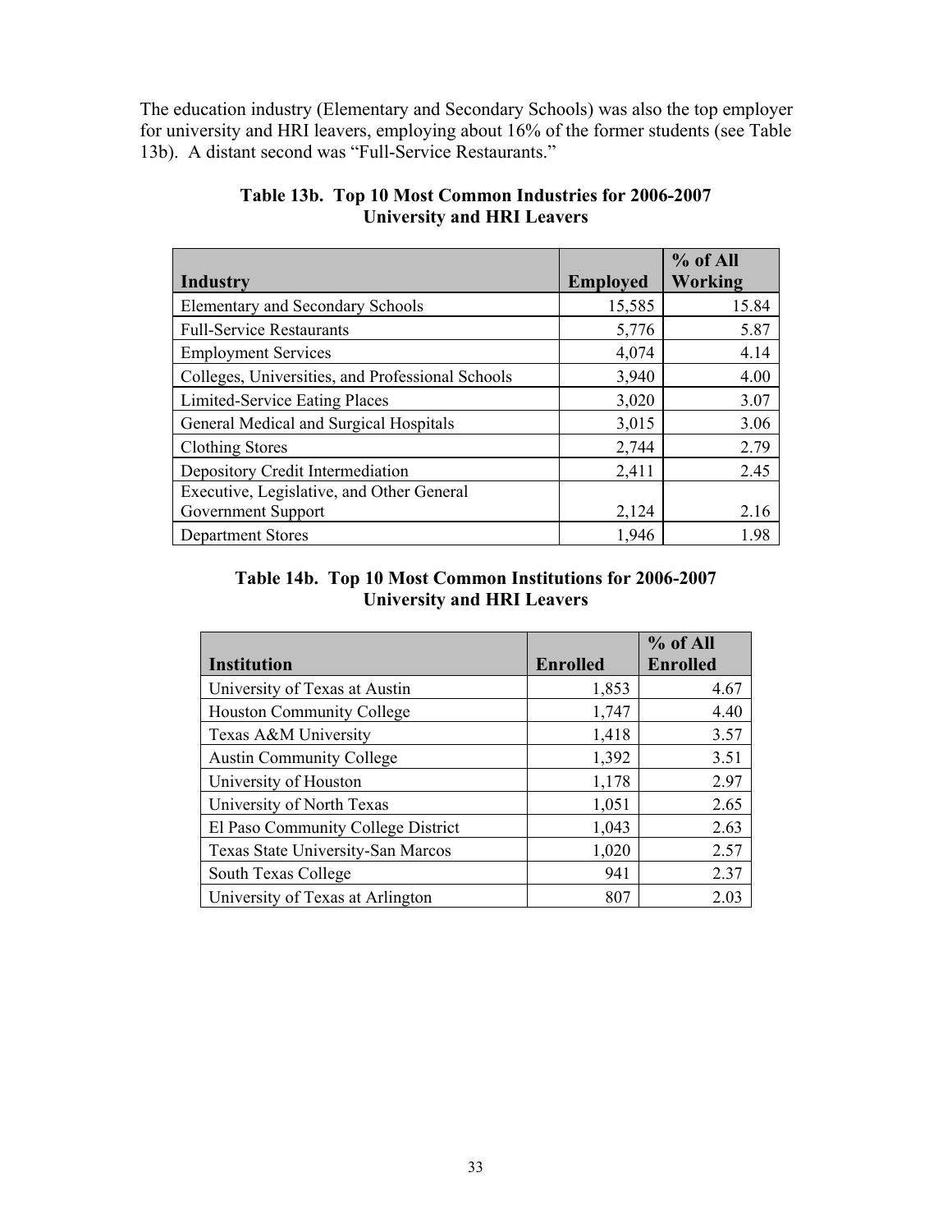The education industry (Elementary and Secondary Schools) was also the top employer for university and HRI leavers, employing about 16% of the former students (see Table 13b). A distant second was "Full-Service Restaurants."

**Table 13b. Top 10 Most Common Industries for 2006-2007 University and HRI Leavers**

| Industry | Employed | % of All Working |
|---|---:|---:|
| Elementary and Secondary Schools | 15,585 | 15.84 |
| Full-Service Restaurants | 5,776 | 5.87 |
| Employment Services | 4,074 | 4.14 |
| Colleges, Universities, and Professional Schools | 3,940 | 4.00 |
| Limited-Service Eating Places | 3,020 | 3.07 |
| General Medical and Surgical Hospitals | 3,015 | 3.06 |
| Clothing Stores | 2,744 | 2.79 |
| Depository Credit Intermediation | 2,411 | 2.45 |
| Executive, Legislative, and Other General Government Support | 2,124 | 2.16 |
| Department Stores | 1,946 | 1.98 |

**Table 14b. Top 10 Most Common Institutions for 2006-2007 University and HRI Leavers**

| Institution | Enrolled | % of All Enrolled |
|---|---:|---:|
| University of Texas at Austin | 1,853 | 4.67 |
| Houston Community College | 1,747 | 4.40 |
| Texas A&M University | 1,418 | 3.57 |
| Austin Community College | 1,392 | 3.51 |
| University of Houston | 1,178 | 2.97 |
| University of North Texas | 1,051 | 2.65 |
| El Paso Community College District | 1,043 | 2.63 |
| Texas State University-San Marcos | 1,020 | 2.57 |
| South Texas College | 941 | 2.37 |
| University of Texas at Arlington | 807 | 2.03 |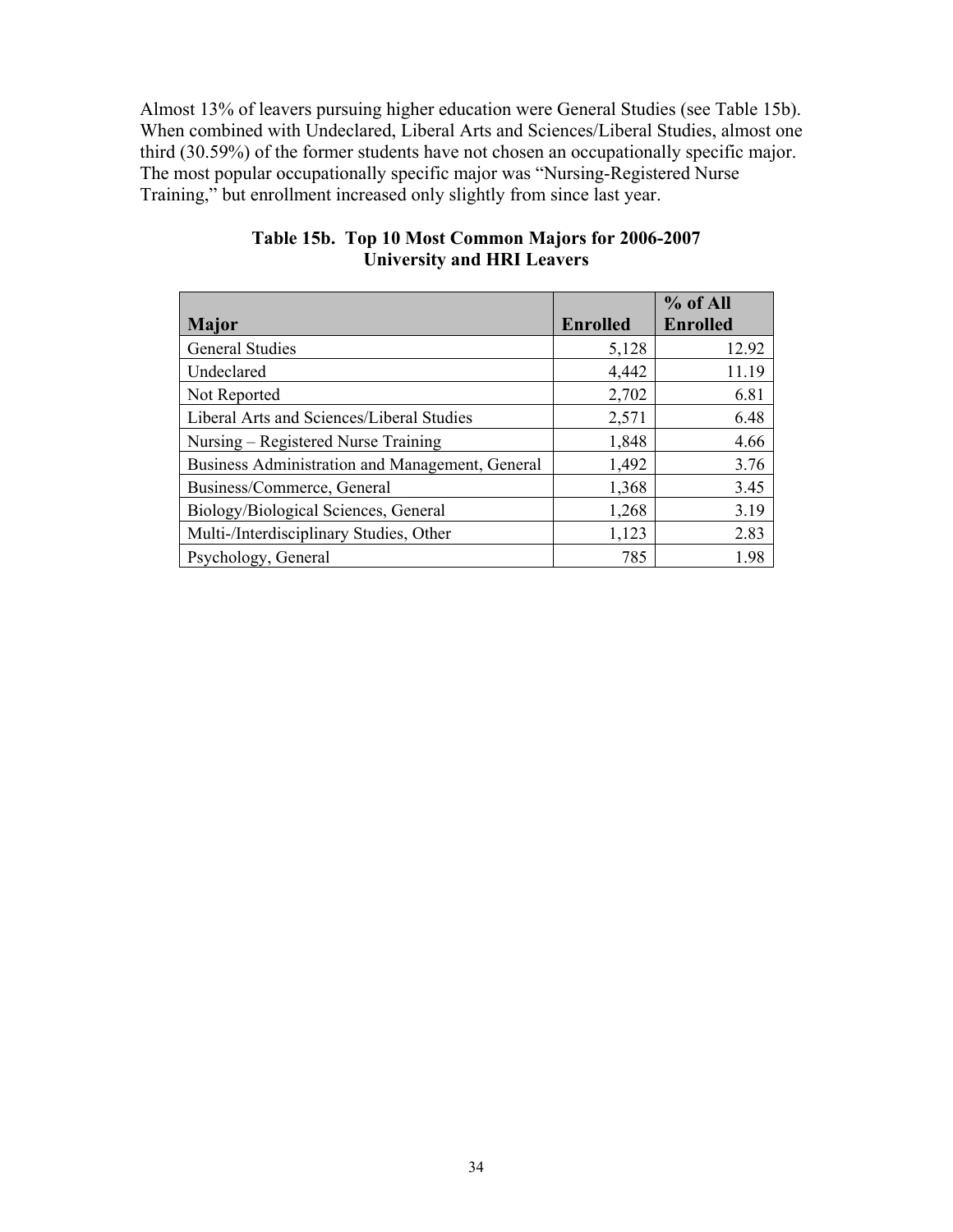Almost 13% of leavers pursuing higher education were General Studies (see Table 15b). When combined with Undeclared, Liberal Arts and Sciences/Liberal Studies, almost one third (30.59%) of the former students have not chosen an occupationally specific major. The most popular occupationally specific major was "Nursing-Registered Nurse Training," but enrollment increased only slightly from since last year.

**Table 15b. Top 10 Most Common Majors for 2006-2007 University and HRI Leavers**

| Major | Enrolled | % of All Enrolled |
|---|---:|---:|
| General Studies | 5,128 | 12.92 |
| Undeclared | 4,442 | 11.19 |
| Not Reported | 2,702 | 6.81 |
| Liberal Arts and Sciences/Liberal Studies | 2,571 | 6.48 |
| Nursing – Registered Nurse Training | 1,848 | 4.66 |
| Business Administration and Management, General | 1,492 | 3.76 |
| Business/Commerce, General | 1,368 | 3.45 |
| Biology/Biological Sciences, General | 1,268 | 3.19 |
| Multi-/Interdisciplinary Studies, Other | 1,123 | 2.83 |
| Psychology, General | 785 | 1.98 |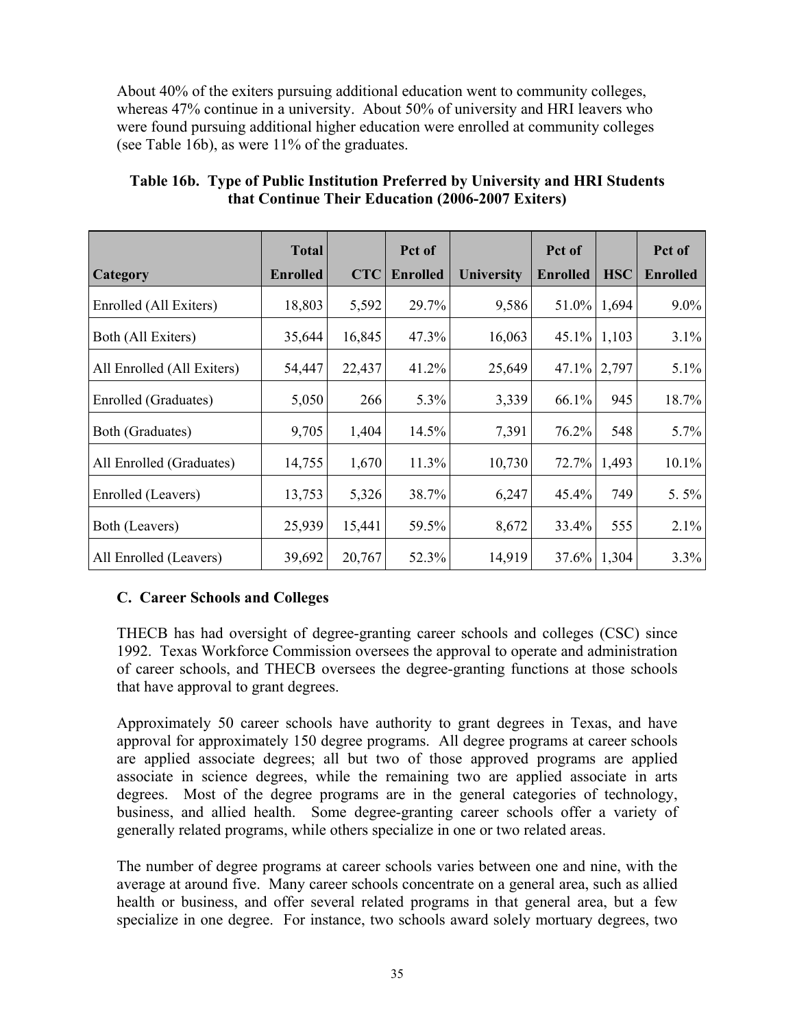About 40% of the exiters pursuing additional education went to community colleges, whereas 47% continue in a university. About 50% of university and HRI leavers who were found pursuing additional higher education were enrolled at community colleges (see Table 16b), as were 11% of the graduates.

**Table 16b. Type of Public Institution Preferred by University and HRI Students that Continue Their Education (2006-2007 Exiters)**

| Category | Total Enrolled | CTC | Pct of Enrolled | University | Pct of Enrolled | HSC | Pct of Enrolled |
|---|---|---|---|---|---|---|---|
| Enrolled (All Exiters) | 18,803 | 5,592 | 29.7% | 9,586 | 51.0% | 1,694 | 9.0% |
| Both (All Exiters) | 35,644 | 16,845 | 47.3% | 16,063 | 45.1% | 1,103 | 3.1% |
| All Enrolled (All Exiters) | 54,447 | 22,437 | 41.2% | 25,649 | 47.1% | 2,797 | 5.1% |
| Enrolled (Graduates) | 5,050 | 266 | 5.3% | 3,339 | 66.1% | 945 | 18.7% |
| Both (Graduates) | 9,705 | 1,404 | 14.5% | 7,391 | 76.2% | 548 | 5.7% |
| All Enrolled (Graduates) | 14,755 | 1,670 | 11.3% | 10,730 | 72.7% | 1,493 | 10.1% |
| Enrolled (Leavers) | 13,753 | 5,326 | 38.7% | 6,247 | 45.4% | 749 | 5. 5% |
| Both (Leavers) | 25,939 | 15,441 | 59.5% | 8,672 | 33.4% | 555 | 2.1% |
| All Enrolled (Leavers) | 39,692 | 20,767 | 52.3% | 14,919 | 37.6% | 1,304 | 3.3% |

### C. Career Schools and Colleges

THECB has had oversight of degree-granting career schools and colleges (CSC) since 1992. Texas Workforce Commission oversees the approval to operate and administration of career schools, and THECB oversees the degree-granting functions at those schools that have approval to grant degrees.

Approximately 50 career schools have authority to grant degrees in Texas, and have approval for approximately 150 degree programs. All degree programs at career schools are applied associate degrees; all but two of those approved programs are applied associate in science degrees, while the remaining two are applied associate in arts degrees. Most of the degree programs are in the general categories of technology, business, and allied health. Some degree-granting career schools offer a variety of generally related programs, while others specialize in one or two related areas.

The number of degree programs at career schools varies between one and nine, with the average at around five. Many career schools concentrate on a general area, such as allied health or business, and offer several related programs in that general area, but a few specialize in one degree. For instance, two schools award solely mortuary degrees, two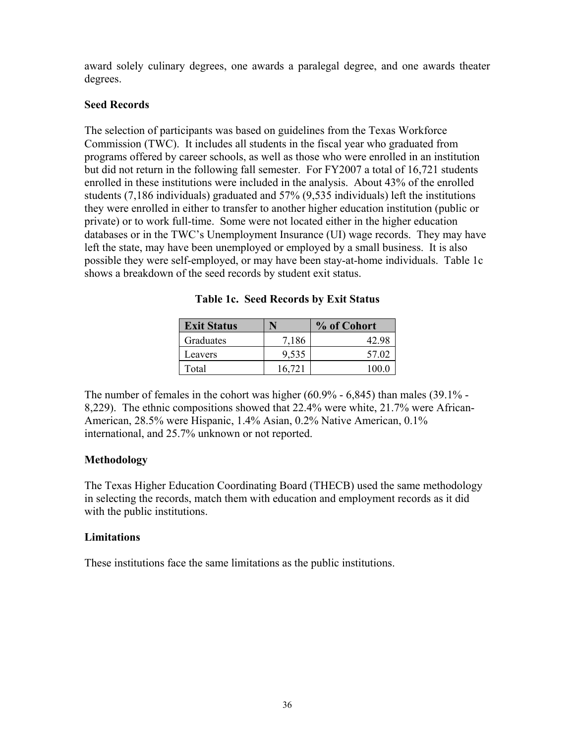award solely culinary degrees, one awards a paralegal degree, and one awards theater degrees.

**Seed Records**

The selection of participants was based on guidelines from the Texas Workforce Commission (TWC). It includes all students in the fiscal year who graduated from programs offered by career schools, as well as those who were enrolled in an institution but did not return in the following fall semester. For FY2007 a total of 16,721 students enrolled in these institutions were included in the analysis. About 43% of the enrolled students (7,186 individuals) graduated and 57% (9,535 individuals) left the institutions they were enrolled in either to transfer to another higher education institution (public or private) or to work full-time. Some were not located either in the higher education databases or in the TWC's Unemployment Insurance (UI) wage records. They may have left the state, may have been unemployed or employed by a small business. It is also possible they were self-employed, or may have been stay-at-home individuals. Table 1c shows a breakdown of the seed records by student exit status.

**Table 1c. Seed Records by Exit Status**

| Exit Status | N | % of Cohort |
|---|---|---|
| Graduates | 7,186 | 42.98 |
| Leavers | 9,535 | 57.02 |
| Total | 16,721 | 100.0 |

The number of females in the cohort was higher (60.9% - 6,845) than males (39.1% - 8,229). The ethnic compositions showed that 22.4% were white, 21.7% were African-American, 28.5% were Hispanic, 1.4% Asian, 0.2% Native American, 0.1% international, and 25.7% unknown or not reported.

**Methodology**

The Texas Higher Education Coordinating Board (THECB) used the same methodology in selecting the records, match them with education and employment records as it did with the public institutions.

**Limitations**

These institutions face the same limitations as the public institutions.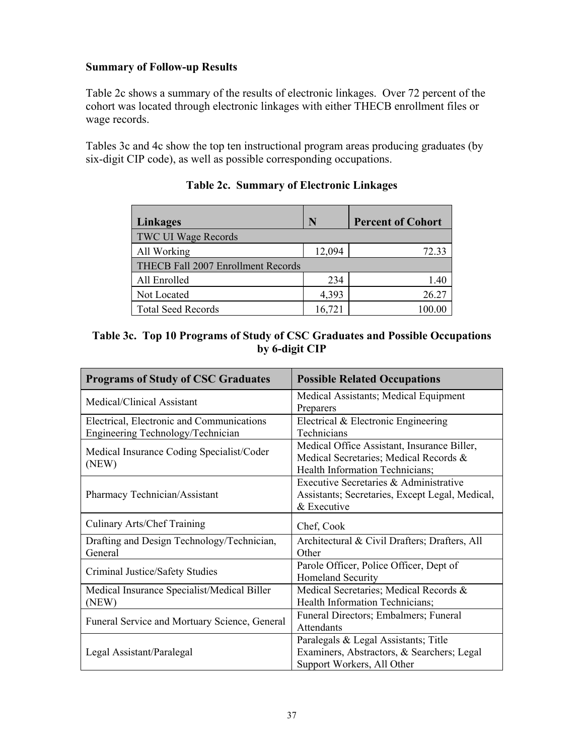**Summary of Follow-up Results**

Table 2c shows a summary of the results of electronic linkages. Over 72 percent of the cohort was located through electronic linkages with either THECB enrollment files or wage records.

Tables 3c and 4c show the top ten instructional program areas producing graduates (by six-digit CIP code), as well as possible corresponding occupations.

**Table 2c. Summary of Electronic Linkages**

| Linkages | N | Percent of Cohort |
|---|---|---|
| TWC UI Wage Records | | |
| All Working | 12,094 | 72.33 |
| THECB Fall 2007 Enrollment Records | | |
| All Enrolled | 234 | 1.40 |
| Not Located | 4,393 | 26.27 |
| Total Seed Records | 16,721 | 100.00 |

**Table 3c. Top 10 Programs of Study of CSC Graduates and Possible Occupations by 6-digit CIP**

| Programs of Study of CSC Graduates | Possible Related Occupations |
|---|---|
| Medical/Clinical Assistant | Medical Assistants; Medical Equipment Preparers |
| Electrical, Electronic and Communications Engineering Technology/Technician | Electrical & Electronic Engineering Technicians |
| Medical Insurance Coding Specialist/Coder (NEW) | Medical Office Assistant, Insurance Biller, Medical Secretaries; Medical Records & Health Information Technicians; |
| Pharmacy Technician/Assistant | Executive Secretaries & Administrative Assistants; Secretaries, Except Legal, Medical, & Executive |
| Culinary Arts/Chef Training | Chef, Cook |
| Drafting and Design Technology/Technician, General | Architectural & Civil Drafters; Drafters, All Other |
| Criminal Justice/Safety Studies | Parole Officer, Police Officer, Dept of Homeland Security |
| Medical Insurance Specialist/Medical Biller (NEW) | Medical Secretaries; Medical Records & Health Information Technicians; |
| Funeral Service and Mortuary Science, General | Funeral Directors; Embalmers; Funeral Attendants |
| Legal Assistant/Paralegal | Paralegals & Legal Assistants; Title Examiners, Abstractors, & Searchers; Legal Support Workers, All Other |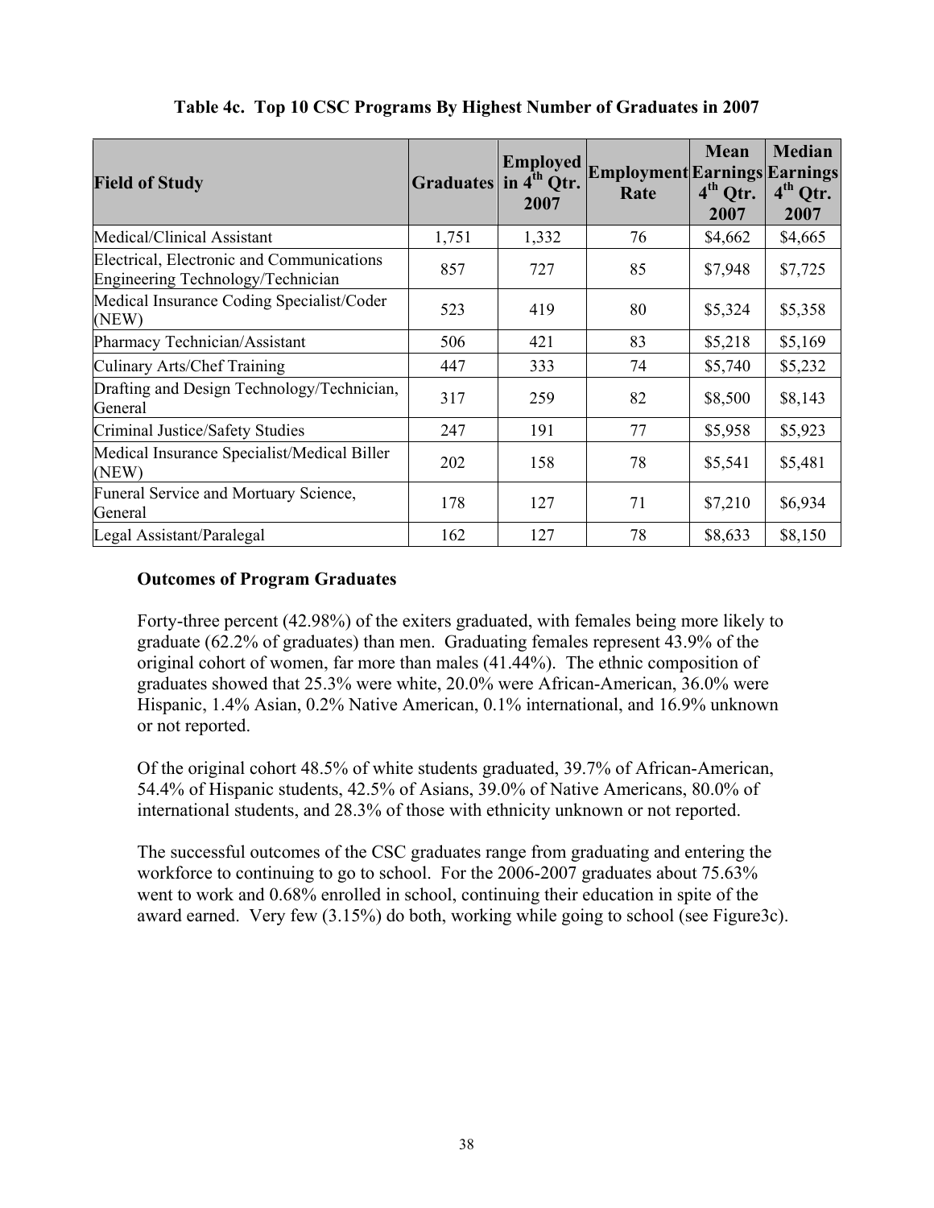**Table 4c. Top 10 CSC Programs By Highest Number of Graduates in 2007**

| Field of Study | Graduates | Employed in 4th Qtr. 2007 | Employment Rate | Mean Earnings 4th Qtr. 2007 | Median Earnings 4th Qtr. 2007 |
|---|---|---|---|---|---|
| Medical/Clinical Assistant | 1,751 | 1,332 | 76 | $4,662 | $4,665 |
| Electrical, Electronic and Communications Engineering Technology/Technician | 857 | 727 | 85 | $7,948 | $7,725 |
| Medical Insurance Coding Specialist/Coder (NEW) | 523 | 419 | 80 | $5,324 | $5,358 |
| Pharmacy Technician/Assistant | 506 | 421 | 83 | $5,218 | $5,169 |
| Culinary Arts/Chef Training | 447 | 333 | 74 | $5,740 | $5,232 |
| Drafting and Design Technology/Technician, General | 317 | 259 | 82 | $8,500 | $8,143 |
| Criminal Justice/Safety Studies | 247 | 191 | 77 | $5,958 | $5,923 |
| Medical Insurance Specialist/Medical Biller (NEW) | 202 | 158 | 78 | $5,541 | $5,481 |
| Funeral Service and Mortuary Science, General | 178 | 127 | 71 | $7,210 | $6,934 |
| Legal Assistant/Paralegal | 162 | 127 | 78 | $8,633 | $8,150 |

**Outcomes of Program Graduates**

Forty-three percent (42.98%) of the exiters graduated, with females being more likely to graduate (62.2% of graduates) than men. Graduating females represent 43.9% of the original cohort of women, far more than males (41.44%). The ethnic composition of graduates showed that 25.3% were white, 20.0% were African-American, 36.0% were Hispanic, 1.4% Asian, 0.2% Native American, 0.1% international, and 16.9% unknown or not reported.

Of the original cohort 48.5% of white students graduated, 39.7% of African-American, 54.4% of Hispanic students, 42.5% of Asians, 39.0% of Native Americans, 80.0% of international students, and 28.3% of those with ethnicity unknown or not reported.

The successful outcomes of the CSC graduates range from graduating and entering the workforce to continuing to go to school. For the 2006-2007 graduates about 75.63% went to work and 0.68% enrolled in school, continuing their education in spite of the award earned. Very few (3.15%) do both, working while going to school (see Figure3c).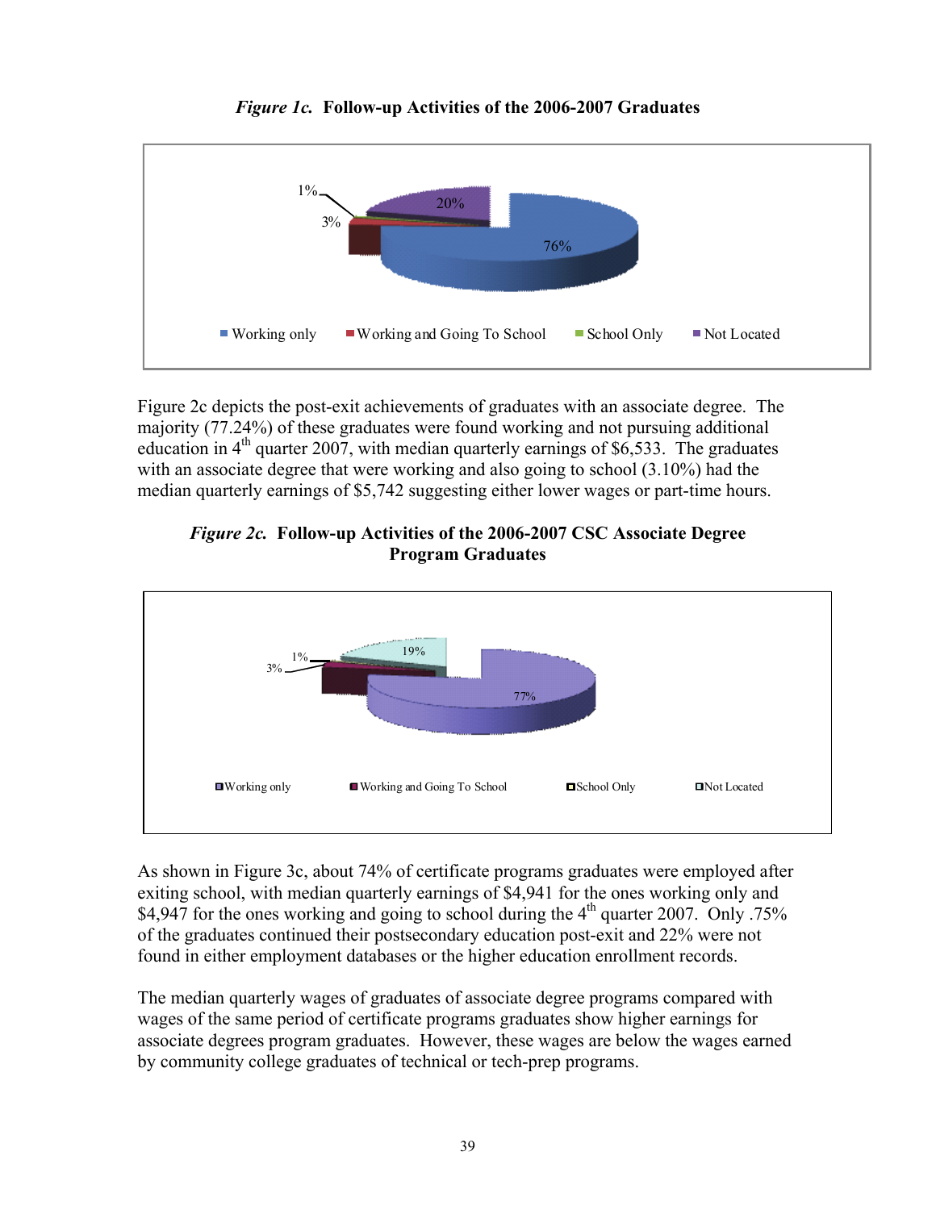*Figure 1c.* **Follow-up Activities of the 2006-2007 Graduates**

Figure 2c depicts the post-exit achievements of graduates with an associate degree. The majority (77.24%) of these graduates were found working and not pursuing additional education in 4th quarter 2007, with median quarterly earnings of $6,533. The graduates with an associate degree that were working and also going to school (3.10%) had the median quarterly earnings of $5,742 suggesting either lower wages or part-time hours.

*Figure 2c.* **Follow-up Activities of the 2006-2007 CSC Associate Degree Program Graduates**

As shown in Figure 3c, about 74% of certificate programs graduates were employed after exiting school, with median quarterly earnings of $4,941 for the ones working only and $4,947 for the ones working and going to school during the 4th quarter 2007. Only .75% of the graduates continued their postsecondary education post-exit and 22% were not found in either employment databases or the higher education enrollment records.

The median quarterly wages of graduates of associate degree programs compared with wages of the same period of certificate programs graduates show higher earnings for associate degrees program graduates. However, these wages are below the wages earned by community college graduates of technical or tech-prep programs.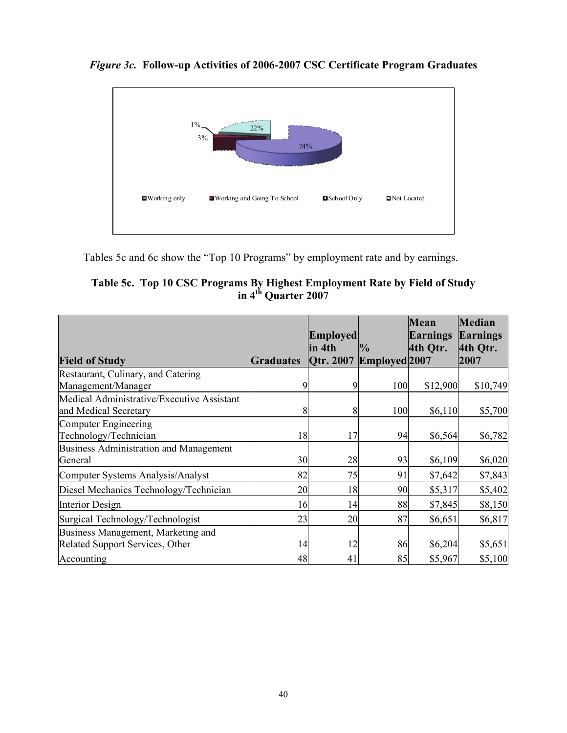*Figure 3c.* **Follow-up Activities of 2006-2007 CSC Certificate Program Graduates**

Tables 5c and 6c show the "Top 10 Programs" by employment rate and by earnings.

**Table 5c. Top 10 CSC Programs By Highest Employment Rate by Field of Study in 4th Quarter 2007**

| Field of Study | Graduates | Employed in 4th Qtr. 2007 | % Employed | Mean Earnings 4th Qtr. 2007 | Median Earnings 4th Qtr. 2007 |
|---|---|---|---|---|---|
| Restaurant, Culinary, and Catering Management/Manager | 9 | 9 | 100 | $12,900 | $10,749 |
| Medical Administrative/Executive Assistant and Medical Secretary | 8 | 8 | 100 | $6,110 | $5,700 |
| Computer Engineering Technology/Technician | 18 | 17 | 94 | $6,564 | $6,782 |
| Business Administration and Management General | 30 | 28 | 93 | $6,109 | $6,020 |
| Computer Systems Analysis/Analyst | 82 | 75 | 91 | $7,642 | $7,843 |
| Diesel Mechanics Technology/Technician | 20 | 18 | 90 | $5,317 | $5,402 |
| Interior Design | 16 | 14 | 88 | $7,845 | $8,150 |
| Surgical Technology/Technologist | 23 | 20 | 87 | $6,651 | $6,817 |
| Business Management, Marketing and Related Support Services, Other | 14 | 12 | 86 | $6,204 | $5,651 |
| Accounting | 48 | 41 | 85 | $5,967 | $5,100 |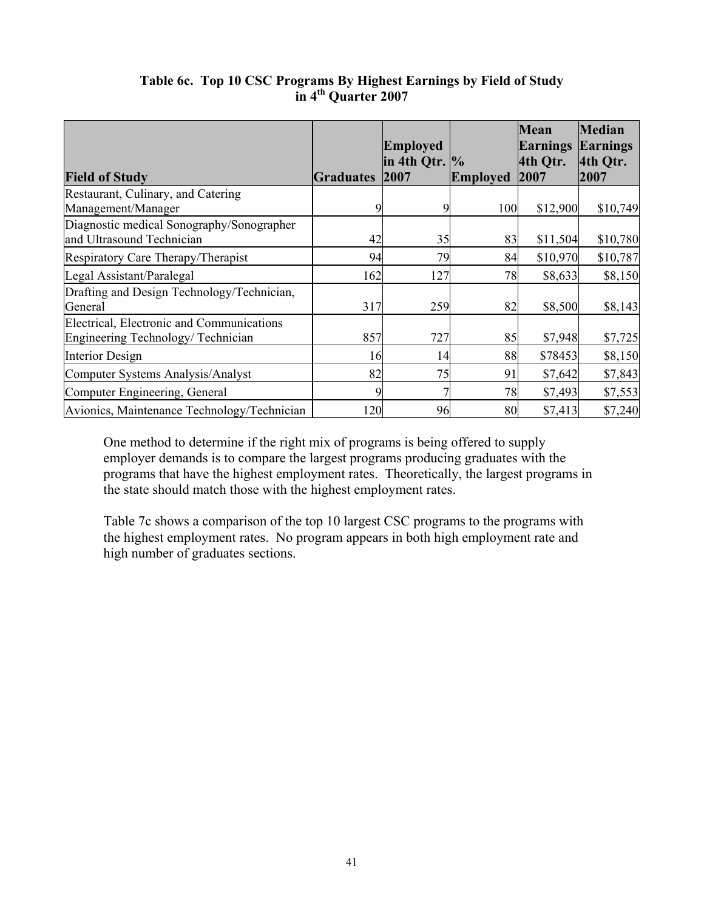**Table 6c. Top 10 CSC Programs By Highest Earnings by Field of Study in 4th Quarter 2007**

| Field of Study | Graduates | Employed in 4th Qtr. 2007 | % Employed | Mean Earnings 4th Qtr. 2007 | Median Earnings 4th Qtr. 2007 |
|---|---|---|---|---|---|
| Restaurant, Culinary, and Catering Management/Manager | 9 | 9 | 100 | $12,900 | $10,749 |
| Diagnostic medical Sonography/Sonographer and Ultrasound Technician | 42 | 35 | 83 | $11,504 | $10,780 |
| Respiratory Care Therapy/Therapist | 94 | 79 | 84 | $10,970 | $10,787 |
| Legal Assistant/Paralegal | 162 | 127 | 78 | $8,633 | $8,150 |
| Drafting and Design Technology/Technician, General | 317 | 259 | 82 | $8,500 | $8,143 |
| Electrical, Electronic and Communications Engineering Technology/ Technician | 857 | 727 | 85 | $7,948 | $7,725 |
| Interior Design | 16 | 14 | 88 | $78453 | $8,150 |
| Computer Systems Analysis/Analyst | 82 | 75 | 91 | $7,642 | $7,843 |
| Computer Engineering, General | 9 | 7 | 78 | $7,493 | $7,553 |
| Avionics, Maintenance Technology/Technician | 120 | 96 | 80 | $7,413 | $7,240 |

One method to determine if the right mix of programs is being offered to supply employer demands is to compare the largest programs producing graduates with the programs that have the highest employment rates. Theoretically, the largest programs in the state should match those with the highest employment rates.

Table 7c shows a comparison of the top 10 largest CSC programs to the programs with the highest employment rates. No program appears in both high employment rate and high number of graduates sections.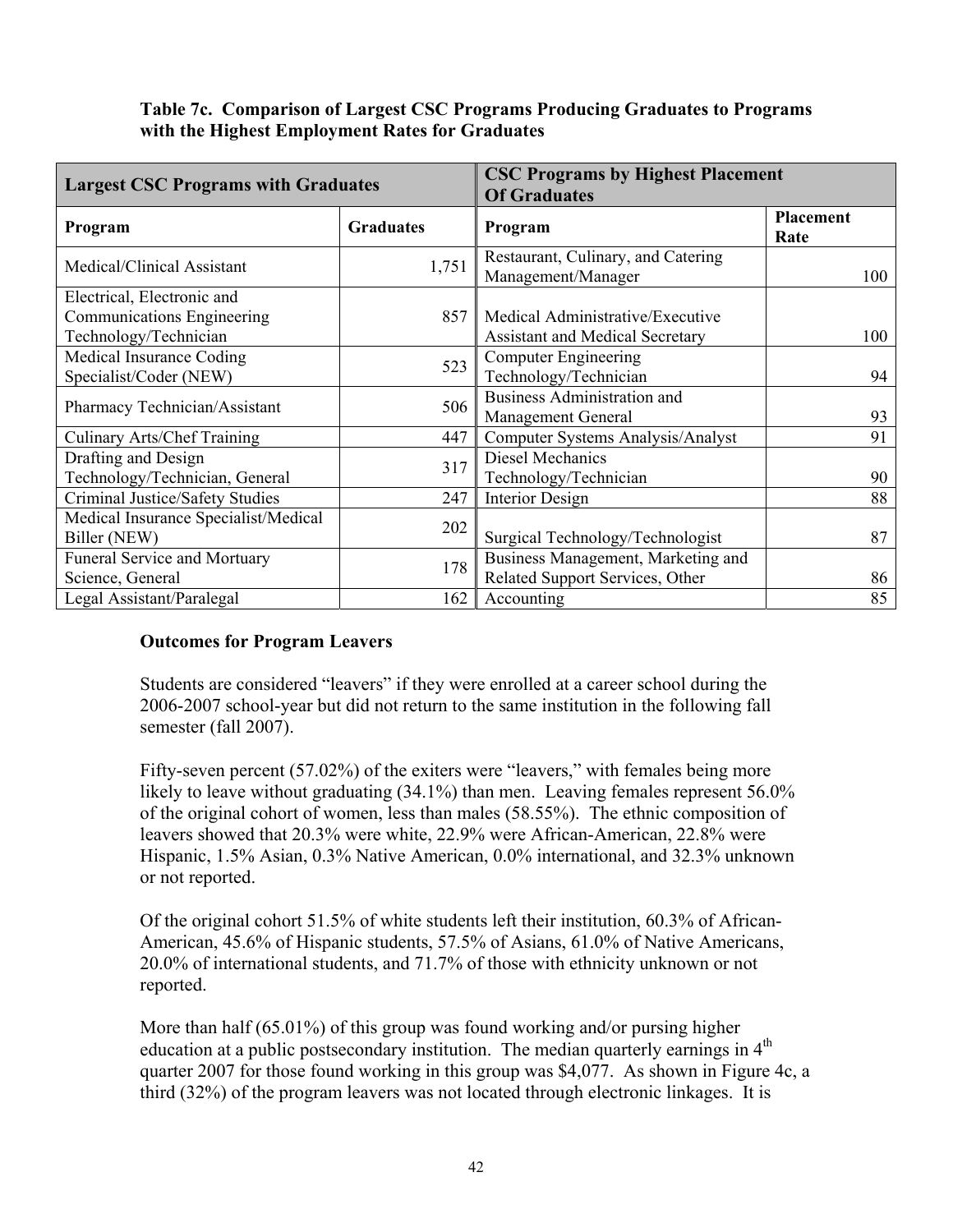**Table 7c. Comparison of Largest CSC Programs Producing Graduates to Programs with the Highest Employment Rates for Graduates**

| Largest CSC Programs with Graduates | | CSC Programs by Highest Placement Of Graduates | |
|---|---|---|---|
| **Program** | **Graduates** | **Program** | **Placement Rate** |
| Medical/Clinical Assistant | 1,751 | Restaurant, Culinary, and Catering Management/Manager | 100 |
| Electrical, Electronic and Communications Engineering Technology/Technician | 857 | Medical Administrative/Executive Assistant and Medical Secretary | 100 |
| Medical Insurance Coding Specialist/Coder (NEW) | 523 | Computer Engineering Technology/Technician | 94 |
| Pharmacy Technician/Assistant | 506 | Business Administration and Management General | 93 |
| Culinary Arts/Chef Training | 447 | Computer Systems Analysis/Analyst | 91 |
| Drafting and Design Technology/Technician, General | 317 | Diesel Mechanics Technology/Technician | 90 |
| Criminal Justice/Safety Studies | 247 | Interior Design | 88 |
| Medical Insurance Specialist/Medical Biller (NEW) | 202 | Surgical Technology/Technologist | 87 |
| Funeral Service and Mortuary Science, General | 178 | Business Management, Marketing and Related Support Services, Other | 86 |
| Legal Assistant/Paralegal | 162 | Accounting | 85 |

**Outcomes for Program Leavers**

Students are considered "leavers" if they were enrolled at a career school during the 2006-2007 school-year but did not return to the same institution in the following fall semester (fall 2007).

Fifty-seven percent (57.02%) of the exiters were "leavers," with females being more likely to leave without graduating (34.1%) than men. Leaving females represent 56.0% of the original cohort of women, less than males (58.55%). The ethnic composition of leavers showed that 20.3% were white, 22.9% were African-American, 22.8% were Hispanic, 1.5% Asian, 0.3% Native American, 0.0% international, and 32.3% unknown or not reported.

Of the original cohort 51.5% of white students left their institution, 60.3% of African-American, 45.6% of Hispanic students, 57.5% of Asians, 61.0% of Native Americans, 20.0% of international students, and 71.7% of those with ethnicity unknown or not reported.

More than half (65.01%) of this group was found working and/or pursing higher education at a public postsecondary institution. The median quarterly earnings in 4th quarter 2007 for those found working in this group was $4,077. As shown in Figure 4c, a third (32%) of the program leavers was not located through electronic linkages. It is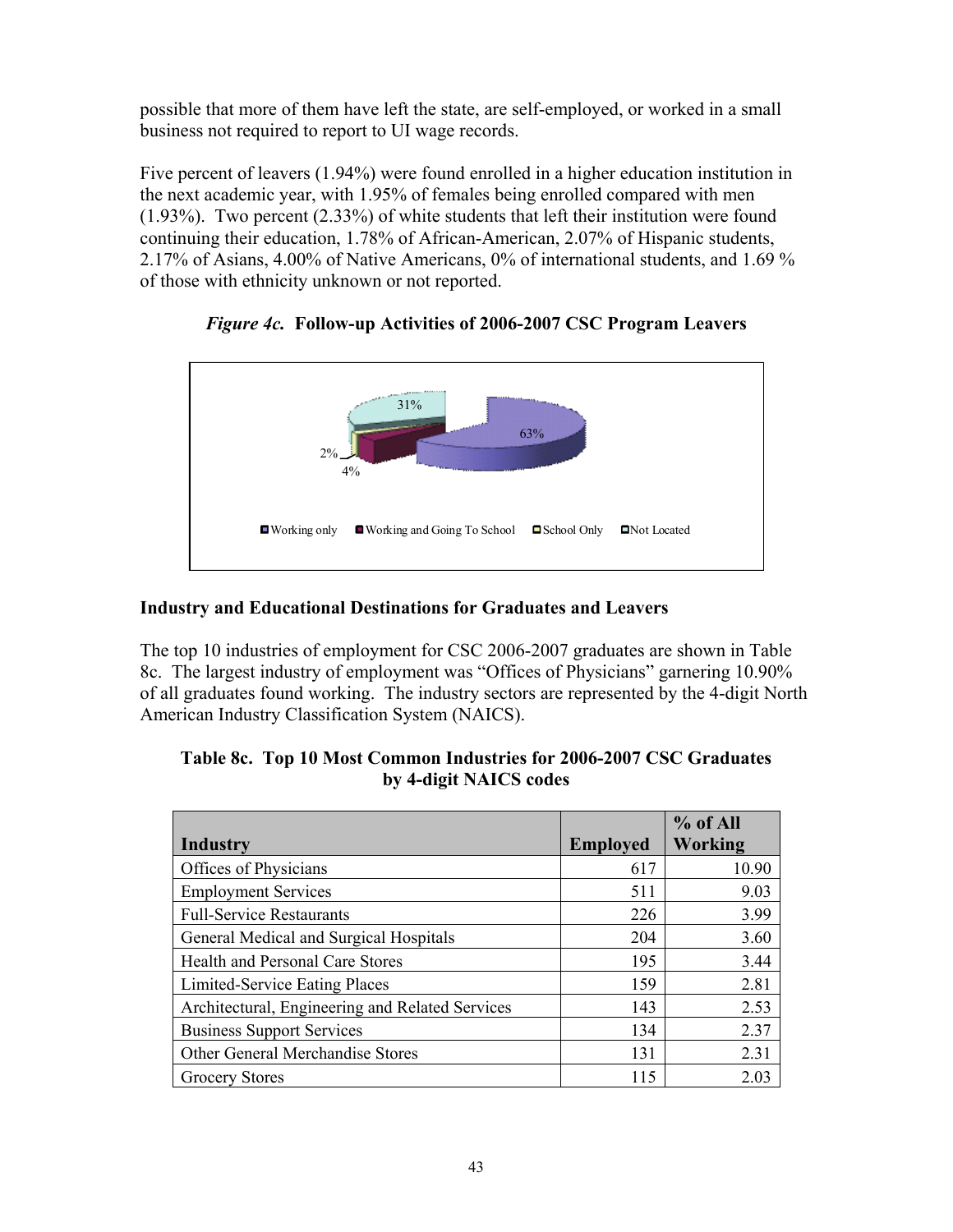possible that more of them have left the state, are self-employed, or worked in a small business not required to report to UI wage records.

Five percent of leavers (1.94%) were found enrolled in a higher education institution in the next academic year, with 1.95% of females being enrolled compared with men (1.93%). Two percent (2.33%) of white students that left their institution were found continuing their education, 1.78% of African-American, 2.07% of Hispanic students, 2.17% of Asians, 4.00% of Native Americans, 0% of international students, and 1.69 % of those with ethnicity unknown or not reported.

*Figure 4c.* **Follow-up Activities of 2006-2007 CSC Program Leavers**

31%

63%

2%

4%

Working only | Working and Going To School | School Only | Not Located

### Industry and Educational Destinations for Graduates and Leavers

The top 10 industries of employment for CSC 2006-2007 graduates are shown in Table 8c. The largest industry of employment was "Offices of Physicians" garnering 10.90% of all graduates found working. The industry sectors are represented by the 4-digit North American Industry Classification System (NAICS).

**Table 8c. Top 10 Most Common Industries for 2006-2007 CSC Graduates by 4-digit NAICS codes**

| Industry | Employed | % of All Working |
|---|---|---|
| Offices of Physicians | 617 | 10.90 |
| Employment Services | 511 | 9.03 |
| Full-Service Restaurants | 226 | 3.99 |
| General Medical and Surgical Hospitals | 204 | 3.60 |
| Health and Personal Care Stores | 195 | 3.44 |
| Limited-Service Eating Places | 159 | 2.81 |
| Architectural, Engineering and Related Services | 143 | 2.53 |
| Business Support Services | 134 | 2.37 |
| Other General Merchandise Stores | 131 | 2.31 |
| Grocery Stores | 115 | 2.03 |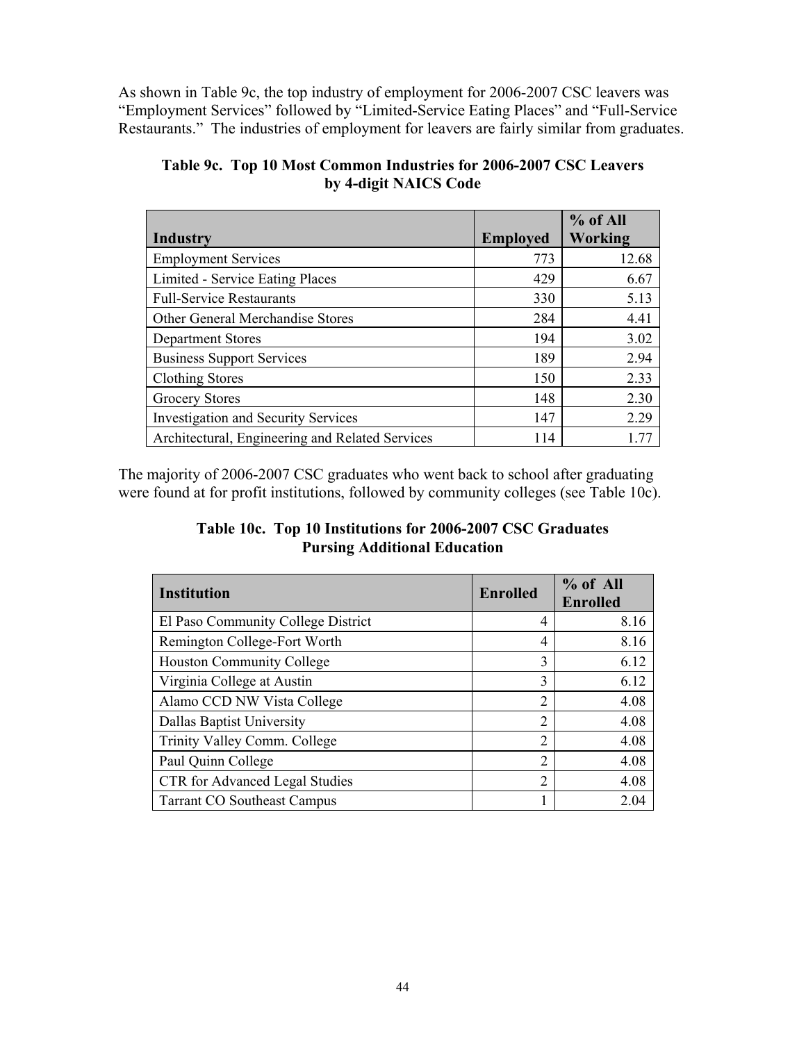As shown in Table 9c, the top industry of employment for 2006-2007 CSC leavers was "Employment Services" followed by "Limited-Service Eating Places" and "Full-Service Restaurants." The industries of employment for leavers are fairly similar from graduates.

**Table 9c. Top 10 Most Common Industries for 2006-2007 CSC Leavers by 4-digit NAICS Code**

| Industry | Employed | % of All Working |
|---|---|---|
| Employment Services | 773 | 12.68 |
| Limited - Service Eating Places | 429 | 6.67 |
| Full-Service Restaurants | 330 | 5.13 |
| Other General Merchandise Stores | 284 | 4.41 |
| Department Stores | 194 | 3.02 |
| Business Support Services | 189 | 2.94 |
| Clothing Stores | 150 | 2.33 |
| Grocery Stores | 148 | 2.30 |
| Investigation and Security Services | 147 | 2.29 |
| Architectural, Engineering and Related Services | 114 | 1.77 |

The majority of 2006-2007 CSC graduates who went back to school after graduating were found at for profit institutions, followed by community colleges (see Table 10c).

**Table 10c. Top 10 Institutions for 2006-2007 CSC Graduates Pursing Additional Education**

| Institution | Enrolled | % of All Enrolled |
|---|---|---|
| El Paso Community College District | 4 | 8.16 |
| Remington College-Fort Worth | 4 | 8.16 |
| Houston Community College | 3 | 6.12 |
| Virginia College at Austin | 3 | 6.12 |
| Alamo CCD NW Vista College | 2 | 4.08 |
| Dallas Baptist University | 2 | 4.08 |
| Trinity Valley Comm. College | 2 | 4.08 |
| Paul Quinn College | 2 | 4.08 |
| CTR for Advanced Legal Studies | 2 | 4.08 |
| Tarrant CO Southeast Campus | 1 | 2.04 |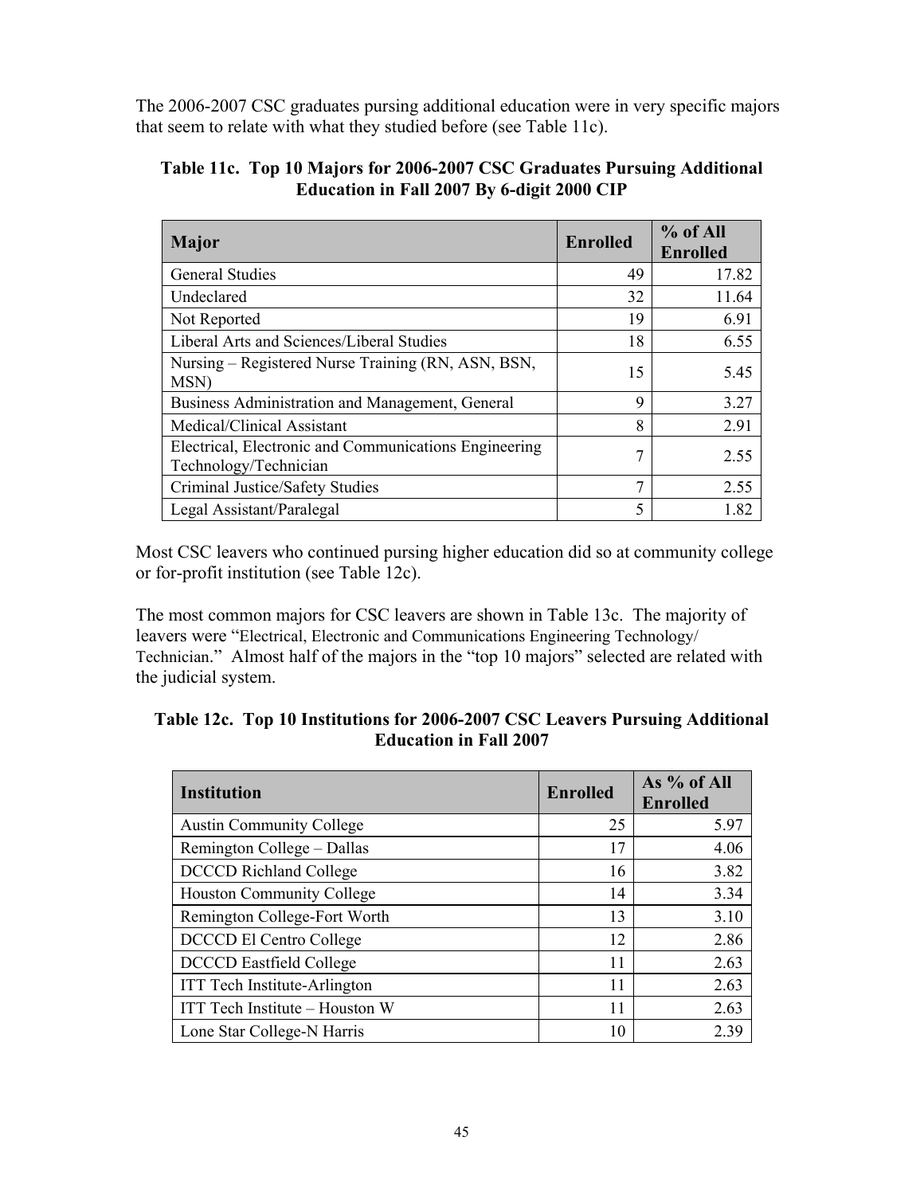The 2006-2007 CSC graduates pursing additional education were in very specific majors that seem to relate with what they studied before (see Table 11c).

**Table 11c. Top 10 Majors for 2006-2007 CSC Graduates Pursuing Additional Education in Fall 2007 By 6-digit 2000 CIP**

| Major | Enrolled | % of All Enrolled |
|---|---:|---:|
| General Studies | 49 | 17.82 |
| Undeclared | 32 | 11.64 |
| Not Reported | 19 | 6.91 |
| Liberal Arts and Sciences/Liberal Studies | 18 | 6.55 |
| Nursing – Registered Nurse Training (RN, ASN, BSN, MSN) | 15 | 5.45 |
| Business Administration and Management, General | 9 | 3.27 |
| Medical/Clinical Assistant | 8 | 2.91 |
| Electrical, Electronic and Communications Engineering Technology/Technician | 7 | 2.55 |
| Criminal Justice/Safety Studies | 7 | 2.55 |
| Legal Assistant/Paralegal | 5 | 1.82 |

Most CSC leavers who continued pursing higher education did so at community college or for-profit institution (see Table 12c).

The most common majors for CSC leavers are shown in Table 13c. The majority of leavers were "Electrical, Electronic and Communications Engineering Technology/ Technician." Almost half of the majors in the "top 10 majors" selected are related with the judicial system.

**Table 12c. Top 10 Institutions for 2006-2007 CSC Leavers Pursuing Additional Education in Fall 2007**

| Institution | Enrolled | As % of All Enrolled |
|---|---:|---:|
| Austin Community College | 25 | 5.97 |
| Remington College – Dallas | 17 | 4.06 |
| DCCCD Richland College | 16 | 3.82 |
| Houston Community College | 14 | 3.34 |
| Remington College-Fort Worth | 13 | 3.10 |
| DCCCD El Centro College | 12 | 2.86 |
| DCCCD Eastfield College | 11 | 2.63 |
| ITT Tech Institute-Arlington | 11 | 2.63 |
| ITT Tech Institute – Houston W | 11 | 2.63 |
| Lone Star College-N Harris | 10 | 2.39 |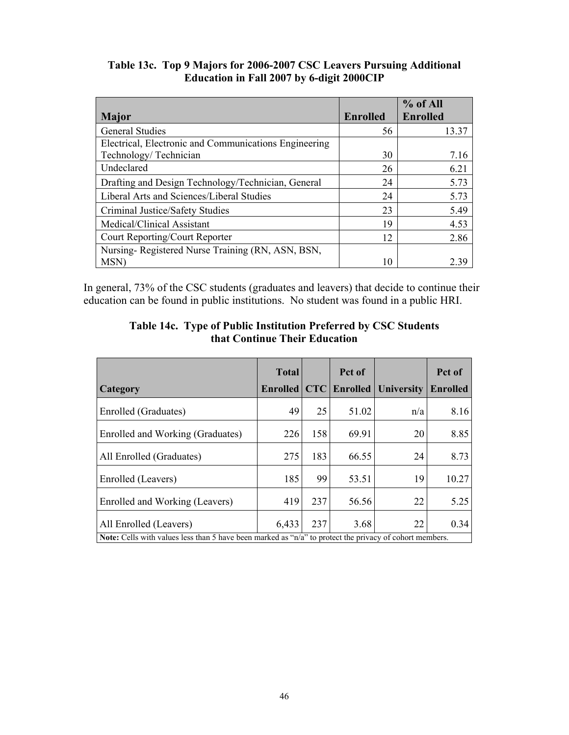**Table 13c. Top 9 Majors for 2006-2007 CSC Leavers Pursuing Additional Education in Fall 2007 by 6-digit 2000CIP**

| Major | Enrolled | % of All Enrolled |
|---|---|---|
| General Studies | 56 | 13.37 |
| Electrical, Electronic and Communications Engineering Technology/ Technician | 30 | 7.16 |
| Undeclared | 26 | 6.21 |
| Drafting and Design Technology/Technician, General | 24 | 5.73 |
| Liberal Arts and Sciences/Liberal Studies | 24 | 5.73 |
| Criminal Justice/Safety Studies | 23 | 5.49 |
| Medical/Clinical Assistant | 19 | 4.53 |
| Court Reporting/Court Reporter | 12 | 2.86 |
| Nursing- Registered Nurse Training (RN, ASN, BSN, MSN) | 10 | 2.39 |

In general, 73% of the CSC students (graduates and leavers) that decide to continue their education can be found in public institutions. No student was found in a public HRI.

**Table 14c. Type of Public Institution Preferred by CSC Students that Continue Their Education**

| Category | Total Enrolled | CTC | Pct of Enrolled | University | Pct of Enrolled |
|---|---|---|---|---|---|
| Enrolled (Graduates) | 49 | 25 | 51.02 | n/a | 8.16 |
| Enrolled and Working (Graduates) | 226 | 158 | 69.91 | 20 | 8.85 |
| All Enrolled (Graduates) | 275 | 183 | 66.55 | 24 | 8.73 |
| Enrolled (Leavers) | 185 | 99 | 53.51 | 19 | 10.27 |
| Enrolled and Working (Leavers) | 419 | 237 | 56.56 | 22 | 5.25 |
| All Enrolled (Leavers) | 6,433 | 237 | 3.68 | 22 | 0.34 |

**Note:** Cells with values less than 5 have been marked as "n/a" to protect the privacy of cohort members.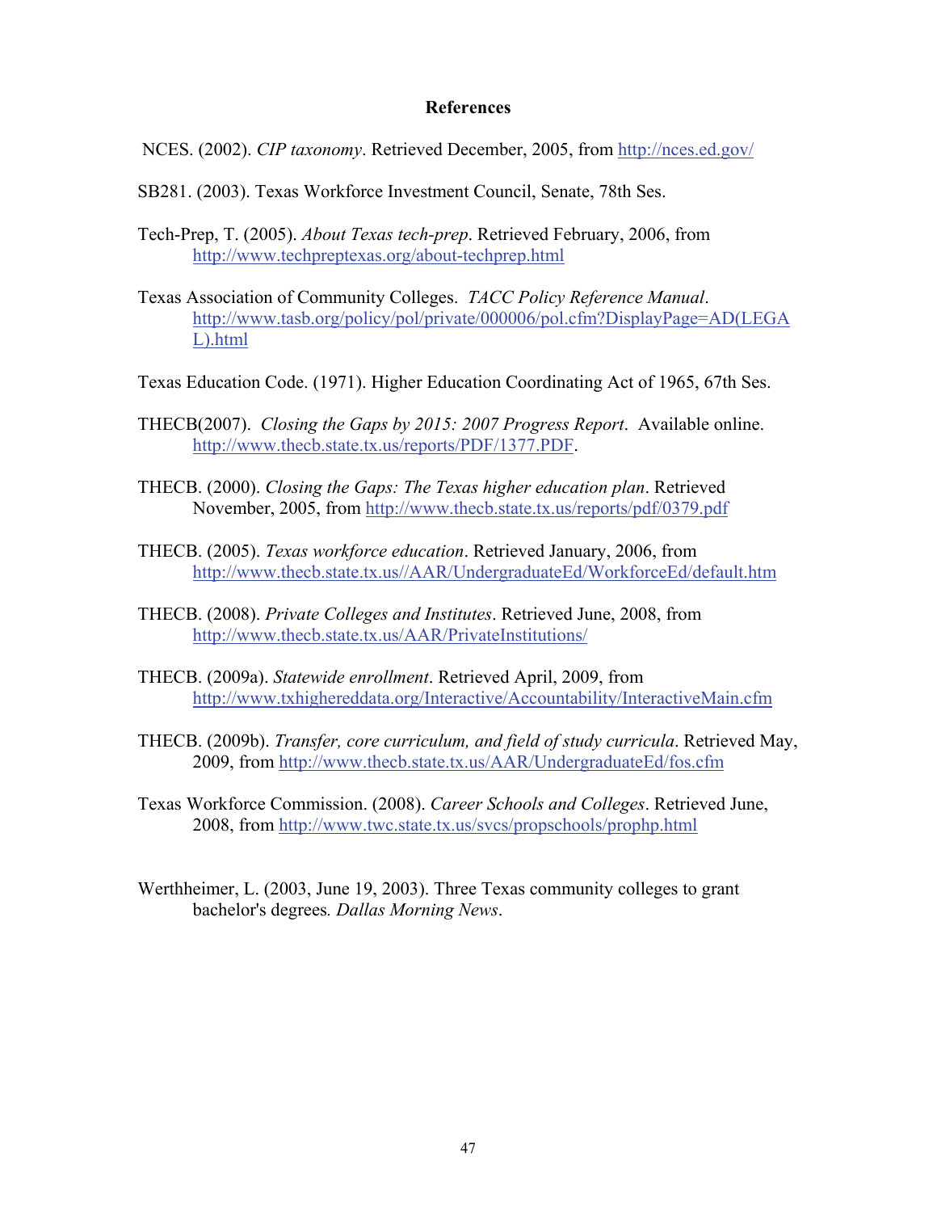# References

NCES. (2002). *CIP taxonomy*. Retrieved December, 2005, from http://nces.ed.gov/

SB281. (2003). Texas Workforce Investment Council, Senate, 78th Ses.

Tech-Prep, T. (2005). *About Texas tech-prep*. Retrieved February, 2006, from http://www.techpreptexas.org/about-techprep.html

Texas Association of Community Colleges. *TACC Policy Reference Manual*. http://www.tasb.org/policy/pol/private/000006/pol.cfm?DisplayPage=AD(LEGAL).html

Texas Education Code. (1971). Higher Education Coordinating Act of 1965, 67th Ses.

THECB(2007). *Closing the Gaps by 2015: 2007 Progress Report*. Available online. http://www.thecb.state.tx.us/reports/PDF/1377.PDF.

THECB. (2000). *Closing the Gaps: The Texas higher education plan*. Retrieved November, 2005, from http://www.thecb.state.tx.us/reports/pdf/0379.pdf

THECB. (2005). *Texas workforce education*. Retrieved January, 2006, from http://www.thecb.state.tx.us//AAR/UndergraduateEd/WorkforceEd/default.htm

THECB. (2008). *Private Colleges and Institutes*. Retrieved June, 2008, from http://www.thecb.state.tx.us/AAR/PrivateInstitutions/

THECB. (2009a). *Statewide enrollment*. Retrieved April, 2009, from http://www.txhighereddata.org/Interactive/Accountability/InteractiveMain.cfm

THECB. (2009b). *Transfer, core curriculum, and field of study curricula*. Retrieved May, 2009, from http://www.thecb.state.tx.us/AAR/UndergraduateEd/fos.cfm

Texas Workforce Commission. (2008). *Career Schools and Colleges*. Retrieved June, 2008, from http://www.twc.state.tx.us/svcs/propschools/prophp.html

Werthheimer, L. (2003, June 19, 2003). Three Texas community colleges to grant bachelor's degrees. *Dallas Morning News*.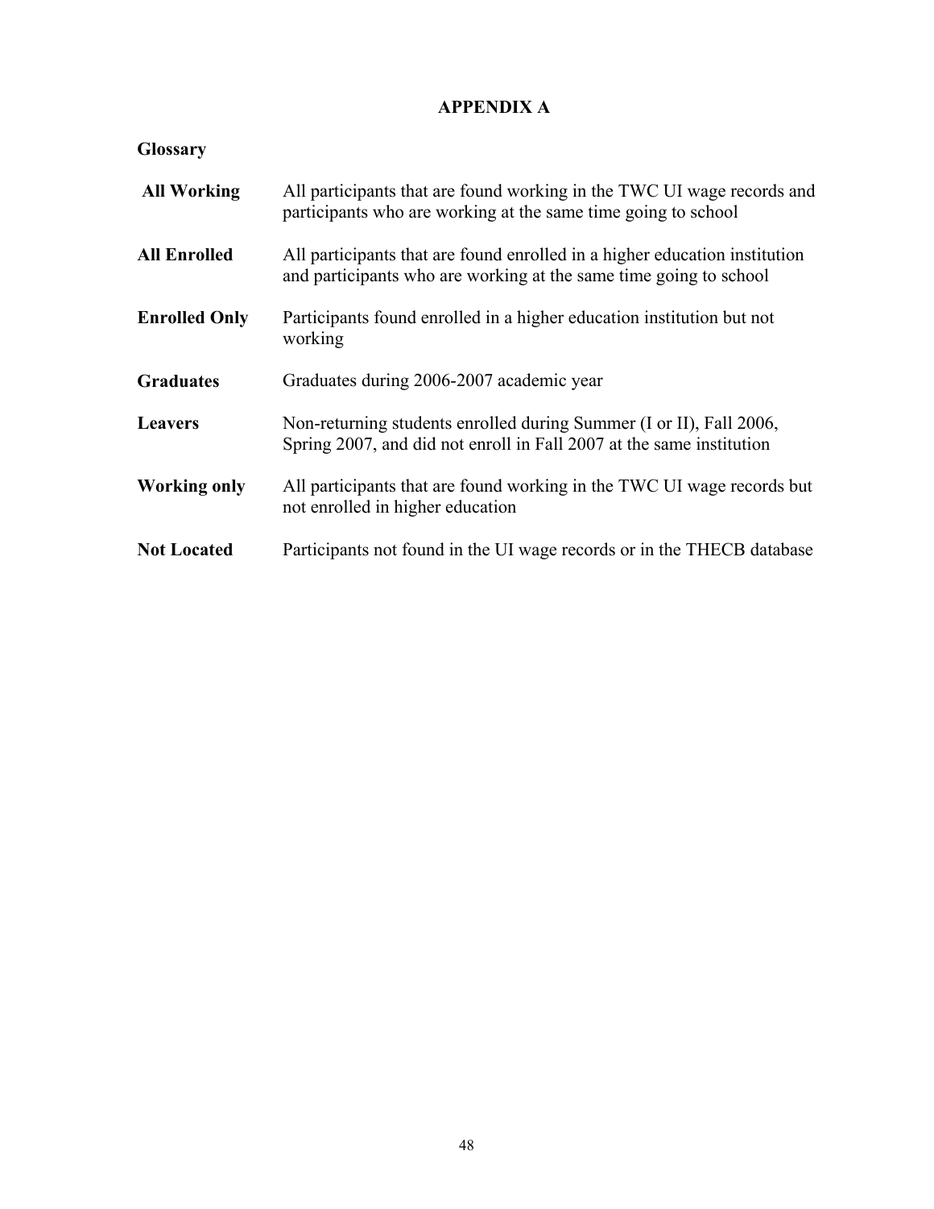# APPENDIX A

**Glossary**

| | |
|---|---|
| **All Working** | All participants that are found working in the TWC UI wage records and participants who are working at the same time going to school |
| **All Enrolled** | All participants that are found enrolled in a higher education institution and participants who are working at the same time going to school |
| **Enrolled Only** | Participants found enrolled in a higher education institution but not working |
| **Graduates** | Graduates during 2006-2007 academic year |
| **Leavers** | Non-returning students enrolled during Summer (I or II), Fall 2006, Spring 2007, and did not enroll in Fall 2007 at the same institution |
| **Working only** | All participants that are found working in the TWC UI wage records but not enrolled in higher education |
| **Not Located** | Participants not found in the UI wage records or in the THECB database |